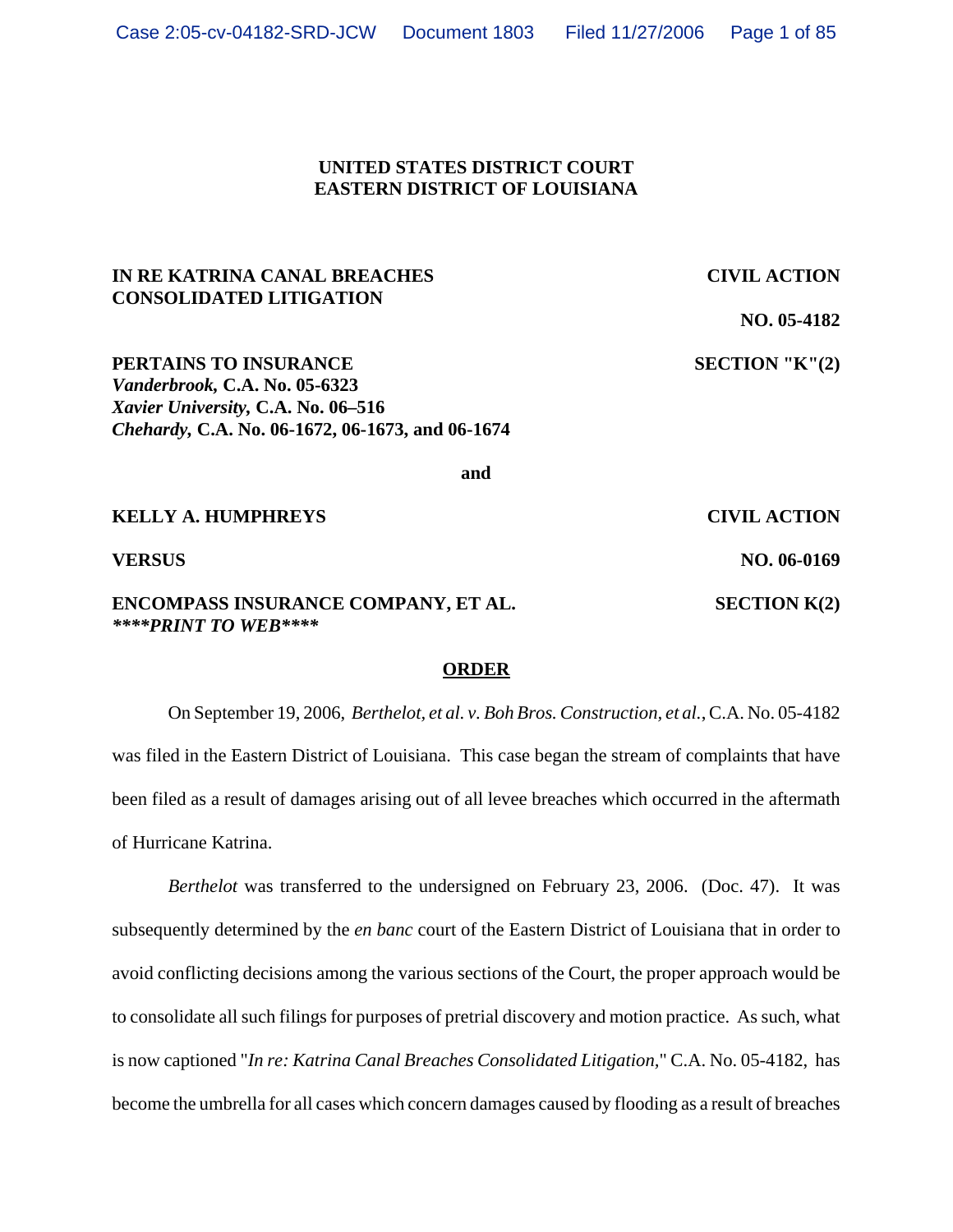**UNITED STATES DISTRICT COURT**
**EASTERN DISTRICT OF LOUISIANA**

**IN RE KATRINA CANAL BREACHES CONSOLIDATED LITIGATION** — **CIVIL ACTION**

**NO. 05-4182**

**PERTAINS TO INSURANCE** — **SECTION "K"(2)**
***Vanderbrook*, C.A. No. 05-6323**
***Xavier University*, C.A. No. 06–516**
***Chehardy*, C.A. No. 06-1672, 06-1673, and 06-1674**

**and**

**KELLY A. HUMPHREYS** — **CIVIL ACTION**

**VERSUS** — **NO. 06-0169**

**ENCOMPASS INSURANCE COMPANY, ET AL.** — **SECTION K(2)**
***\*\*\*\*PRINT TO WEB\*\*\*\****

## ORDER

On September 19, 2006, *Berthelot, et al. v. Boh Bros. Construction, et al.*, C.A. No. 05-4182 was filed in the Eastern District of Louisiana. This case began the stream of complaints that have been filed as a result of damages arising out of all levee breaches which occurred in the aftermath of Hurricane Katrina.

*Berthelot* was transferred to the undersigned on February 23, 2006. (Doc. 47). It was subsequently determined by the *en banc* court of the Eastern District of Louisiana that in order to avoid conflicting decisions among the various sections of the Court, the proper approach would be to consolidate all such filings for purposes of pretrial discovery and motion practice. As such, what is now captioned "*In re: Katrina Canal Breaches Consolidated Litigation*," C.A. No. 05-4182, has become the umbrella for all cases which concern damages caused by flooding as a result of breaches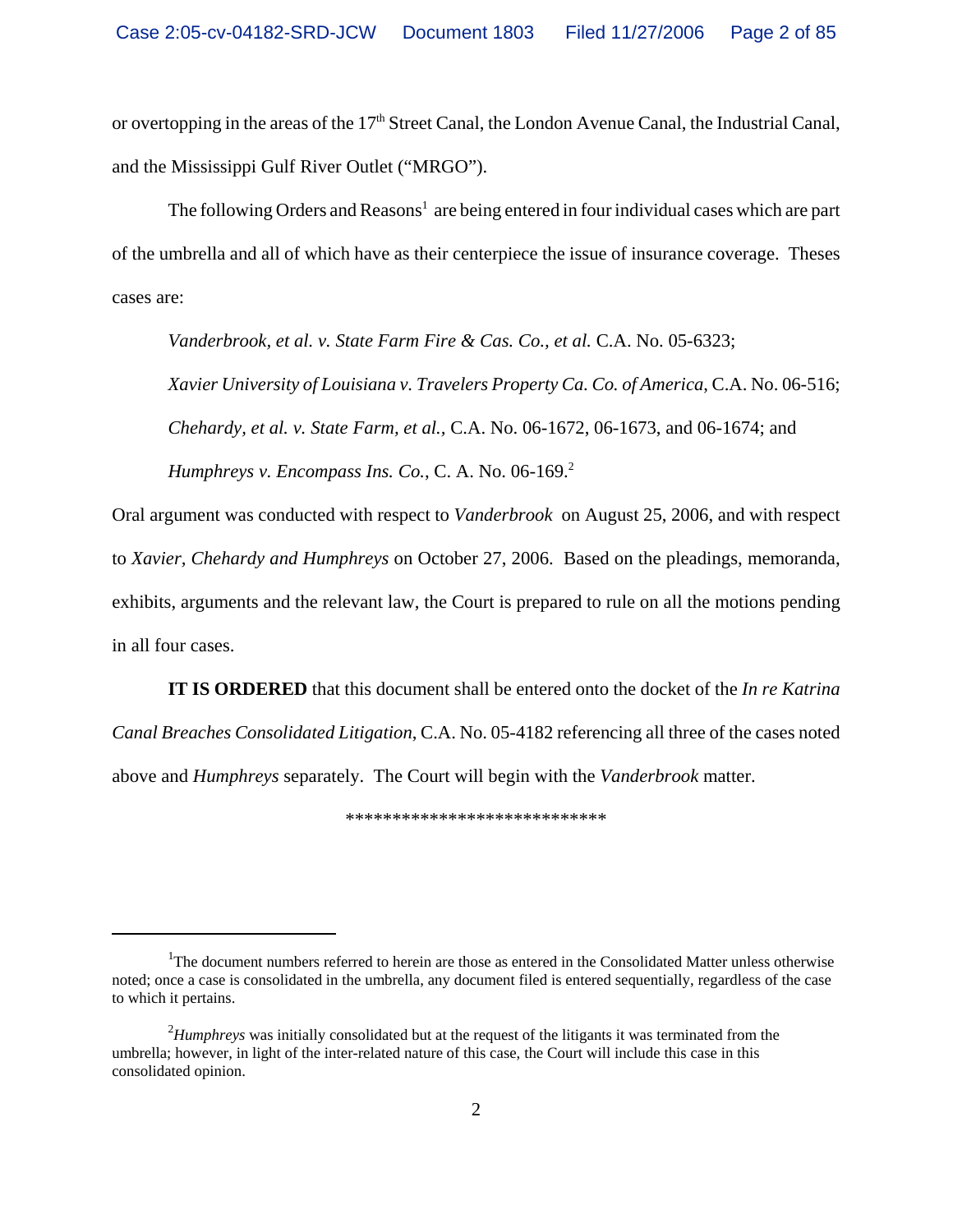or overtopping in the areas of the 17th Street Canal, the London Avenue Canal, the Industrial Canal, and the Mississippi Gulf River Outlet ("MRGO").

The following Orders and Reasons[1] are being entered in four individual cases which are part of the umbrella and all of which have as their centerpiece the issue of insurance coverage. Theses cases are:

*Vanderbrook, et al. v. State Farm Fire & Cas. Co., et al.* C.A. No. 05-6323;

*Xavier University of Louisiana v. Travelers Property Ca. Co. of America*, C.A. No. 06-516;

*Chehardy, et al. v. State Farm, et al.*, C.A. No. 06-1672, 06-1673, and 06-1674; and

*Humphreys v. Encompass Ins. Co.*, C. A. No. 06-169.[2]

Oral argument was conducted with respect to *Vanderbrook* on August 25, 2006, and with respect to *Xavier, Chehardy and Humphreys* on October 27, 2006. Based on the pleadings, memoranda, exhibits, arguments and the relevant law, the Court is prepared to rule on all the motions pending in all four cases.

**IT IS ORDERED** that this document shall be entered onto the docket of the *In re Katrina Canal Breaches Consolidated Litigation*, C.A. No. 05-4182 referencing all three of the cases noted above and *Humphreys* separately. The Court will begin with the *Vanderbrook* matter.

****************************

[1]The document numbers referred to herein are those as entered in the Consolidated Matter unless otherwise noted; once a case is consolidated in the umbrella, any document filed is entered sequentially, regardless of the case to which it pertains.

[2]*Humphreys* was initially consolidated but at the request of the litigants it was terminated from the umbrella; however, in light of the inter-related nature of this case, the Court will include this case in this consolidated opinion.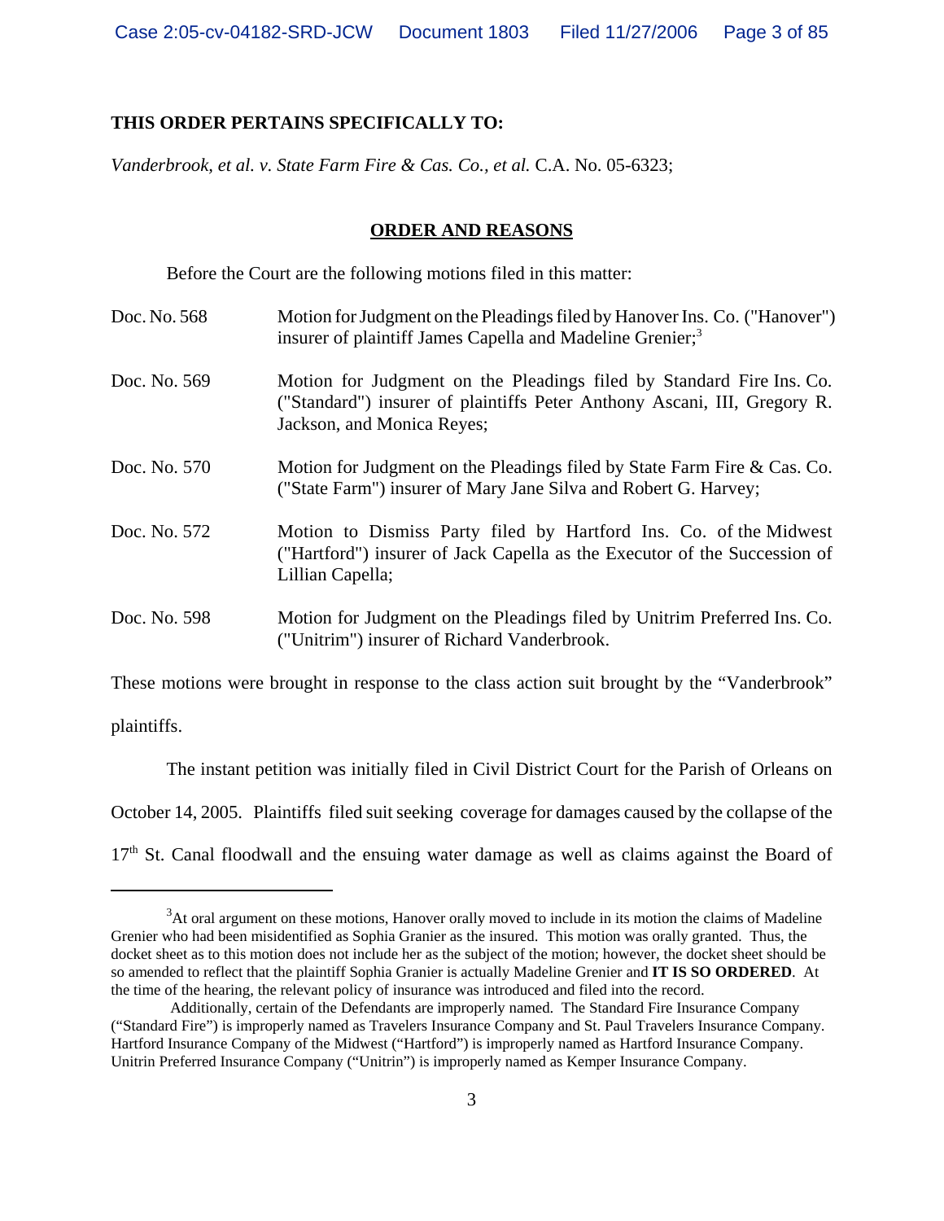**THIS ORDER PERTAINS SPECIFICALLY TO:**

*Vanderbrook, et al. v. State Farm Fire & Cas. Co., et al.* C.A. No. 05-6323;

## ORDER AND REASONS

Before the Court are the following motions filed in this matter:

| | |
|---|---|
| Doc. No. 568 | Motion for Judgment on the Pleadings filed by Hanover Ins. Co. ("Hanover") insurer of plaintiff James Capella and Madeline Grenier;[3] |
| Doc. No. 569 | Motion for Judgment on the Pleadings filed by Standard Fire Ins. Co. ("Standard") insurer of plaintiffs Peter Anthony Ascani, III, Gregory R. Jackson, and Monica Reyes; |
| Doc. No. 570 | Motion for Judgment on the Pleadings filed by State Farm Fire & Cas. Co. ("State Farm") insurer of Mary Jane Silva and Robert G. Harvey; |
| Doc. No. 572 | Motion to Dismiss Party filed by Hartford Ins. Co. of the Midwest ("Hartford") insurer of Jack Capella as the Executor of the Succession of Lillian Capella; |
| Doc. No. 598 | Motion for Judgment on the Pleadings filed by Unitrim Preferred Ins. Co. ("Unitrim") insurer of Richard Vanderbrook. |

These motions were brought in response to the class action suit brought by the "Vanderbrook" plaintiffs.

The instant petition was initially filed in Civil District Court for the Parish of Orleans on October 14, 2005. Plaintiffs filed suit seeking coverage for damages caused by the collapse of the 17th St. Canal floodwall and the ensuing water damage as well as claims against the Board of

---

[3] At oral argument on these motions, Hanover orally moved to include in its motion the claims of Madeline Grenier who had been misidentified as Sophia Granier as the insured. This motion was orally granted. Thus, the docket sheet as to this motion does not include her as the subject of the motion; however, the docket sheet should be so amended to reflect that the plaintiff Sophia Granier is actually Madeline Grenier and **IT IS SO ORDERED**. At the time of the hearing, the relevant policy of insurance was introduced and filed into the record.

Additionally, certain of the Defendants are improperly named. The Standard Fire Insurance Company ("Standard Fire") is improperly named as Travelers Insurance Company and St. Paul Travelers Insurance Company. Hartford Insurance Company of the Midwest ("Hartford") is improperly named as Hartford Insurance Company. Unitrin Preferred Insurance Company ("Unitrin") is improperly named as Kemper Insurance Company.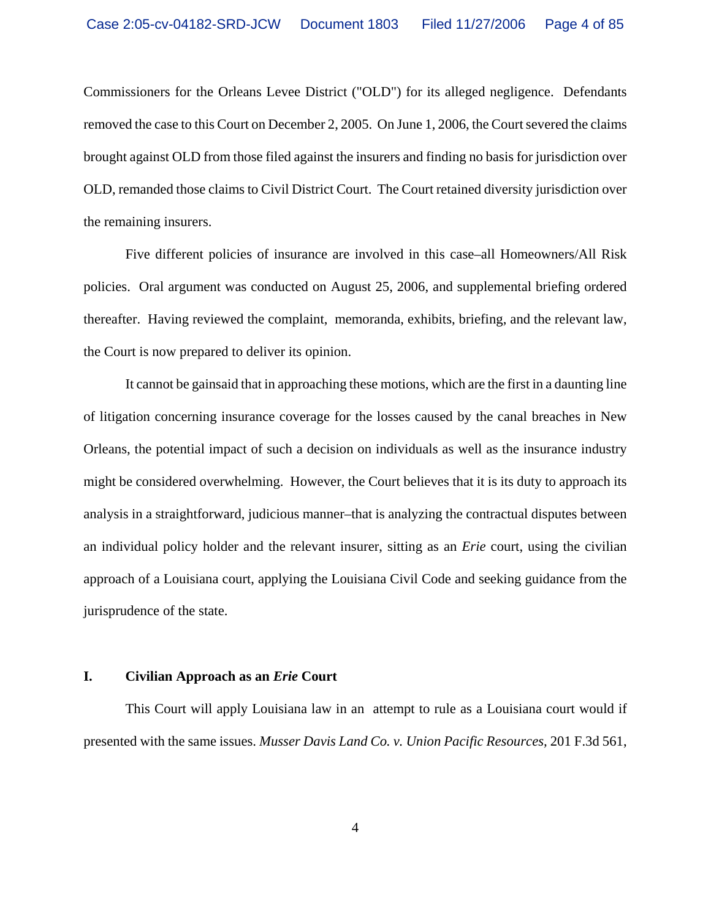Commissioners for the Orleans Levee District ("OLD") for its alleged negligence. Defendants removed the case to this Court on December 2, 2005. On June 1, 2006, the Court severed the claims brought against OLD from those filed against the insurers and finding no basis for jurisdiction over OLD, remanded those claims to Civil District Court. The Court retained diversity jurisdiction over the remaining insurers.

Five different policies of insurance are involved in this case–all Homeowners/All Risk policies. Oral argument was conducted on August 25, 2006, and supplemental briefing ordered thereafter. Having reviewed the complaint, memoranda, exhibits, briefing, and the relevant law, the Court is now prepared to deliver its opinion.

It cannot be gainsaid that in approaching these motions, which are the first in a daunting line of litigation concerning insurance coverage for the losses caused by the canal breaches in New Orleans, the potential impact of such a decision on individuals as well as the insurance industry might be considered overwhelming. However, the Court believes that it is its duty to approach its analysis in a straightforward, judicious manner–that is analyzing the contractual disputes between an individual policy holder and the relevant insurer, sitting as an *Erie* court, using the civilian approach of a Louisiana court, applying the Louisiana Civil Code and seeking guidance from the jurisprudence of the state.

## I. Civilian Approach as an *Erie* Court

This Court will apply Louisiana law in an attempt to rule as a Louisiana court would if presented with the same issues. *Musser Davis Land Co. v. Union Pacific Resources,* 201 F.3d 561,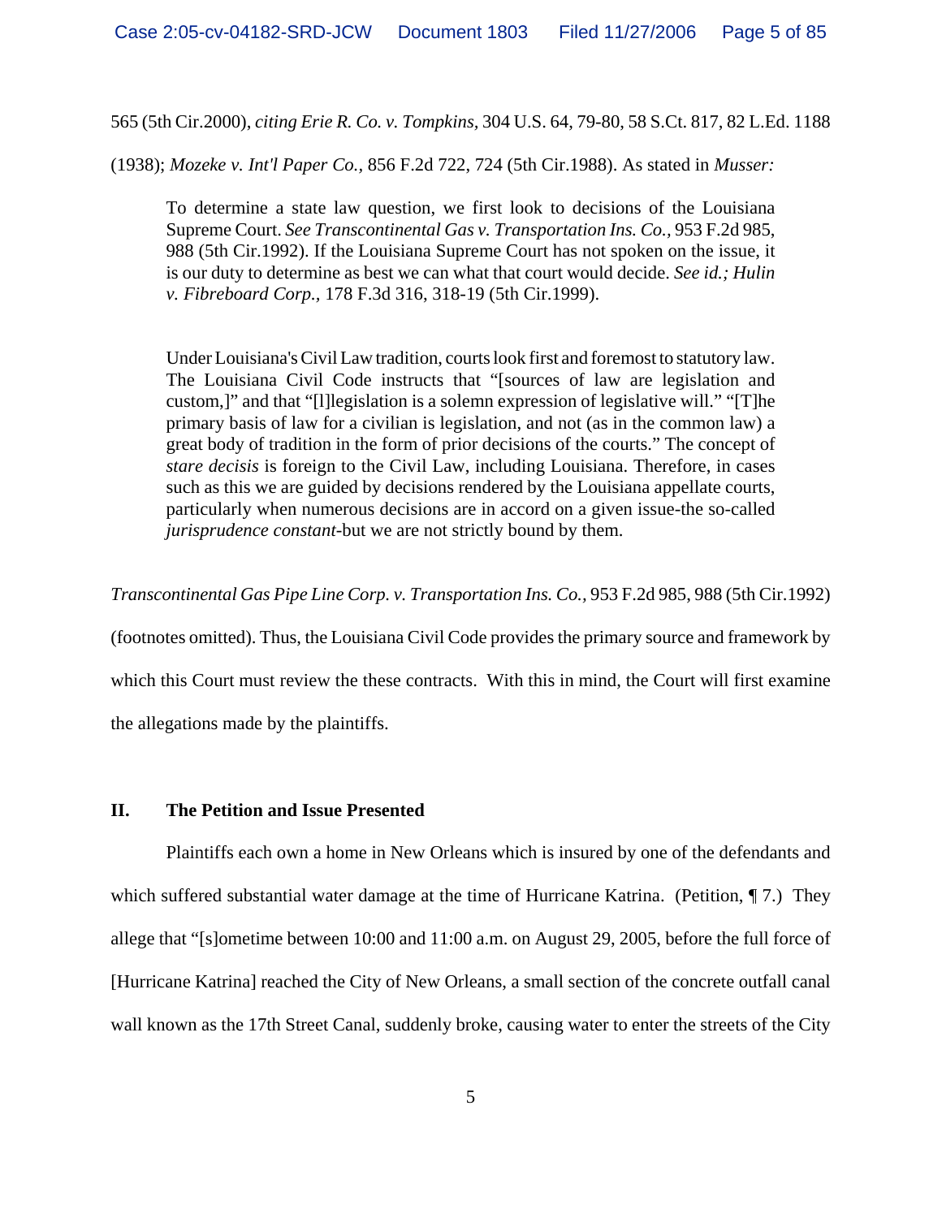565 (5th Cir.2000), *citing Erie R. Co. v. Tompkins*, 304 U.S. 64, 79-80, 58 S.Ct. 817, 82 L.Ed. 1188 (1938); *Mozeke v. Int'l Paper Co.,* 856 F.2d 722, 724 (5th Cir.1988). As stated in *Musser:*

> To determine a state law question, we first look to decisions of the Louisiana Supreme Court. *See Transcontinental Gas v. Transportation Ins. Co.,* 953 F.2d 985, 988 (5th Cir.1992). If the Louisiana Supreme Court has not spoken on the issue, it is our duty to determine as best we can what that court would decide. *See id.; Hulin v. Fibreboard Corp.,* 178 F.3d 316, 318-19 (5th Cir.1999).
>
> Under Louisiana's Civil Law tradition, courts look first and foremost to statutory law. The Louisiana Civil Code instructs that "[sources of law are legislation and custom,]" and that "[l]legislation is a solemn expression of legislative will." "[T]he primary basis of law for a civilian is legislation, and not (as in the common law) a great body of tradition in the form of prior decisions of the courts." The concept of *stare decisis* is foreign to the Civil Law, including Louisiana. Therefore, in cases such as this we are guided by decisions rendered by the Louisiana appellate courts, particularly when numerous decisions are in accord on a given issue-the so-called *jurisprudence constant*-but we are not strictly bound by them.

*Transcontinental Gas Pipe Line Corp. v. Transportation Ins. Co.,* 953 F.2d 985, 988 (5th Cir.1992) (footnotes omitted). Thus, the Louisiana Civil Code provides the primary source and framework by which this Court must review the these contracts. With this in mind, the Court will first examine the allegations made by the plaintiffs.

## II. The Petition and Issue Presented

Plaintiffs each own a home in New Orleans which is insured by one of the defendants and which suffered substantial water damage at the time of Hurricane Katrina. (Petition, ¶ 7.) They allege that "[s]ometime between 10:00 and 11:00 a.m. on August 29, 2005, before the full force of [Hurricane Katrina] reached the City of New Orleans, a small section of the concrete outfall canal wall known as the 17th Street Canal, suddenly broke, causing water to enter the streets of the City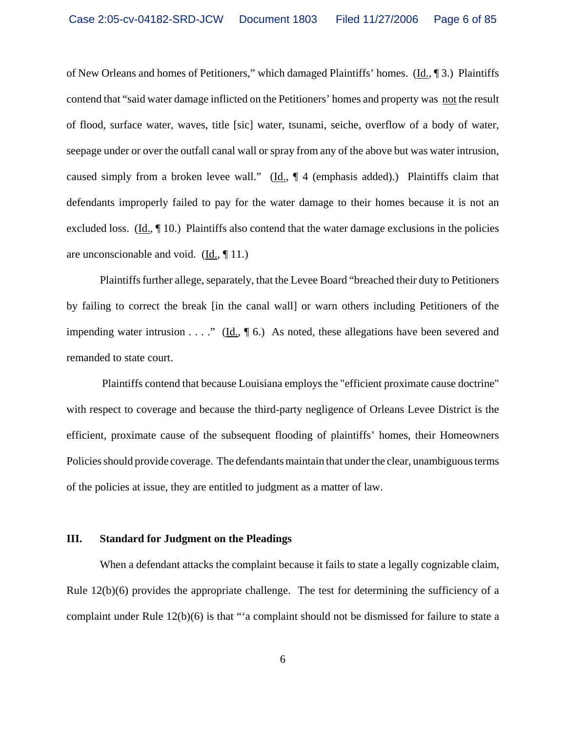of New Orleans and homes of Petitioners," which damaged Plaintiffs' homes. (Id., ¶ 3.) Plaintiffs contend that "said water damage inflicted on the Petitioners' homes and property was not the result of flood, surface water, waves, title [sic] water, tsunami, seiche, overflow of a body of water, seepage under or over the outfall canal wall or spray from any of the above but was water intrusion, caused simply from a broken levee wall." (Id., ¶ 4 (emphasis added).) Plaintiffs claim that defendants improperly failed to pay for the water damage to their homes because it is not an excluded loss. (Id., ¶ 10.) Plaintiffs also contend that the water damage exclusions in the policies are unconscionable and void. (Id., ¶ 11.)

Plaintiffs further allege, separately, that the Levee Board "breached their duty to Petitioners by failing to correct the break [in the canal wall] or warn others including Petitioners of the impending water intrusion . . . ." (Id., ¶ 6.) As noted, these allegations have been severed and remanded to state court.

Plaintiffs contend that because Louisiana employs the "efficient proximate cause doctrine" with respect to coverage and because the third-party negligence of Orleans Levee District is the efficient, proximate cause of the subsequent flooding of plaintiffs' homes, their Homeowners Policies should provide coverage. The defendants maintain that under the clear, unambiguous terms of the policies at issue, they are entitled to judgment as a matter of law.

## III. Standard for Judgment on the Pleadings

When a defendant attacks the complaint because it fails to state a legally cognizable claim, Rule 12(b)(6) provides the appropriate challenge. The test for determining the sufficiency of a complaint under Rule 12(b)(6) is that "'a complaint should not be dismissed for failure to state a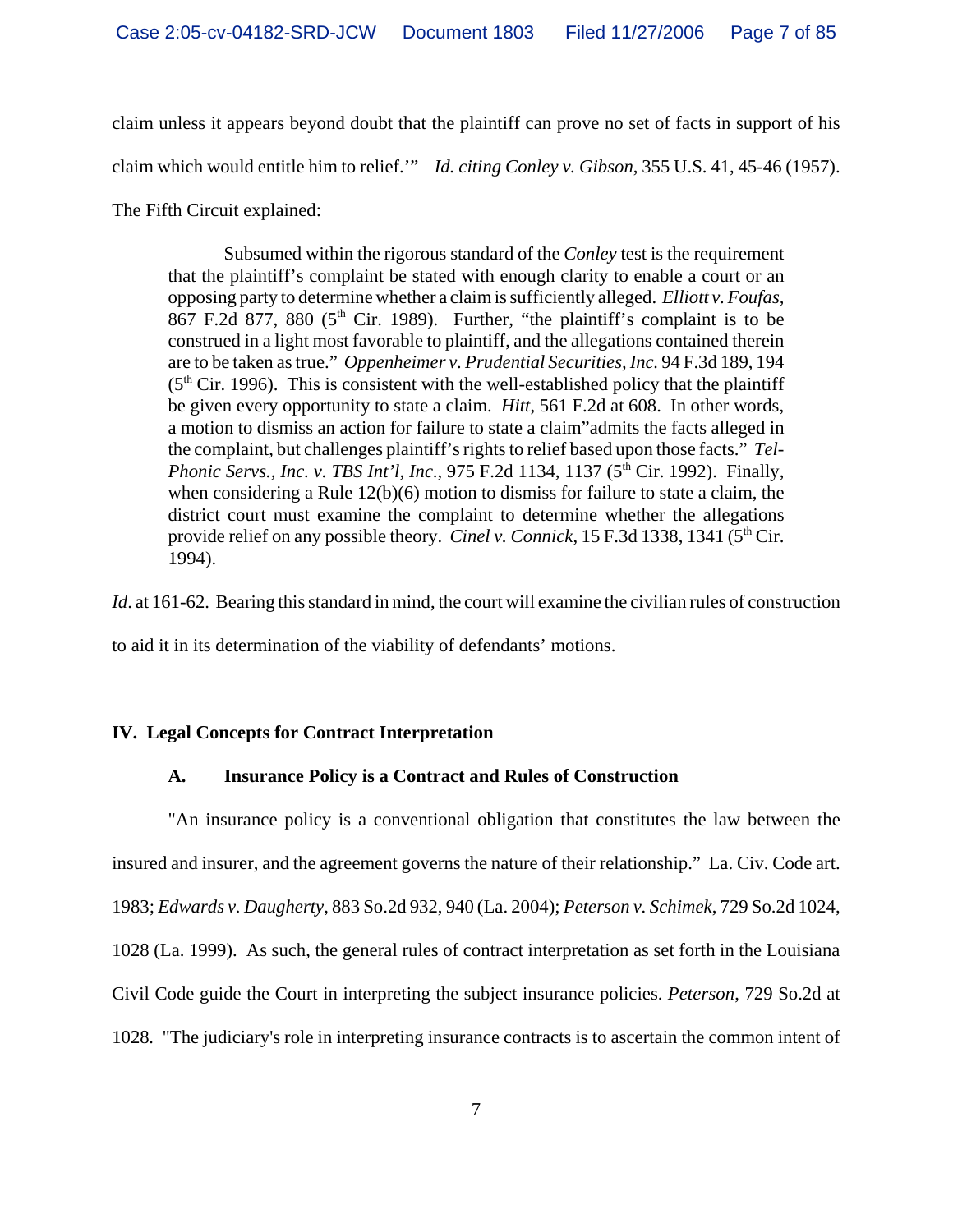claim unless it appears beyond doubt that the plaintiff can prove no set of facts in support of his claim which would entitle him to relief.'" *Id. citing Conley v. Gibson*, 355 U.S. 41, 45-46 (1957). The Fifth Circuit explained:

> Subsumed within the rigorous standard of the *Conley* test is the requirement that the plaintiff's complaint be stated with enough clarity to enable a court or an opposing party to determine whether a claim is sufficiently alleged. *Elliott v. Foufas*, 867 F.2d 877, 880 (5th Cir. 1989). Further, "the plaintiff's complaint is to be construed in a light most favorable to plaintiff, and the allegations contained therein are to be taken as true." *Oppenheimer v. Prudential Securities, Inc.* 94 F.3d 189, 194 (5th Cir. 1996). This is consistent with the well-established policy that the plaintiff be given every opportunity to state a claim. *Hitt*, 561 F.2d at 608. In other words, a motion to dismiss an action for failure to state a claim"admits the facts alleged in the complaint, but challenges plaintiff's rights to relief based upon those facts." *Tel-Phonic Servs., Inc. v. TBS Int'l, Inc.*, 975 F.2d 1134, 1137 (5th Cir. 1992). Finally, when considering a Rule 12(b)(6) motion to dismiss for failure to state a claim, the district court must examine the complaint to determine whether the allegations provide relief on any possible theory. *Cinel v. Connick*, 15 F.3d 1338, 1341 (5th Cir. 1994).

*Id*. at 161-62. Bearing this standard in mind, the court will examine the civilian rules of construction to aid it in its determination of the viability of defendants' motions.

## IV. Legal Concepts for Contract Interpretation

### A. Insurance Policy is a Contract and Rules of Construction

"An insurance policy is a conventional obligation that constitutes the law between the insured and insurer, and the agreement governs the nature of their relationship." La. Civ. Code art. 1983; *Edwards v. Daugherty*, 883 So.2d 932, 940 (La. 2004); *Peterson v. Schimek*, 729 So.2d 1024, 1028 (La. 1999). As such, the general rules of contract interpretation as set forth in the Louisiana Civil Code guide the Court in interpreting the subject insurance policies. *Peterson*, 729 So.2d at 1028. "The judiciary's role in interpreting insurance contracts is to ascertain the common intent of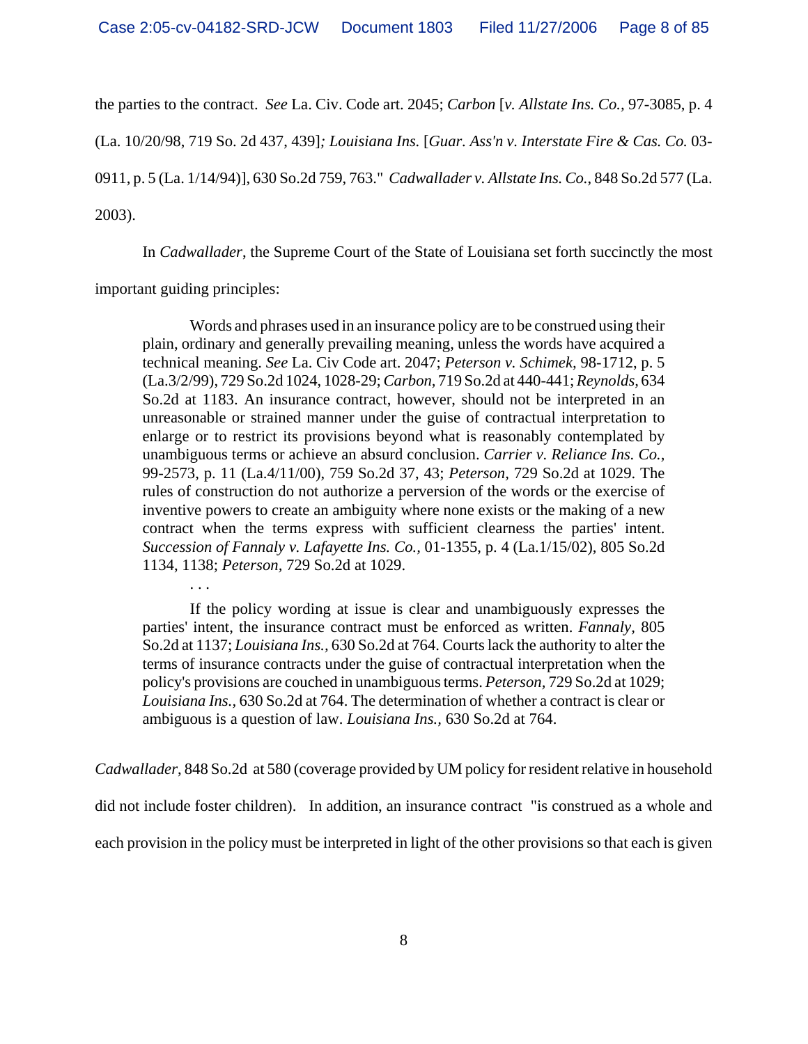the parties to the contract. *See* La. Civ. Code art. 2045; *Carbon* [*v. Allstate Ins. Co.,* 97-3085, p. 4 (La. 10/20/98, 719 So. 2d 437, 439]*; Louisiana Ins.* [*Guar. Ass'n v. Interstate Fire & Cas. Co.* 03-0911, p. 5 (La. 1/14/94)], 630 So.2d 759, 763." *Cadwallader v. Allstate Ins. Co.*, 848 So.2d 577 (La. 2003).

In *Cadwallader*, the Supreme Court of the State of Louisiana set forth succinctly the most important guiding principles:

> Words and phrases used in an insurance policy are to be construed using their plain, ordinary and generally prevailing meaning, unless the words have acquired a technical meaning. *See* La. Civ Code art. 2047; *Peterson v. Schimek,* 98-1712, p. 5 (La.3/2/99), 729 So.2d 1024, 1028-29; *Carbon,* 719 So.2d at 440-441; *Reynolds,* 634 So.2d at 1183. An insurance contract, however, should not be interpreted in an unreasonable or strained manner under the guise of contractual interpretation to enlarge or to restrict its provisions beyond what is reasonably contemplated by unambiguous terms or achieve an absurd conclusion. *Carrier v. Reliance Ins. Co.,* 99-2573, p. 11 (La.4/11/00), 759 So.2d 37, 43; *Peterson,* 729 So.2d at 1029. The rules of construction do not authorize a perversion of the words or the exercise of inventive powers to create an ambiguity where none exists or the making of a new contract when the terms express with sufficient clearness the parties' intent. *Succession of Fannaly v. Lafayette Ins. Co.,* 01-1355, p. 4 (La.1/15/02), 805 So.2d 1134, 1138; *Peterson,* 729 So.2d at 1029.
>
> . . .
>
> If the policy wording at issue is clear and unambiguously expresses the parties' intent, the insurance contract must be enforced as written. *Fannaly,* 805 So.2d at 1137; *Louisiana Ins.,* 630 So.2d at 764. Courts lack the authority to alter the terms of insurance contracts under the guise of contractual interpretation when the policy's provisions are couched in unambiguous terms. *Peterson,* 729 So.2d at 1029; *Louisiana Ins.,* 630 So.2d at 764. The determination of whether a contract is clear or ambiguous is a question of law. *Louisiana Ins.,* 630 So.2d at 764.

*Cadwallader*, 848 So.2d at 580 (coverage provided by UM policy for resident relative in household did not include foster children). In addition, an insurance contract "is construed as a whole and each provision in the policy must be interpreted in light of the other provisions so that each is given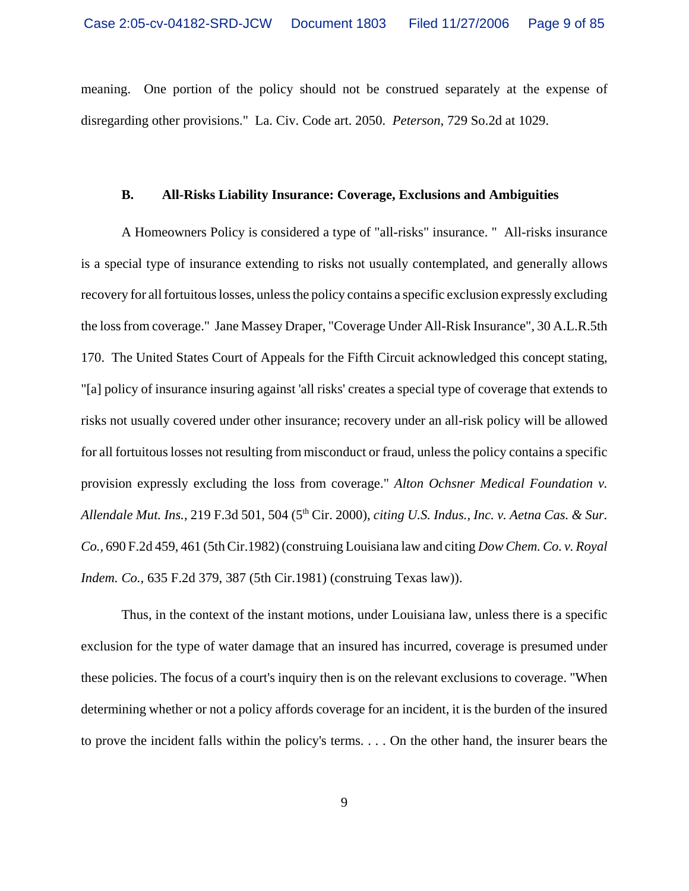meaning. One portion of the policy should not be construed separately at the expense of disregarding other provisions." La. Civ. Code art. 2050. *Peterson*, 729 So.2d at 1029.

### B. All-Risks Liability Insurance: Coverage, Exclusions and Ambiguities

A Homeowners Policy is considered a type of "all-risks" insurance. " All-risks insurance is a special type of insurance extending to risks not usually contemplated, and generally allows recovery for all fortuitous losses, unless the policy contains a specific exclusion expressly excluding the loss from coverage." Jane Massey Draper, "Coverage Under All-Risk Insurance", 30 A.L.R.5th 170. The United States Court of Appeals for the Fifth Circuit acknowledged this concept stating, "[a] policy of insurance insuring against 'all risks' creates a special type of coverage that extends to risks not usually covered under other insurance; recovery under an all-risk policy will be allowed for all fortuitous losses not resulting from misconduct or fraud, unless the policy contains a specific provision expressly excluding the loss from coverage." *Alton Ochsner Medical Foundation v. Allendale Mut. Ins.*, 219 F.3d 501, 504 (5th Cir. 2000), *citing U.S. Indus., Inc. v. Aetna Cas. & Sur. Co.,* 690 F.2d 459, 461 (5th Cir.1982) (construing Louisiana law and citing *Dow Chem. Co. v. Royal Indem. Co.,* 635 F.2d 379, 387 (5th Cir.1981) (construing Texas law)).

Thus, in the context of the instant motions, under Louisiana law, unless there is a specific exclusion for the type of water damage that an insured has incurred, coverage is presumed under these policies. The focus of a court's inquiry then is on the relevant exclusions to coverage. "When determining whether or not a policy affords coverage for an incident, it is the burden of the insured to prove the incident falls within the policy's terms. . . . On the other hand, the insurer bears the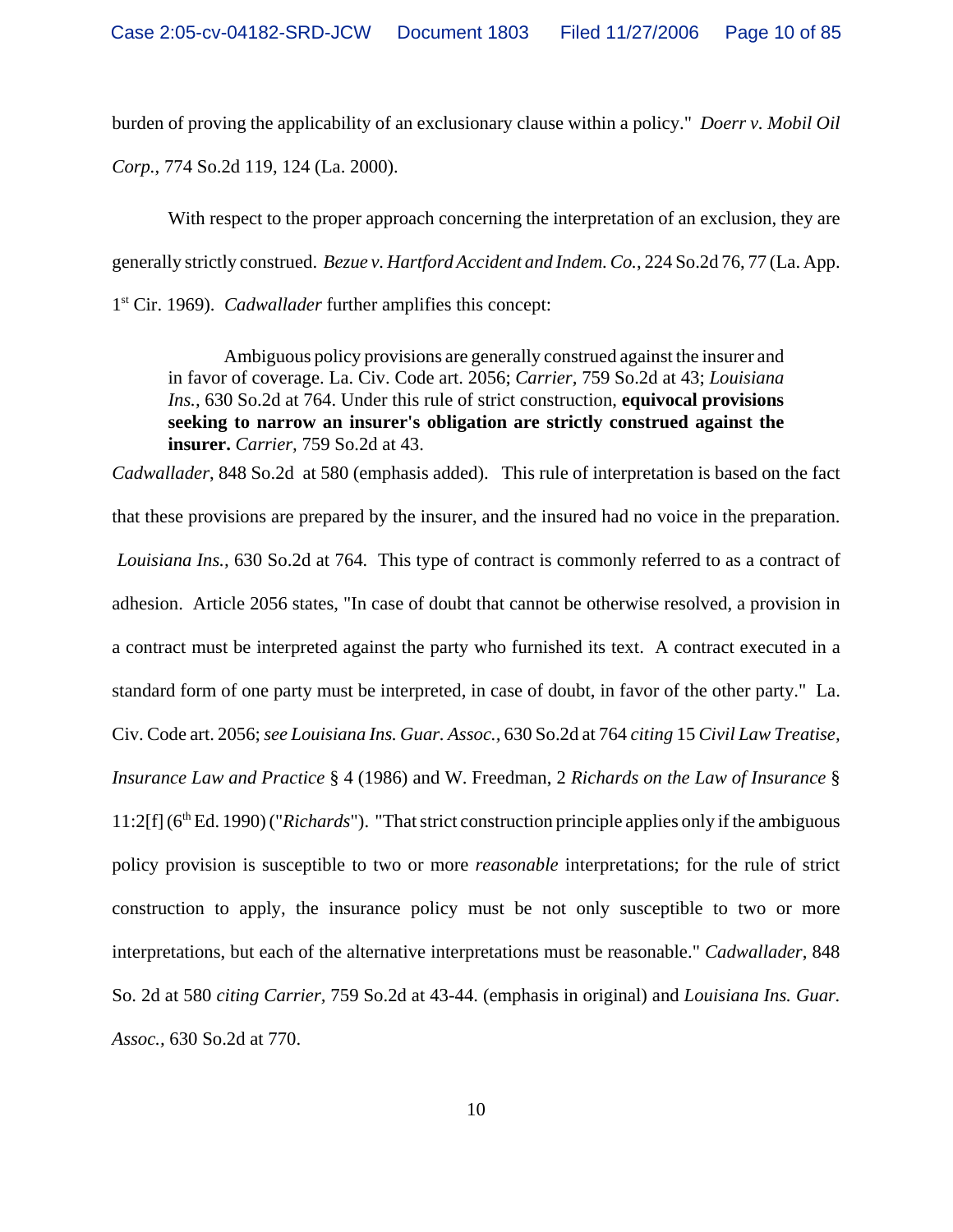burden of proving the applicability of an exclusionary clause within a policy." *Doerr v. Mobil Oil Corp.*, 774 So.2d 119, 124 (La. 2000).

With respect to the proper approach concerning the interpretation of an exclusion, they are generally strictly construed. *Bezue v. Hartford Accident and Indem. Co.*, 224 So.2d 76, 77 (La. App. 1st Cir. 1969). *Cadwallader* further amplifies this concept:

> Ambiguous policy provisions are generally construed against the insurer and in favor of coverage. La. Civ. Code art. 2056; *Carrier,* 759 So.2d at 43; *Louisiana Ins.,* 630 So.2d at 764. Under this rule of strict construction, **equivocal provisions seeking to narrow an insurer's obligation are strictly construed against the insurer.** *Carrier,* 759 So.2d at 43.

*Cadwallader*, 848 So.2d at 580 (emphasis added). This rule of interpretation is based on the fact that these provisions are prepared by the insurer, and the insured had no voice in the preparation. *Louisiana Ins.,* 630 So.2d at 764. This type of contract is commonly referred to as a contract of adhesion. Article 2056 states, "In case of doubt that cannot be otherwise resolved, a provision in a contract must be interpreted against the party who furnished its text. A contract executed in a standard form of one party must be interpreted, in case of doubt, in favor of the other party." La. Civ. Code art. 2056; *see Louisiana Ins. Guar. Assoc.,* 630 So.2d at 764 *citing* 15 *Civil Law Treatise, Insurance Law and Practice* § 4 (1986) and W. Freedman, 2 *Richards on the Law of Insurance* § 11:2[f] (6th Ed. 1990) ("*Richards*"). "That strict construction principle applies only if the ambiguous policy provision is susceptible to two or more *reasonable* interpretations; for the rule of strict construction to apply, the insurance policy must be not only susceptible to two or more interpretations, but each of the alternative interpretations must be reasonable." *Cadwallader*, 848 So. 2d at 580 *citing Carrier,* 759 So.2d at 43-44. (emphasis in original) and *Louisiana Ins. Guar. Assoc.,* 630 So.2d at 770.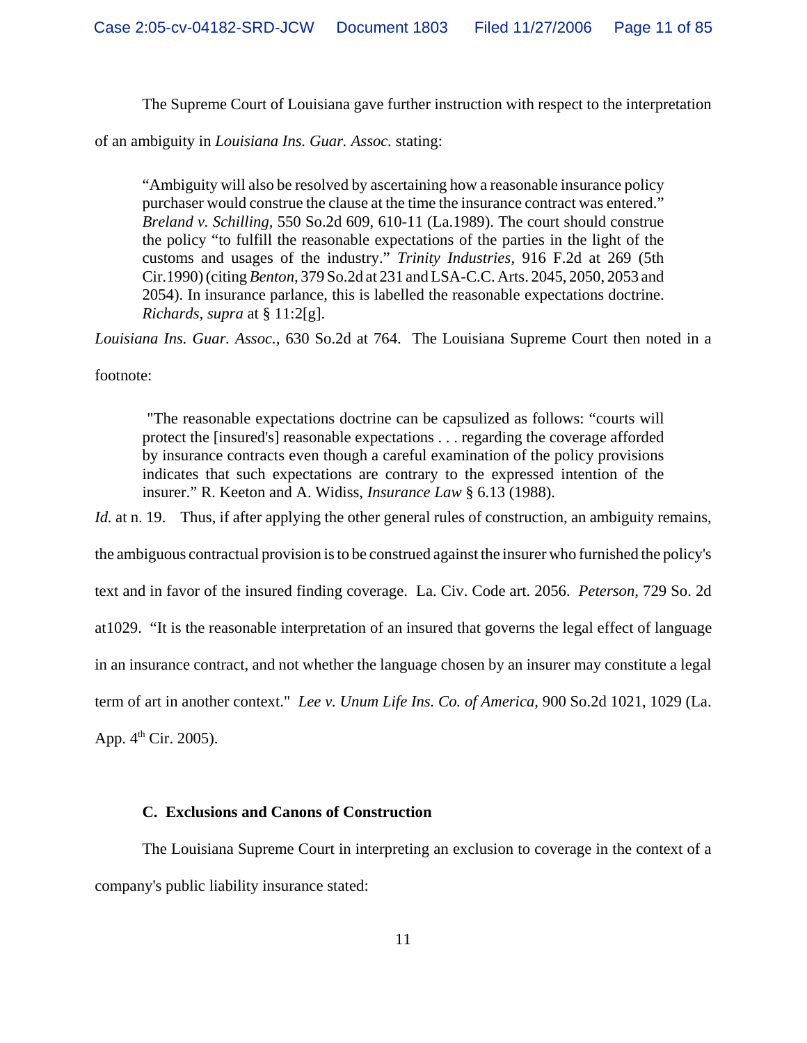The Supreme Court of Louisiana gave further instruction with respect to the interpretation of an ambiguity in *Louisiana Ins. Guar. Assoc.* stating:

> "Ambiguity will also be resolved by ascertaining how a reasonable insurance policy purchaser would construe the clause at the time the insurance contract was entered." *Breland v. Schilling,* 550 So.2d 609, 610-11 (La.1989). The court should construe the policy "to fulfill the reasonable expectations of the parties in the light of the customs and usages of the industry." *Trinity Industries,* 916 F.2d at 269 (5th Cir.1990) (citing *Benton,* 379 So.2d at 231 and LSA-C.C. Arts. 2045, 2050, 2053 and 2054). In insurance parlance, this is labelled the reasonable expectations doctrine. *Richards, supra* at § 11:2[g].

*Louisiana Ins. Guar. Assoc.*, 630 So.2d at 764. The Louisiana Supreme Court then noted in a footnote:

> "The reasonable expectations doctrine can be capsulized as follows: "courts will protect the [insured's] reasonable expectations . . . regarding the coverage afforded by insurance contracts even though a careful examination of the policy provisions indicates that such expectations are contrary to the expressed intention of the insurer." R. Keeton and A. Widiss, *Insurance Law* § 6.13 (1988).

*Id.* at n. 19. Thus, if after applying the other general rules of construction, an ambiguity remains, the ambiguous contractual provision is to be construed against the insurer who furnished the policy's text and in favor of the insured finding coverage. La. Civ. Code art. 2056. *Peterson,* 729 So. 2d at1029. "It is the reasonable interpretation of an insured that governs the legal effect of language in an insurance contract, and not whether the language chosen by an insurer may constitute a legal term of art in another context." *Lee v. Unum Life Ins. Co. of America,* 900 So.2d 1021, 1029 (La. App. 4th Cir. 2005).

### C. Exclusions and Canons of Construction

The Louisiana Supreme Court in interpreting an exclusion to coverage in the context of a company's public liability insurance stated: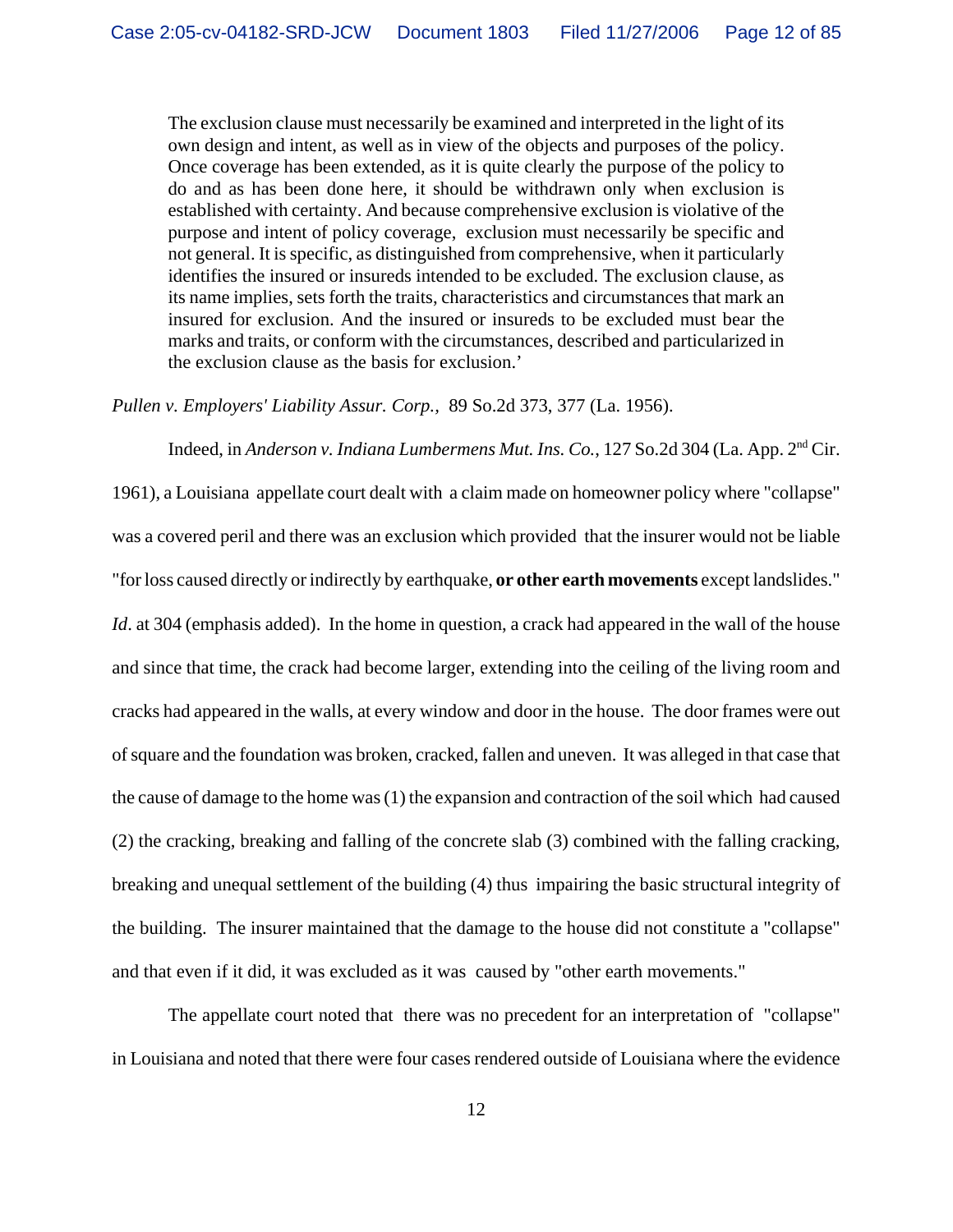> The exclusion clause must necessarily be examined and interpreted in the light of its own design and intent, as well as in view of the objects and purposes of the policy. Once coverage has been extended, as it is quite clearly the purpose of the policy to do and as has been done here, it should be withdrawn only when exclusion is established with certainty. And because comprehensive exclusion is violative of the purpose and intent of policy coverage, exclusion must necessarily be specific and not general. It is specific, as distinguished from comprehensive, when it particularly identifies the insured or insureds intended to be excluded. The exclusion clause, as its name implies, sets forth the traits, characteristics and circumstances that mark an insured for exclusion. And the insured or insureds to be excluded must bear the marks and traits, or conform with the circumstances, described and particularized in the exclusion clause as the basis for exclusion.'

*Pullen v. Employers' Liability Assur. Corp.*, 89 So.2d 373, 377 (La. 1956).

Indeed, in *Anderson v. Indiana Lumbermens Mut. Ins. Co.*, 127 So.2d 304 (La. App. 2nd Cir. 1961), a Louisiana appellate court dealt with a claim made on homeowner policy where "collapse" was a covered peril and there was an exclusion which provided that the insurer would not be liable "for loss caused directly or indirectly by earthquake, **or other earth movements** except landslides." *Id*. at 304 (emphasis added). In the home in question, a crack had appeared in the wall of the house and since that time, the crack had become larger, extending into the ceiling of the living room and cracks had appeared in the walls, at every window and door in the house. The door frames were out of square and the foundation was broken, cracked, fallen and uneven. It was alleged in that case that the cause of damage to the home was (1) the expansion and contraction of the soil which had caused (2) the cracking, breaking and falling of the concrete slab (3) combined with the falling cracking, breaking and unequal settlement of the building (4) thus impairing the basic structural integrity of the building. The insurer maintained that the damage to the house did not constitute a "collapse" and that even if it did, it was excluded as it was caused by "other earth movements."

The appellate court noted that there was no precedent for an interpretation of "collapse" in Louisiana and noted that there were four cases rendered outside of Louisiana where the evidence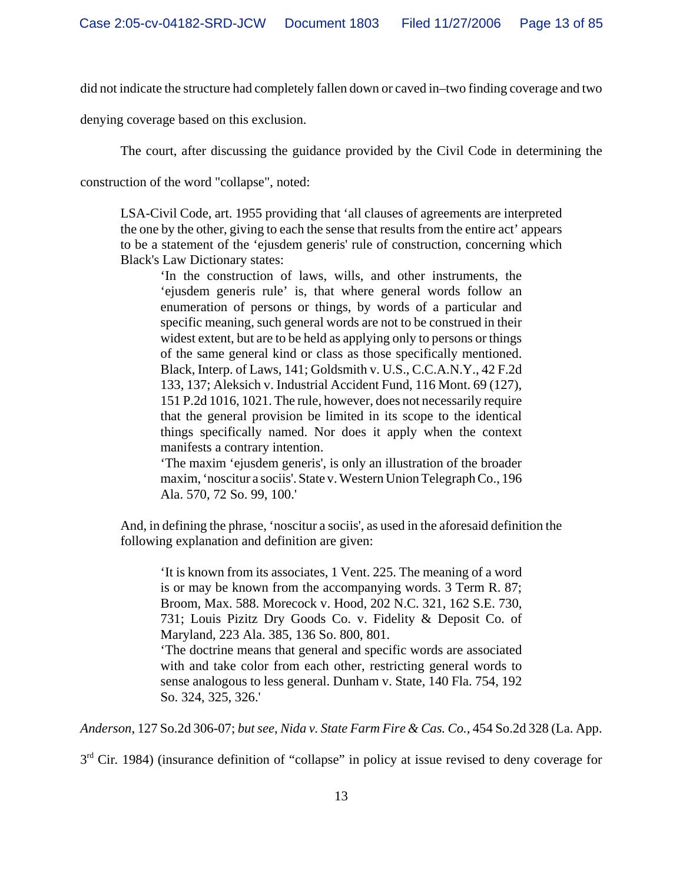did not indicate the structure had completely fallen down or caved in–two finding coverage and two denying coverage based on this exclusion.

The court, after discussing the guidance provided by the Civil Code in determining the construction of the word "collapse", noted:

> LSA-Civil Code, art. 1955 providing that 'all clauses of agreements are interpreted the one by the other, giving to each the sense that results from the entire act' appears to be a statement of the 'ejusdem generis' rule of construction, concerning which Black's Law Dictionary states:
>
> > 'In the construction of laws, wills, and other instruments, the 'ejusdem generis rule' is, that where general words follow an enumeration of persons or things, by words of a particular and specific meaning, such general words are not to be construed in their widest extent, but are to be held as applying only to persons or things of the same general kind or class as those specifically mentioned. Black, Interp. of Laws, 141; Goldsmith v. U.S., C.C.A.N.Y., 42 F.2d 133, 137; Aleksich v. Industrial Accident Fund, 116 Mont. 69 (127), 151 P.2d 1016, 1021. The rule, however, does not necessarily require that the general provision be limited in its scope to the identical things specifically named. Nor does it apply when the context manifests a contrary intention.
> >
> > 'The maxim 'ejusdem generis', is only an illustration of the broader maxim, 'noscitur a sociis'. State v. Western Union Telegraph Co., 196 Ala. 570, 72 So. 99, 100.'
>
> And, in defining the phrase, 'noscitur a sociis', as used in the aforesaid definition the following explanation and definition are given:
>
> > 'It is known from its associates, 1 Vent. 225. The meaning of a word is or may be known from the accompanying words. 3 Term R. 87; Broom, Max. 588. Morecock v. Hood, 202 N.C. 321, 162 S.E. 730, 731; Louis Pizitz Dry Goods Co. v. Fidelity & Deposit Co. of Maryland, 223 Ala. 385, 136 So. 800, 801.
> >
> > 'The doctrine means that general and specific words are associated with and take color from each other, restricting general words to sense analogous to less general. Dunham v. State, 140 Fla. 754, 192 So. 324, 325, 326.'

*Anderson*, 127 So.2d 306-07; *but see, Nida v. State Farm Fire & Cas. Co.*, 454 So.2d 328 (La. App. 3rd Cir. 1984) (insurance definition of "collapse" in policy at issue revised to deny coverage for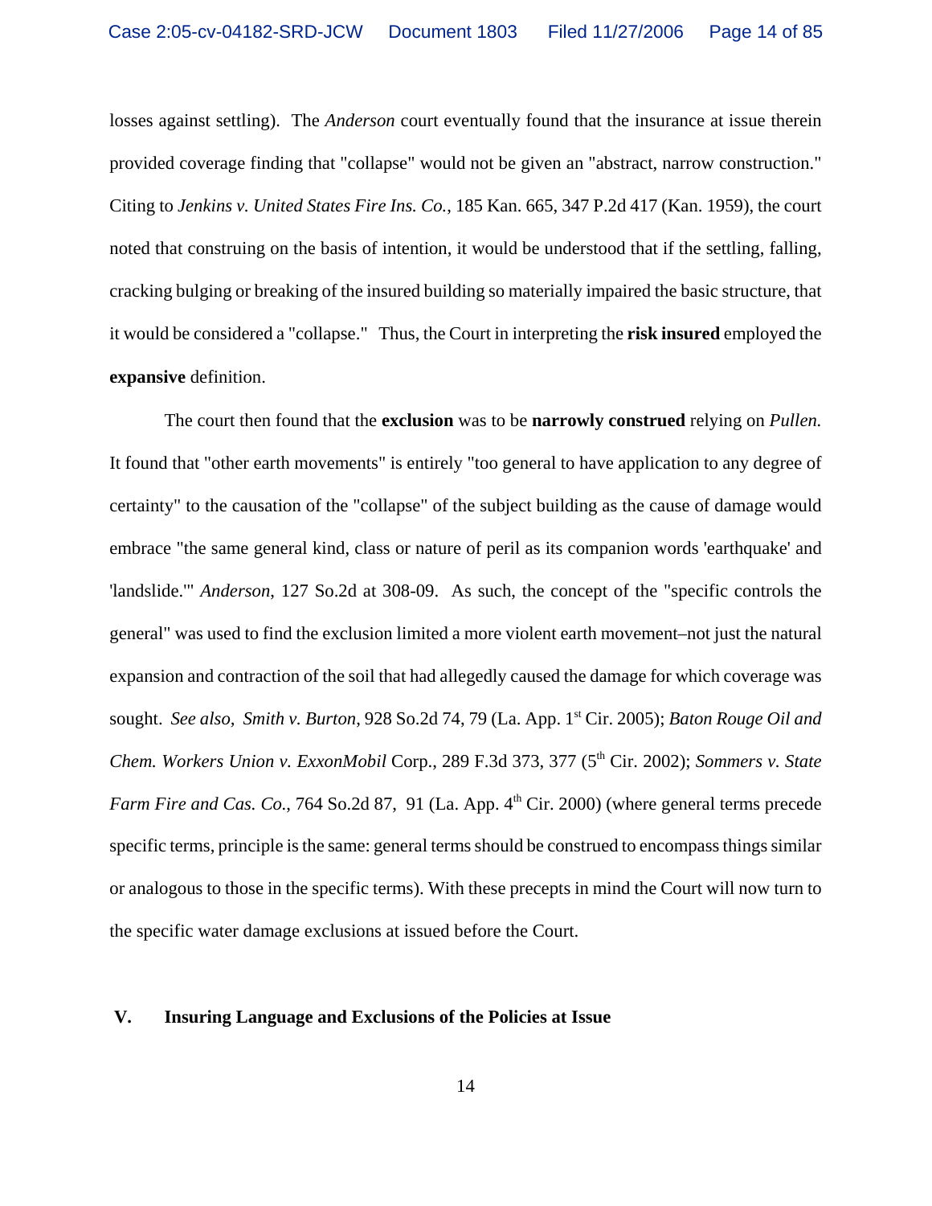losses against settling). The *Anderson* court eventually found that the insurance at issue therein provided coverage finding that "collapse" would not be given an "abstract, narrow construction." Citing to *Jenkins v. United States Fire Ins. Co.*, 185 Kan. 665, 347 P.2d 417 (Kan. 1959), the court noted that construing on the basis of intention, it would be understood that if the settling, falling, cracking bulging or breaking of the insured building so materially impaired the basic structure, that it would be considered a "collapse." Thus, the Court in interpreting the **risk insured** employed the **expansive** definition.

The court then found that the **exclusion** was to be **narrowly construed** relying on *Pullen.* It found that "other earth movements" is entirely "too general to have application to any degree of certainty" to the causation of the "collapse" of the subject building as the cause of damage would embrace "the same general kind, class or nature of peril as its companion words 'earthquake' and 'landslide.'" *Anderson*, 127 So.2d at 308-09. As such, the concept of the "specific controls the general" was used to find the exclusion limited a more violent earth movement–not just the natural expansion and contraction of the soil that had allegedly caused the damage for which coverage was sought. *See also, Smith v. Burton*, 928 So.2d 74, 79 (La. App. 1st Cir. 2005); *Baton Rouge Oil and Chem. Workers Union v. ExxonMobil* Corp., 289 F.3d 373, 377 (5th Cir. 2002); *Sommers v. State Farm Fire and Cas. Co.*, 764 So.2d 87, 91 (La. App. 4th Cir. 2000) (where general terms precede specific terms, principle is the same: general terms should be construed to encompass things similar or analogous to those in the specific terms). With these precepts in mind the Court will now turn to the specific water damage exclusions at issued before the Court.

## V. Insuring Language and Exclusions of the Policies at Issue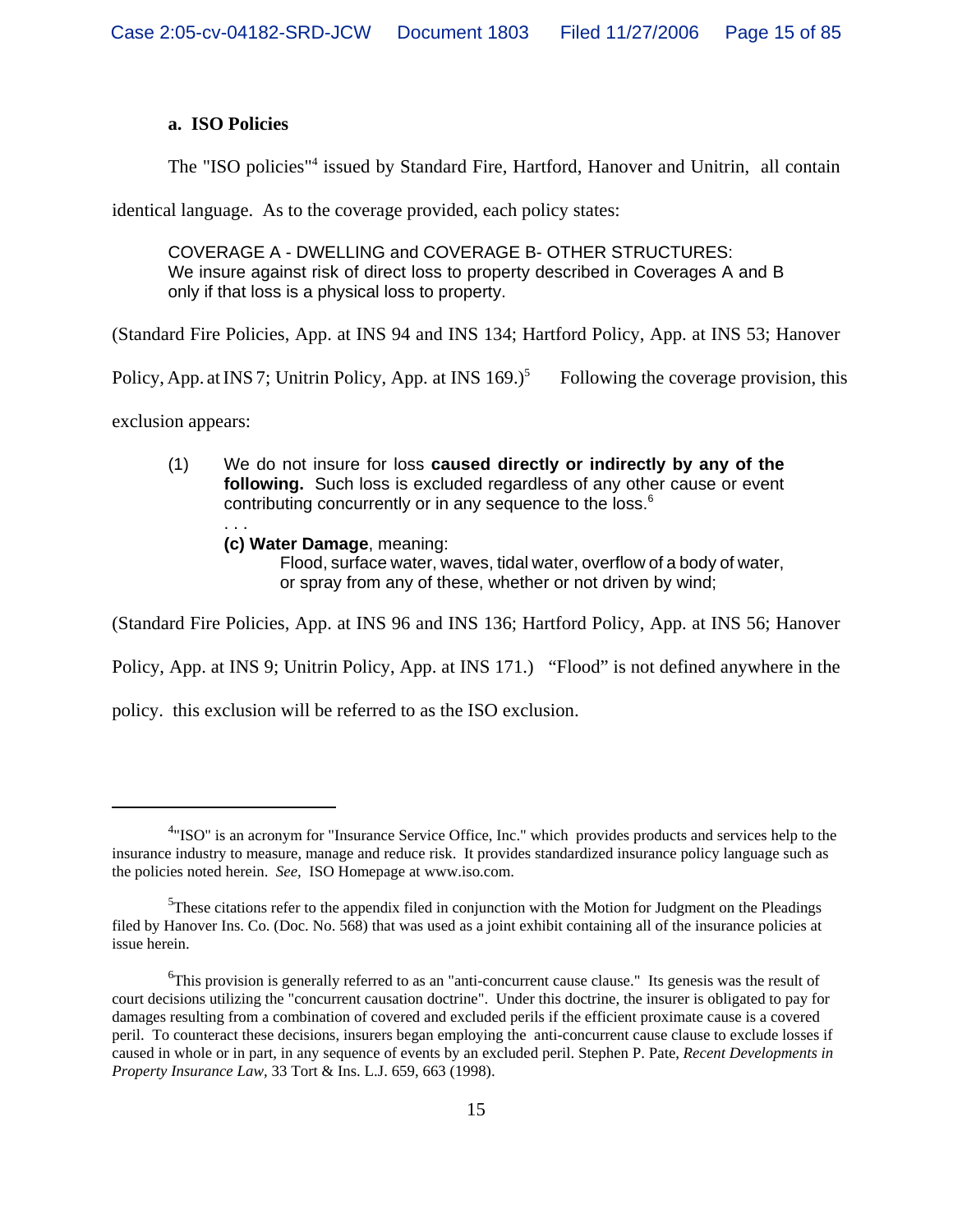#### a. ISO Policies

The "ISO policies"[4] issued by Standard Fire, Hartford, Hanover and Unitrin, all contain identical language. As to the coverage provided, each policy states:

> COVERAGE A - DWELLING and COVERAGE B- OTHER STRUCTURES:
> We insure against risk of direct loss to property described in Coverages A and B only if that loss is a physical loss to property.

(Standard Fire Policies, App. at INS 94 and INS 134; Hartford Policy, App. at INS 53; Hanover Policy, App. at INS 7; Unitrin Policy, App. at INS 169.)[5] Following the coverage provision, this exclusion appears:

> (1) We do not insure for loss **caused directly or indirectly by any of the following.** Such loss is excluded regardless of any other cause or event contributing concurrently or in any sequence to the loss.[6]
>
> . . .
>
> **(c) Water Damage**, meaning:
>
> Flood, surface water, waves, tidal water, overflow of a body of water, or spray from any of these, whether or not driven by wind;

(Standard Fire Policies, App. at INS 96 and INS 136; Hartford Policy, App. at INS 56; Hanover Policy, App. at INS 9; Unitrin Policy, App. at INS 171.) "Flood" is not defined anywhere in the policy. this exclusion will be referred to as the ISO exclusion.

---

[4]"ISO" is an acronym for "Insurance Service Office, Inc." which provides products and services help to the insurance industry to measure, manage and reduce risk. It provides standardized insurance policy language such as the policies noted herein. *See,* ISO Homepage at www.iso.com.

[5]These citations refer to the appendix filed in conjunction with the Motion for Judgment on the Pleadings filed by Hanover Ins. Co. (Doc. No. 568) that was used as a joint exhibit containing all of the insurance policies at issue herein.

[6]This provision is generally referred to as an "anti-concurrent cause clause." Its genesis was the result of court decisions utilizing the "concurrent causation doctrine". Under this doctrine, the insurer is obligated to pay for damages resulting from a combination of covered and excluded perils if the efficient proximate cause is a covered peril. To counteract these decisions, insurers began employing the anti-concurrent cause clause to exclude losses if caused in whole or in part, in any sequence of events by an excluded peril. Stephen P. Pate, *Recent Developments in Property Insurance Law*, 33 Tort & Ins. L.J. 659, 663 (1998).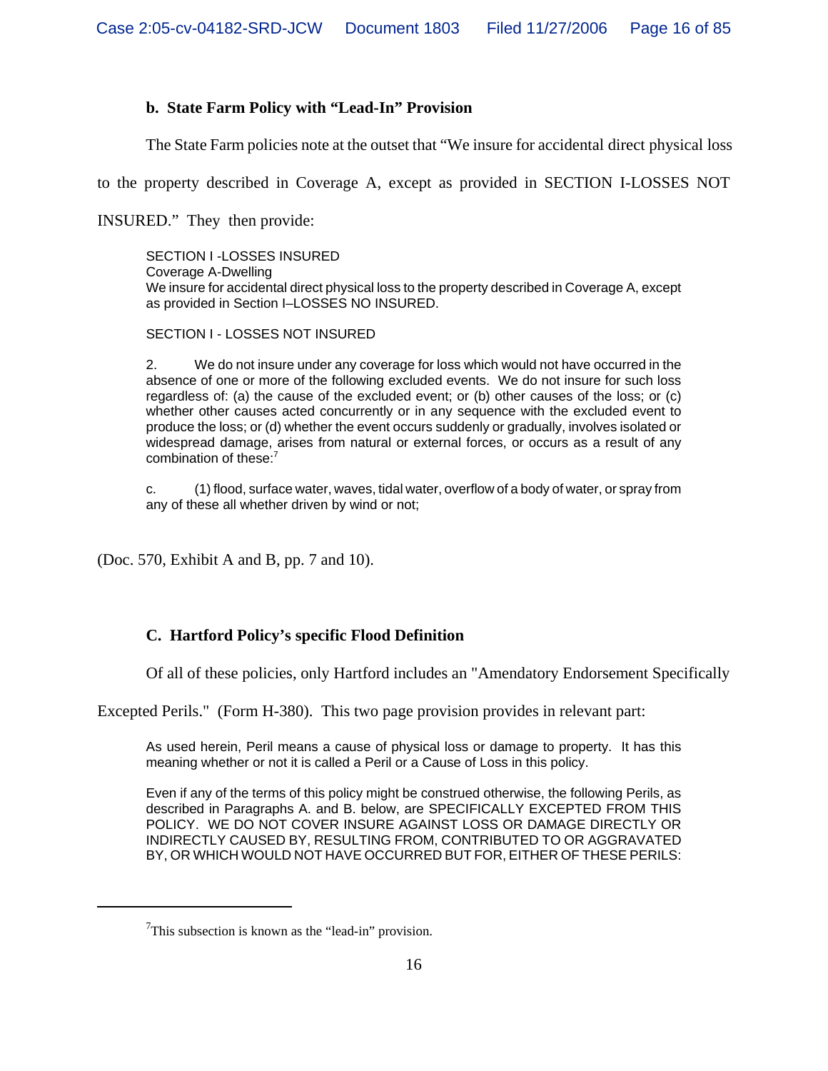### b. State Farm Policy with "Lead-In" Provision

The State Farm policies note at the outset that "We insure for accidental direct physical loss to the property described in Coverage A, except as provided in SECTION I-LOSSES NOT INSURED." They then provide:

> SECTION I -LOSSES INSURED
> Coverage A-Dwelling
> We insure for accidental direct physical loss to the property described in Coverage A, except as provided in Section I–LOSSES NO INSURED.
>
> SECTION I - LOSSES NOT INSURED
>
> 2. We do not insure under any coverage for loss which would not have occurred in the absence of one or more of the following excluded events. We do not insure for such loss regardless of: (a) the cause of the excluded event; or (b) other causes of the loss; or (c) whether other causes acted concurrently or in any sequence with the excluded event to produce the loss; or (d) whether the event occurs suddenly or gradually, involves isolated or widespread damage, arises from natural or external forces, or occurs as a result of any combination of these:[7]
>
> c. (1) flood, surface water, waves, tidal water, overflow of a body of water, or spray from any of these all whether driven by wind or not;

(Doc. 570, Exhibit A and B, pp. 7 and 10).

### C. Hartford Policy's specific Flood Definition

Of all of these policies, only Hartford includes an "Amendatory Endorsement Specifically Excepted Perils." (Form H-380). This two page provision provides in relevant part:

> As used herein, Peril means a cause of physical loss or damage to property. It has this meaning whether or not it is called a Peril or a Cause of Loss in this policy.
>
> Even if any of the terms of this policy might be construed otherwise, the following Perils, as described in Paragraphs A. and B. below, are SPECIFICALLY EXCEPTED FROM THIS POLICY. WE DO NOT COVER INSURE AGAINST LOSS OR DAMAGE DIRECTLY OR INDIRECTLY CAUSED BY, RESULTING FROM, CONTRIBUTED TO OR AGGRAVATED BY, OR WHICH WOULD NOT HAVE OCCURRED BUT FOR, EITHER OF THESE PERILS:

---

[7] This subsection is known as the "lead-in" provision.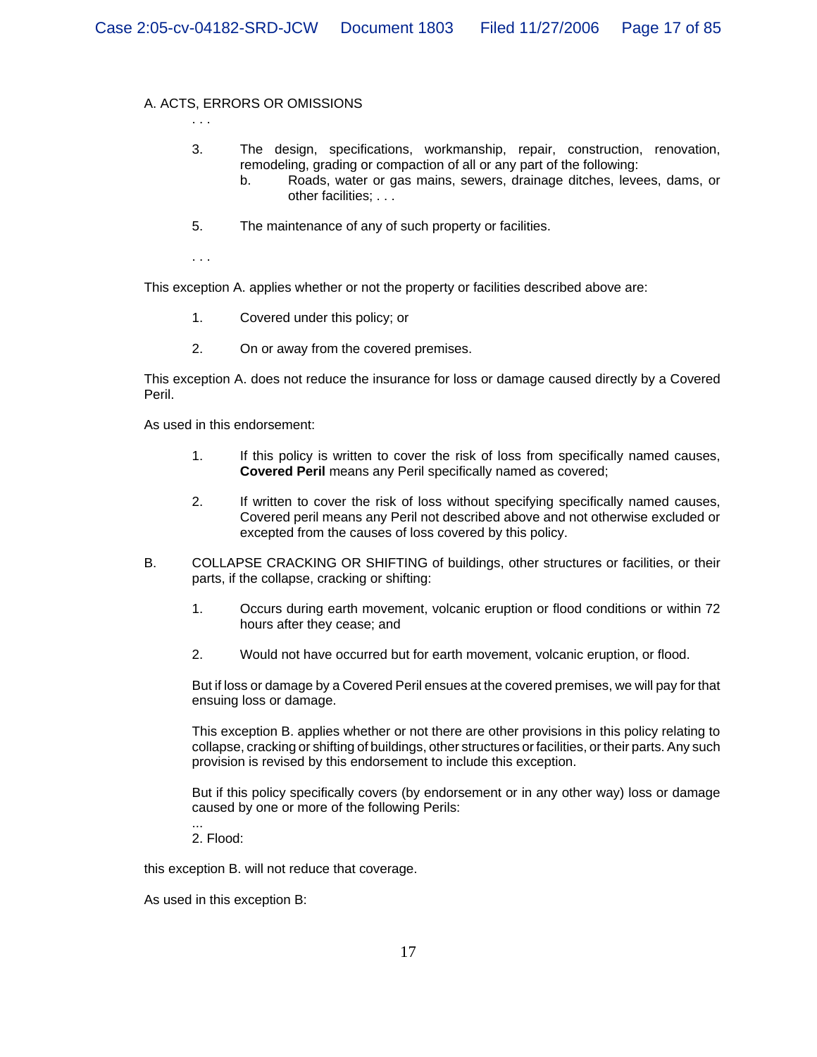A. ACTS, ERRORS OR OMISSIONS

. . .

3. The design, specifications, workmanship, repair, construction, renovation, remodeling, grading or compaction of all or any part of the following:
   b. Roads, water or gas mains, sewers, drainage ditches, levees, dams, or other facilities; . . .

5. The maintenance of any of such property or facilities.

. . .

This exception A. applies whether or not the property or facilities described above are:

1. Covered under this policy; or

2. On or away from the covered premises.

This exception A. does not reduce the insurance for loss or damage caused directly by a Covered Peril.

As used in this endorsement:

1. If this policy is written to cover the risk of loss from specifically named causes, **Covered Peril** means any Peril specifically named as covered;

2. If written to cover the risk of loss without specifying specifically named causes, Covered peril means any Peril not described above and not otherwise excluded or excepted from the causes of loss covered by this policy.

B. COLLAPSE CRACKING OR SHIFTING of buildings, other structures or facilities, or their parts, if the collapse, cracking or shifting:

   1. Occurs during earth movement, volcanic eruption or flood conditions or within 72 hours after they cease; and

   2. Would not have occurred but for earth movement, volcanic eruption, or flood.

   But if loss or damage by a Covered Peril ensues at the covered premises, we will pay for that ensuing loss or damage.

   This exception B. applies whether or not there are other provisions in this policy relating to collapse, cracking or shifting of buildings, other structures or facilities, or their parts. Any such provision is revised by this endorsement to include this exception.

   But if this policy specifically covers (by endorsement or in any other way) loss or damage caused by one or more of the following Perils:

   ...

   2. Flood:

this exception B. will not reduce that coverage.

As used in this exception B: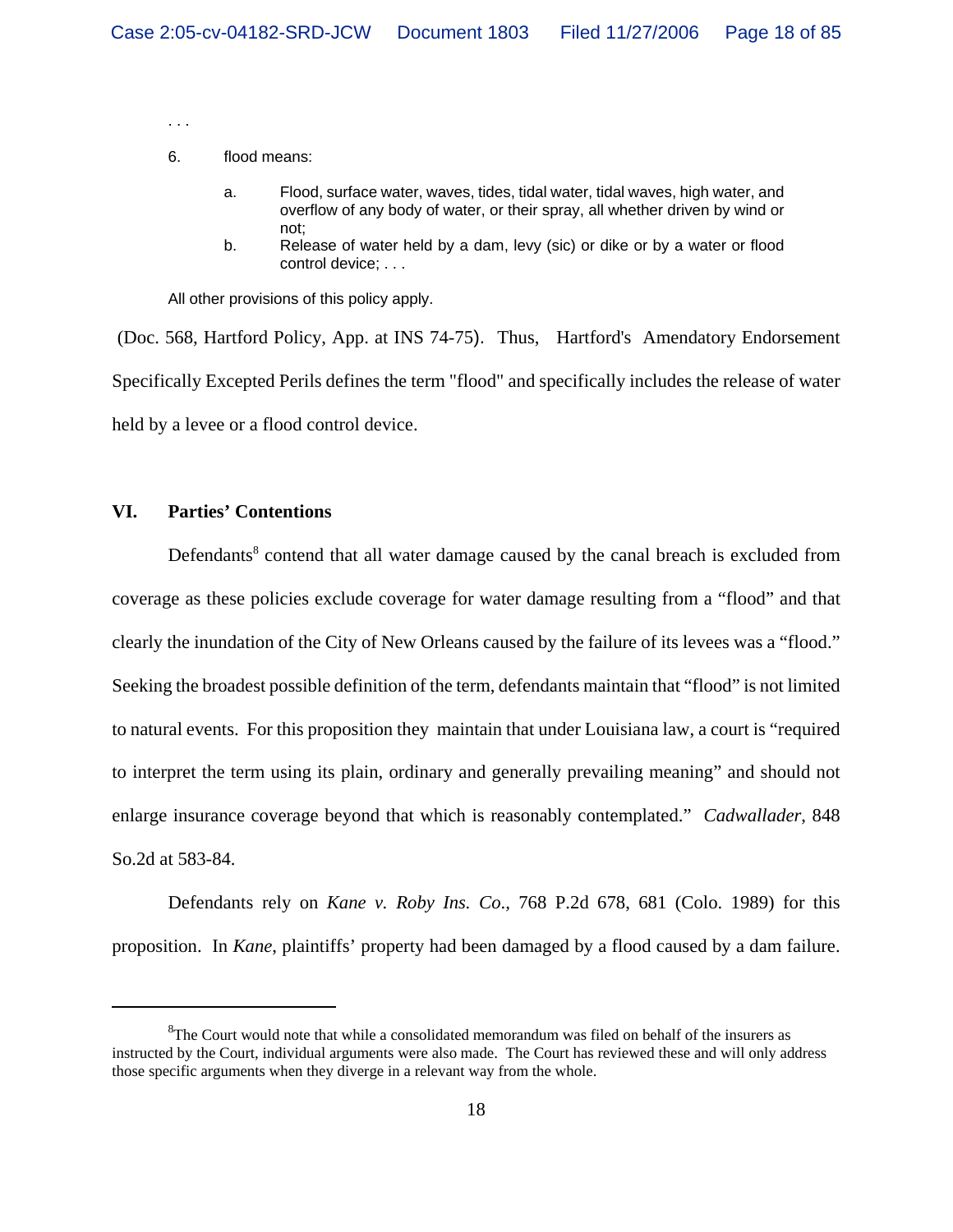. . .

6. flood means:

   a. Flood, surface water, waves, tides, tidal water, tidal waves, high water, and overflow of any body of water, or their spray, all whether driven by wind or not;

   b. Release of water held by a dam, levy (sic) or dike or by a water or flood control device; . . .

All other provisions of this policy apply.

(Doc. 568, Hartford Policy, App. at INS 74-75). Thus, Hartford's Amendatory Endorsement Specifically Excepted Perils defines the term "flood" and specifically includes the release of water held by a levee or a flood control device.

## VI. Parties' Contentions

Defendants[8] contend that all water damage caused by the canal breach is excluded from coverage as these policies exclude coverage for water damage resulting from a "flood" and that clearly the inundation of the City of New Orleans caused by the failure of its levees was a "flood." Seeking the broadest possible definition of the term, defendants maintain that "flood" is not limited to natural events. For this proposition they maintain that under Louisiana law, a court is "required to interpret the term using its plain, ordinary and generally prevailing meaning" and should not enlarge insurance coverage beyond that which is reasonably contemplated." *Cadwallader*, 848 So.2d at 583-84.

Defendants rely on *Kane v. Roby Ins. Co.*, 768 P.2d 678, 681 (Colo. 1989) for this proposition. In *Kane*, plaintiffs' property had been damaged by a flood caused by a dam failure.

[8] The Court would note that while a consolidated memorandum was filed on behalf of the insurers as instructed by the Court, individual arguments were also made. The Court has reviewed these and will only address those specific arguments when they diverge in a relevant way from the whole.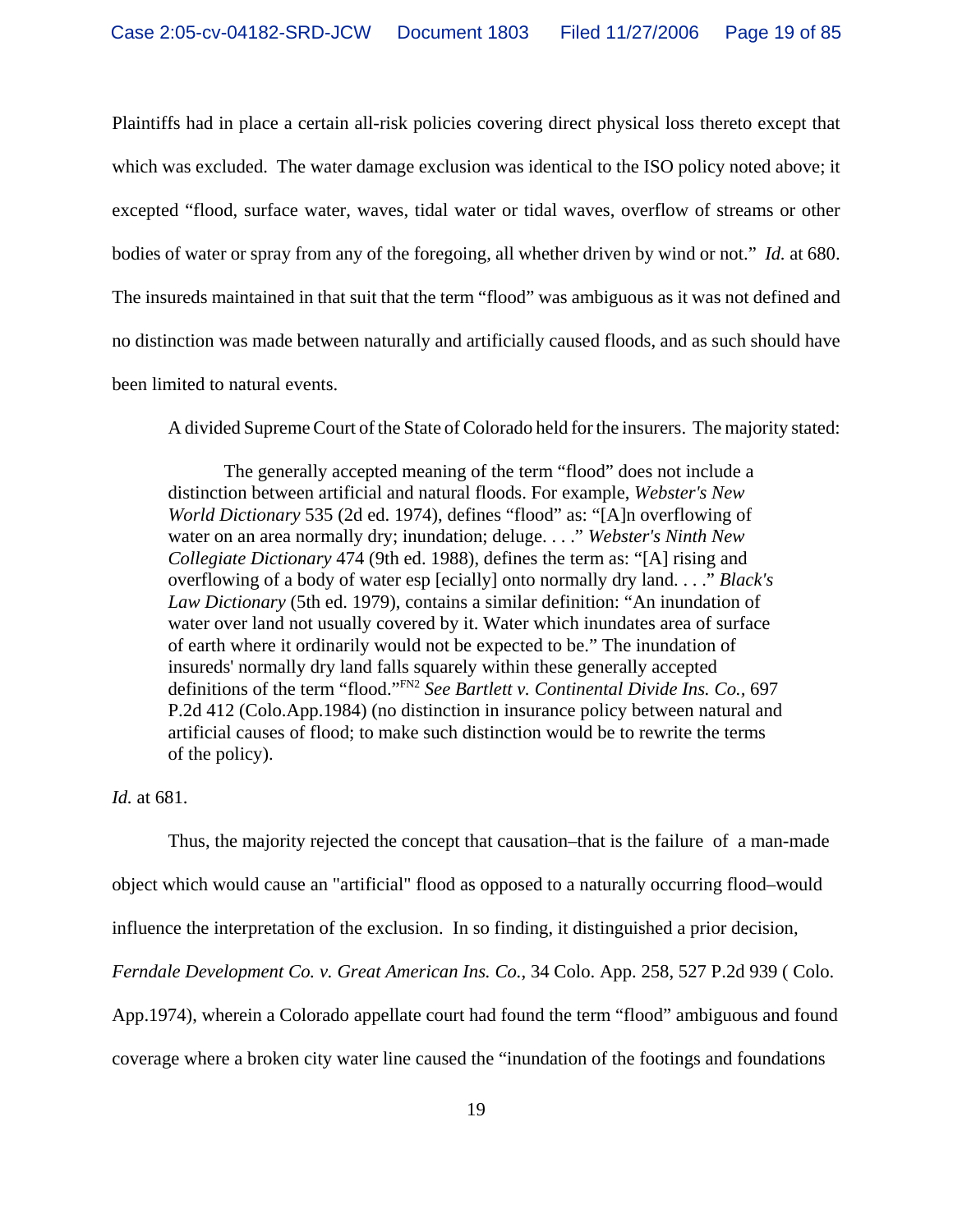Plaintiffs had in place a certain all-risk policies covering direct physical loss thereto except that which was excluded. The water damage exclusion was identical to the ISO policy noted above; it excepted "flood, surface water, waves, tidal water or tidal waves, overflow of streams or other bodies of water or spray from any of the foregoing, all whether driven by wind or not." *Id.* at 680. The insureds maintained in that suit that the term "flood" was ambiguous as it was not defined and no distinction was made between naturally and artificially caused floods, and as such should have been limited to natural events.

A divided Supreme Court of the State of Colorado held for the insurers. The majority stated:

> The generally accepted meaning of the term "flood" does not include a distinction between artificial and natural floods. For example, *Webster's New World Dictionary* 535 (2d ed. 1974), defines "flood" as: "[A]n overflowing of water on an area normally dry; inundation; deluge. . . ." *Webster's Ninth New Collegiate Dictionary* 474 (9th ed. 1988), defines the term as: "[A] rising and overflowing of a body of water esp [ecially] onto normally dry land. . . ." *Black's Law Dictionary* (5th ed. 1979), contains a similar definition: "An inundation of water over land not usually covered by it. Water which inundates area of surface of earth where it ordinarily would not be expected to be." The inundation of insureds' normally dry land falls squarely within these generally accepted definitions of the term "flood."[FN2] *See Bartlett v. Continental Divide Ins. Co.*, 697 P.2d 412 (Colo.App.1984) (no distinction in insurance policy between natural and artificial causes of flood; to make such distinction would be to rewrite the terms of the policy).

*Id.* at 681.

Thus, the majority rejected the concept that causation–that is the failure of a man-made object which would cause an "artificial" flood as opposed to a naturally occurring flood–would influence the interpretation of the exclusion. In so finding, it distinguished a prior decision, *Ferndale Development Co. v. Great American Ins. Co.*, 34 Colo. App. 258, 527 P.2d 939 ( Colo. App.1974), wherein a Colorado appellate court had found the term "flood" ambiguous and found coverage where a broken city water line caused the "inundation of the footings and foundations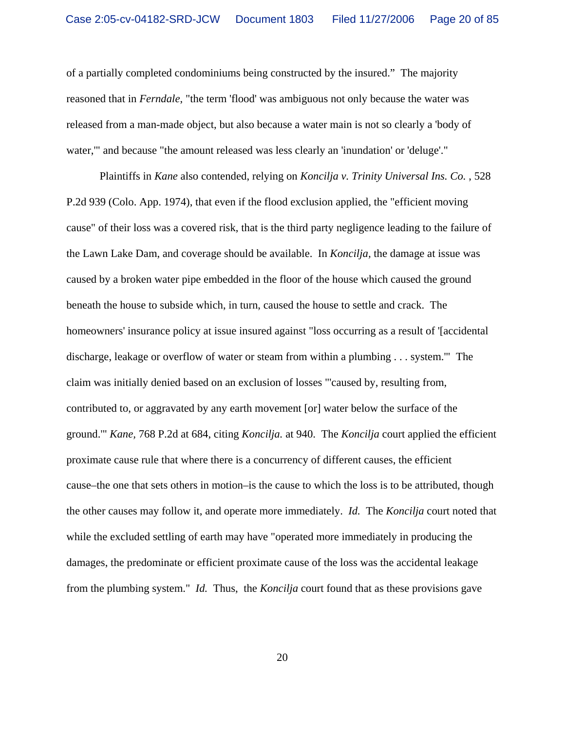of a partially completed condominiums being constructed by the insured." The majority reasoned that in *Ferndale*, "the term 'flood' was ambiguous not only because the water was released from a man-made object, but also because a water main is not so clearly a 'body of water,'" and because "the amount released was less clearly an 'inundation' or 'deluge'."

Plaintiffs in *Kane* also contended, relying on *Koncilja v. Trinity Universal Ins. Co.* , 528 P.2d 939 (Colo. App. 1974), that even if the flood exclusion applied, the "efficient moving cause" of their loss was a covered risk, that is the third party negligence leading to the failure of the Lawn Lake Dam, and coverage should be available. In *Koncilja*, the damage at issue was caused by a broken water pipe embedded in the floor of the house which caused the ground beneath the house to subside which, in turn, caused the house to settle and crack. The homeowners' insurance policy at issue insured against "loss occurring as a result of '[accidental discharge, leakage or overflow of water or steam from within a plumbing . . . system.'" The claim was initially denied based on an exclusion of losses "'caused by, resulting from, contributed to, or aggravated by any earth movement [or] water below the surface of the ground.'" *Kane,* 768 P.2d at 684, citing *Koncilja.* at 940. The *Koncilja* court applied the efficient proximate cause rule that where there is a concurrency of different causes, the efficient cause–the one that sets others in motion–is the cause to which the loss is to be attributed, though the other causes may follow it, and operate more immediately. *Id.* The *Koncilja* court noted that while the excluded settling of earth may have "operated more immediately in producing the damages, the predominate or efficient proximate cause of the loss was the accidental leakage from the plumbing system." *Id.* Thus, the *Koncilja* court found that as these provisions gave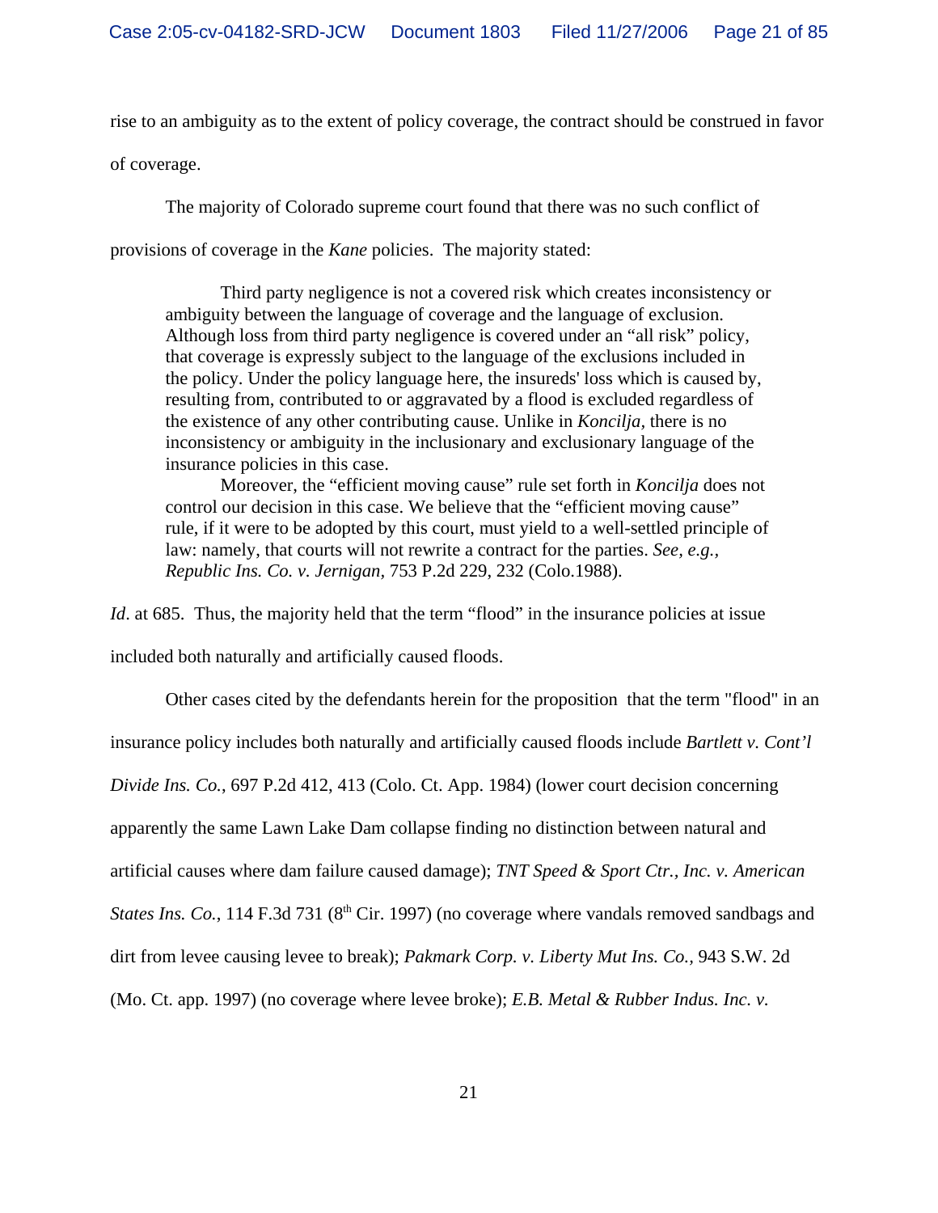rise to an ambiguity as to the extent of policy coverage, the contract should be construed in favor of coverage.

The majority of Colorado supreme court found that there was no such conflict of provisions of coverage in the *Kane* policies. The majority stated:

> Third party negligence is not a covered risk which creates inconsistency or ambiguity between the language of coverage and the language of exclusion. Although loss from third party negligence is covered under an "all risk" policy, that coverage is expressly subject to the language of the exclusions included in the policy. Under the policy language here, the insureds' loss which is caused by, resulting from, contributed to or aggravated by a flood is excluded regardless of the existence of any other contributing cause. Unlike in *Koncilja*, there is no inconsistency or ambiguity in the inclusionary and exclusionary language of the insurance policies in this case.
>
> Moreover, the "efficient moving cause" rule set forth in *Koncilja* does not control our decision in this case. We believe that the "efficient moving cause" rule, if it were to be adopted by this court, must yield to a well-settled principle of law: namely, that courts will not rewrite a contract for the parties. *See, e.g., Republic Ins. Co. v. Jernigan*, 753 P.2d 229, 232 (Colo.1988).

*Id*. at 685. Thus, the majority held that the term "flood" in the insurance policies at issue included both naturally and artificially caused floods.

Other cases cited by the defendants herein for the proposition that the term "flood" in an insurance policy includes both naturally and artificially caused floods include *Bartlett v. Cont'l Divide Ins. Co.*, 697 P.2d 412, 413 (Colo. Ct. App. 1984) (lower court decision concerning apparently the same Lawn Lake Dam collapse finding no distinction between natural and artificial causes where dam failure caused damage); *TNT Speed & Sport Ctr., Inc. v. American States Ins. Co.*, 114 F.3d 731 (8th Cir. 1997) (no coverage where vandals removed sandbags and dirt from levee causing levee to break); *Pakmark Corp. v. Liberty Mut Ins. Co.*, 943 S.W. 2d (Mo. Ct. app. 1997) (no coverage where levee broke); *E.B. Metal & Rubber Indus. Inc. v.*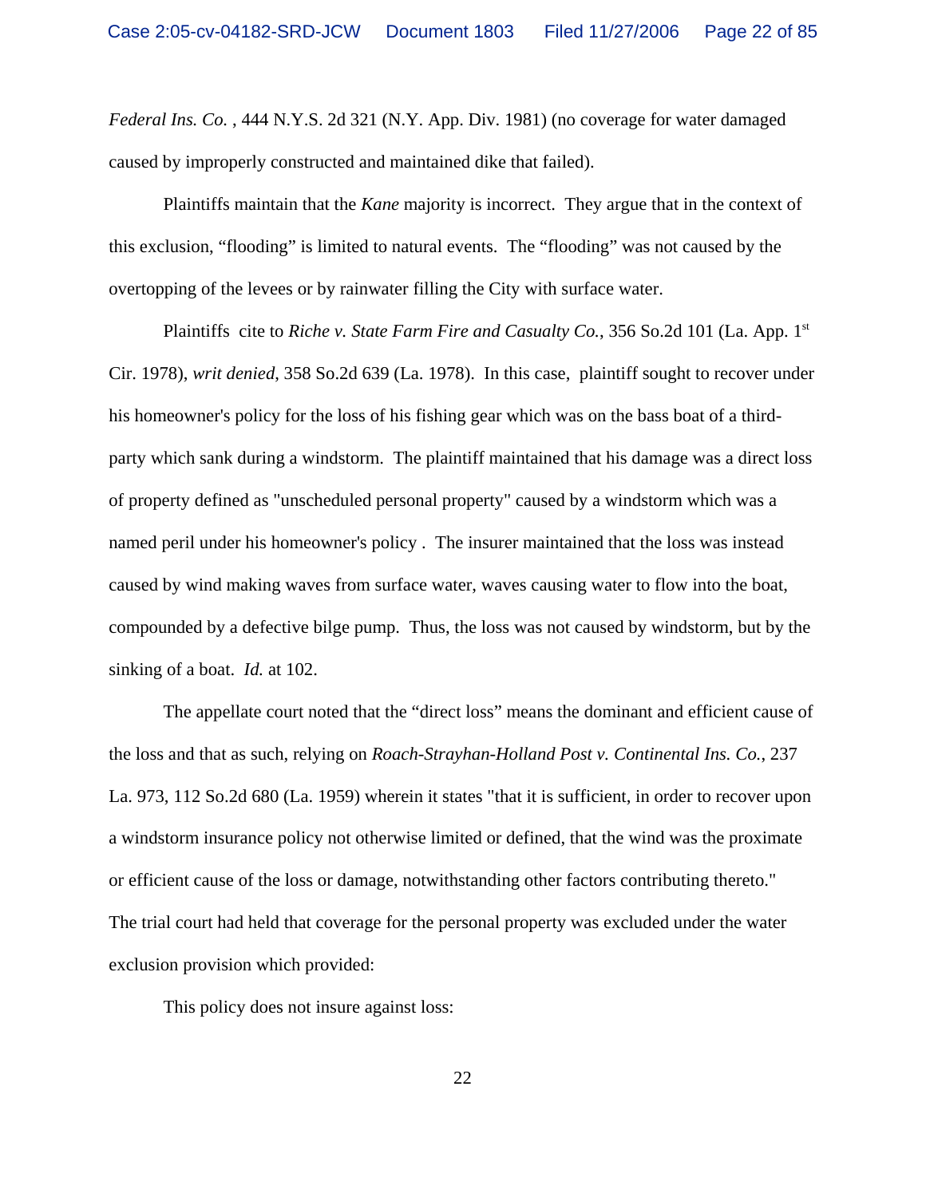*Federal Ins. Co.* , 444 N.Y.S. 2d 321 (N.Y. App. Div. 1981) (no coverage for water damaged caused by improperly constructed and maintained dike that failed).

Plaintiffs maintain that the *Kane* majority is incorrect. They argue that in the context of this exclusion, "flooding" is limited to natural events. The "flooding" was not caused by the overtopping of the levees or by rainwater filling the City with surface water.

Plaintiffs cite to *Riche v. State Farm Fire and Casualty Co.*, 356 So.2d 101 (La. App. 1st Cir. 1978), *writ denied*, 358 So.2d 639 (La. 1978). In this case, plaintiff sought to recover under his homeowner's policy for the loss of his fishing gear which was on the bass boat of a third-party which sank during a windstorm. The plaintiff maintained that his damage was a direct loss of property defined as "unscheduled personal property" caused by a windstorm which was a named peril under his homeowner's policy . The insurer maintained that the loss was instead caused by wind making waves from surface water, waves causing water to flow into the boat, compounded by a defective bilge pump. Thus, the loss was not caused by windstorm, but by the sinking of a boat. *Id.* at 102.

The appellate court noted that the "direct loss" means the dominant and efficient cause of the loss and that as such, relying on *Roach-Strayhan-Holland Post v. Continental Ins. Co.*, 237 La. 973, 112 So.2d 680 (La. 1959) wherein it states "that it is sufficient, in order to recover upon a windstorm insurance policy not otherwise limited or defined, that the wind was the proximate or efficient cause of the loss or damage, notwithstanding other factors contributing thereto." The trial court had held that coverage for the personal property was excluded under the water exclusion provision which provided:

This policy does not insure against loss: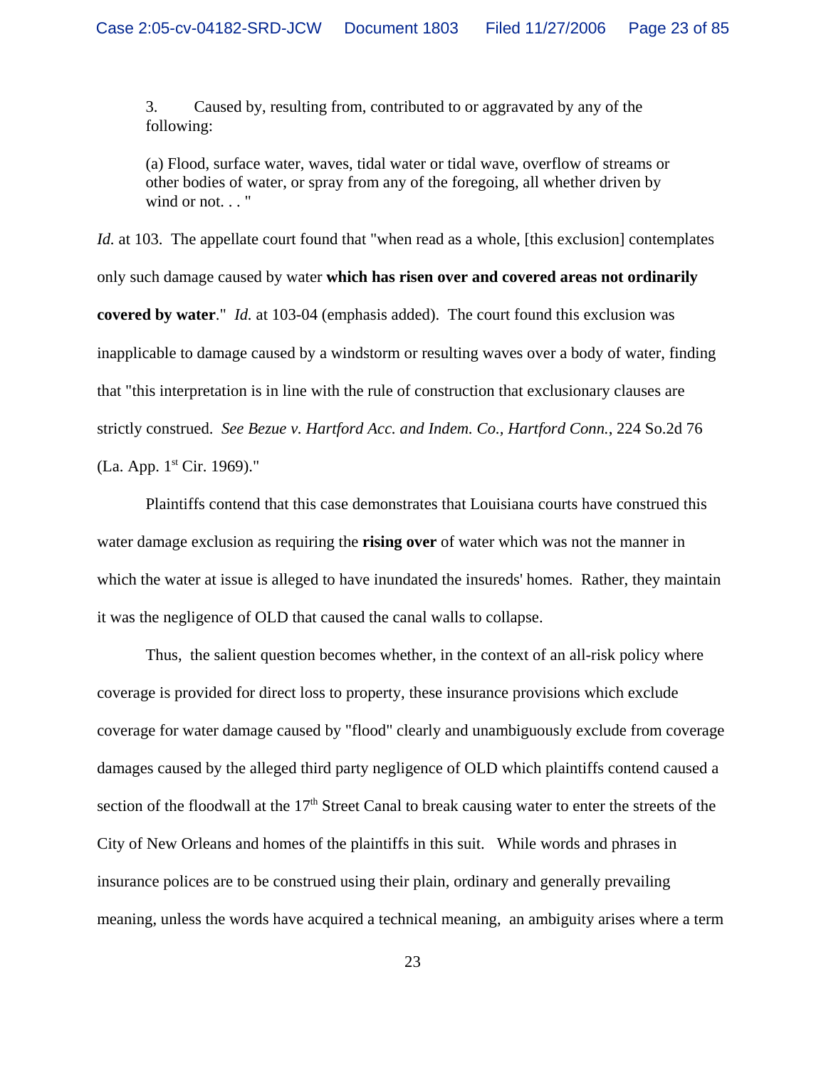3. Caused by, resulting from, contributed to or aggravated by any of the following:

(a) Flood, surface water, waves, tidal water or tidal wave, overflow of streams or other bodies of water, or spray from any of the foregoing, all whether driven by wind or not. . . "

*Id.* at 103. The appellate court found that "when read as a whole, [this exclusion] contemplates only such damage caused by water **which has risen over and covered areas not ordinarily covered by water**." *Id.* at 103-04 (emphasis added). The court found this exclusion was inapplicable to damage caused by a windstorm or resulting waves over a body of water, finding that "this interpretation is in line with the rule of construction that exclusionary clauses are strictly construed. *See Bezue v. Hartford Acc. and Indem. Co., Hartford Conn.*, 224 So.2d 76 (La. App. 1st Cir. 1969)."

Plaintiffs contend that this case demonstrates that Louisiana courts have construed this water damage exclusion as requiring the **rising over** of water which was not the manner in which the water at issue is alleged to have inundated the insureds' homes. Rather, they maintain it was the negligence of OLD that caused the canal walls to collapse.

Thus, the salient question becomes whether, in the context of an all-risk policy where coverage is provided for direct loss to property, these insurance provisions which exclude coverage for water damage caused by "flood" clearly and unambiguously exclude from coverage damages caused by the alleged third party negligence of OLD which plaintiffs contend caused a section of the floodwall at the 17th Street Canal to break causing water to enter the streets of the City of New Orleans and homes of the plaintiffs in this suit. While words and phrases in insurance polices are to be construed using their plain, ordinary and generally prevailing meaning, unless the words have acquired a technical meaning, an ambiguity arises where a term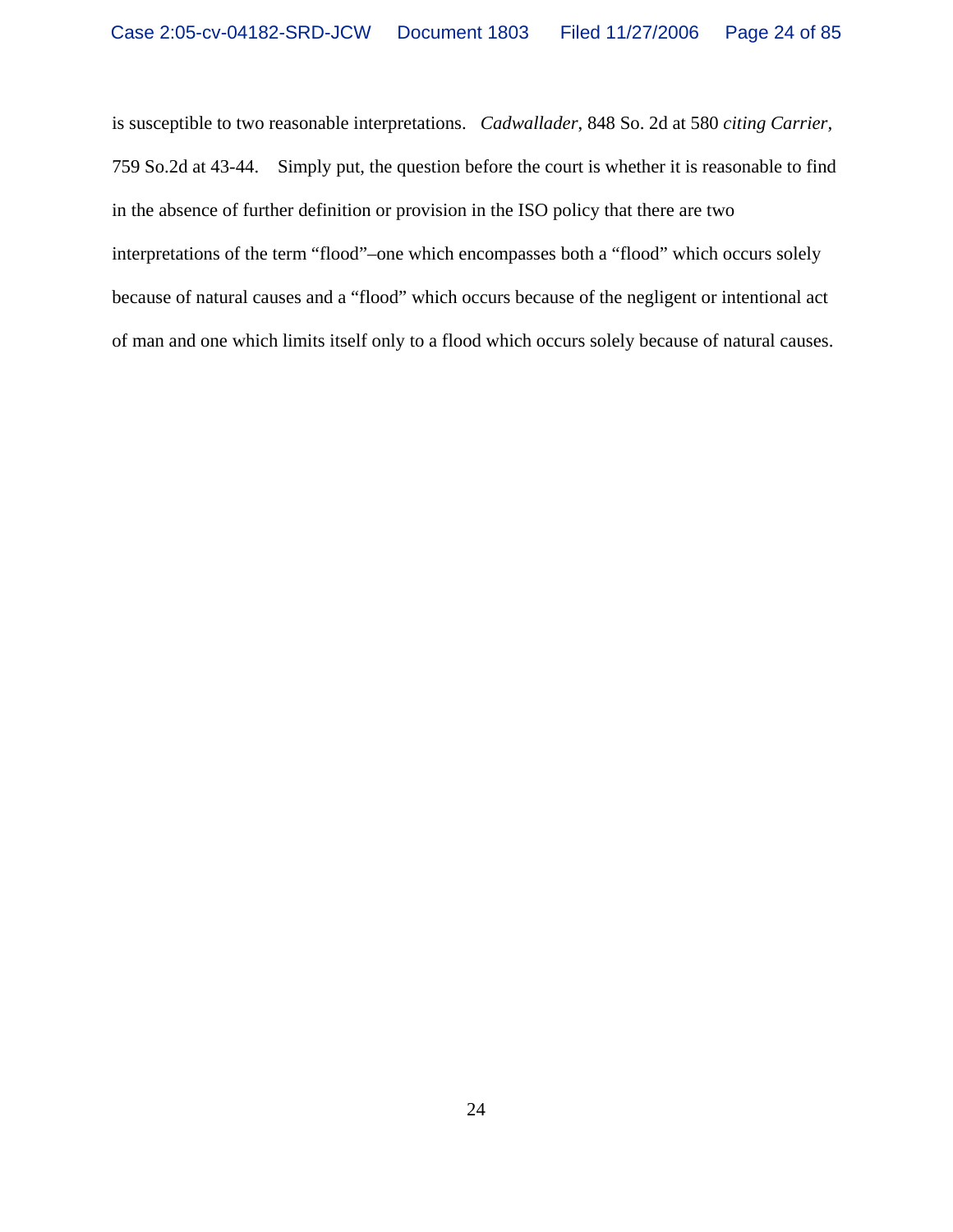is susceptible to two reasonable interpretations. *Cadwallader*, 848 So. 2d at 580 *citing Carrier*, 759 So.2d at 43-44. Simply put, the question before the court is whether it is reasonable to find in the absence of further definition or provision in the ISO policy that there are two interpretations of the term "flood"–one which encompasses both a "flood" which occurs solely because of natural causes and a "flood" which occurs because of the negligent or intentional act of man and one which limits itself only to a flood which occurs solely because of natural causes.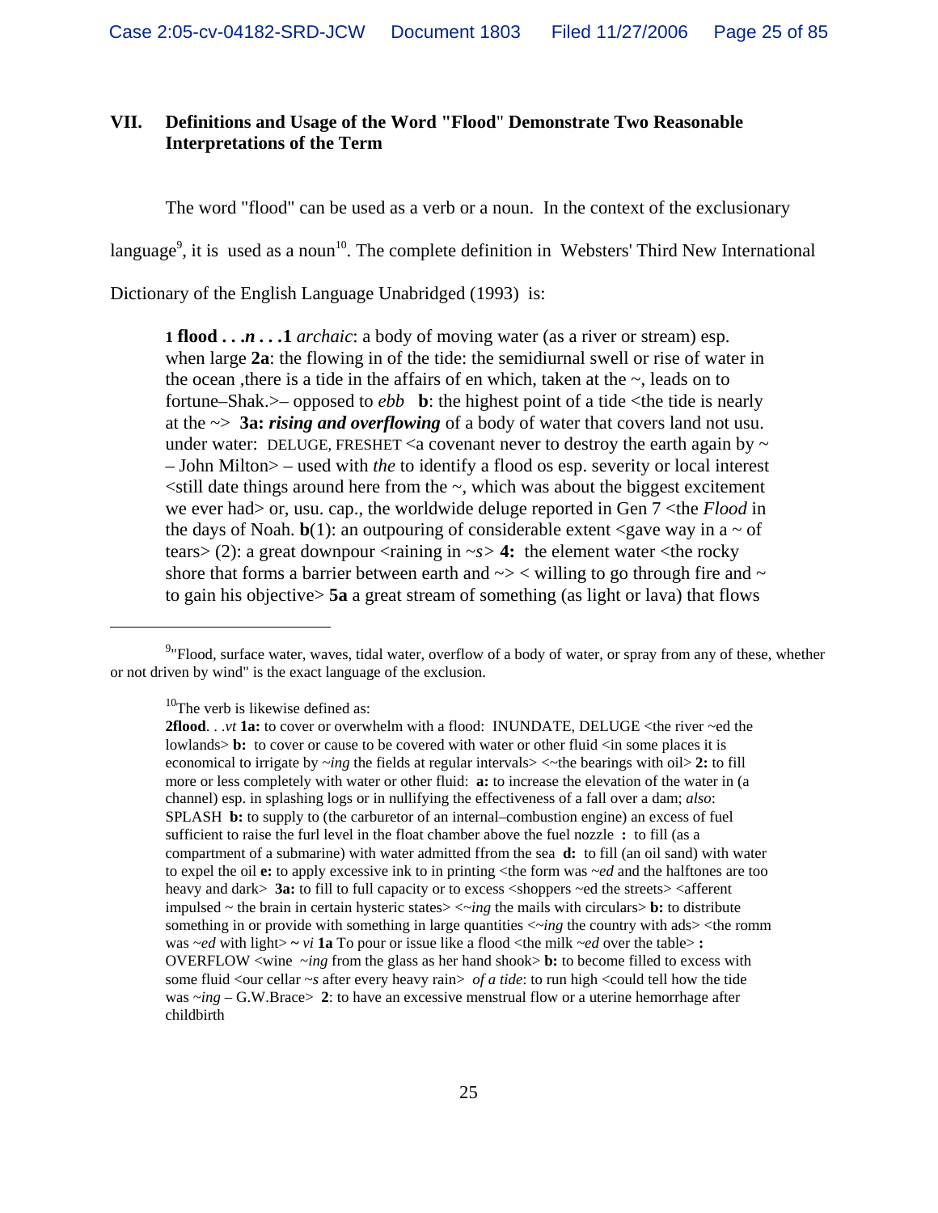## VII. Definitions and Usage of the Word "Flood" Demonstrate Two Reasonable Interpretations of the Term

The word "flood" can be used as a verb or a noun. In the context of the exclusionary language[9], it is used as a noun[10]. The complete definition in Websters' Third New International Dictionary of the English Language Unabridged (1993) is:

> **1 flood . . .*n* . . .1** *archaic*: a body of moving water (as a river or stream) esp. when large **2a**: the flowing in of the tide: the semidiurnal swell or rise of water in the ocean ,there is a tide in the affairs of en which, taken at the ~, leads on to fortune–Shak.>– opposed to *ebb* **b**: the highest point of a tide <the tide is nearly at the ~> **3a:** ***rising and overflowing*** of a body of water that covers land not usu. under water: DELUGE, FRESHET <a covenant never to destroy the earth again by ~ – John Milton> – used with *the* to identify a flood os esp. severity or local interest <still date things around here from the ~, which was about the biggest excitement we ever had> or, usu. cap., the worldwide deluge reported in Gen 7 <the *Flood* in the days of Noah. **b**(1): an outpouring of considerable extent <gave way in a ~ of tears> (2): a great downpour <raining in ~*s*> **4:** the element water <the rocky shore that forms a barrier between earth and ~> < willing to go through fire and ~ to gain his objective> **5a** a great stream of something (as light or lava) that flows

---

[9]"Flood, surface water, waves, tidal water, overflow of a body of water, or spray from any of these, whether or not driven by wind" is the exact language of the exclusion.

[10]The verb is likewise defined as:

> **2flood**. . .*vt* **1a:** to cover or overwhelm with a flood: INUNDATE, DELUGE <the river ~ed the lowlands> **b:** to cover or cause to be covered with water or other fluid <in some places it is economical to irrigate by ~*ing* the fields at regular intervals> <~the bearings with oil> **2:** to fill more or less completely with water or other fluid: **a:** to increase the elevation of the water in (a channel) esp. in splashing logs or in nullifying the effectiveness of a fall over a dam; *also*: SPLASH **b:** to supply to (the carburetor of an internal–combustion engine) an excess of fuel sufficient to raise the furl level in the float chamber above the fuel nozzle **:** to fill (as a compartment of a submarine) with water admitted ffrom the sea **d:** to fill (an oil sand) with water to expel the oil **e:** to apply excessive ink to in printing <the form was ~*ed* and the halftones are too heavy and dark> **3a:** to fill to full capacity or to excess <shoppers ~ed the streets> <afferent impulsed ~ the brain in certain hysteric states> <~*ing* the mails with circulars> **b:** to distribute something in or provide with something in large quantities <~*ing* the country with ads> <the romm was ~*ed* with light> **~** *vi* **1a** To pour or issue like a flood <the milk ~*ed* over the table> **:** OVERFLOW <wine ~*ing* from the glass as her hand shook> **b:** to become filled to excess with some fluid <our cellar ~*s* after every heavy rain> *of a tide*: to run high <could tell how the tide was ~*ing* – G.W.Brace> **2**: to have an excessive menstrual flow or a uterine hemorrhage after childbirth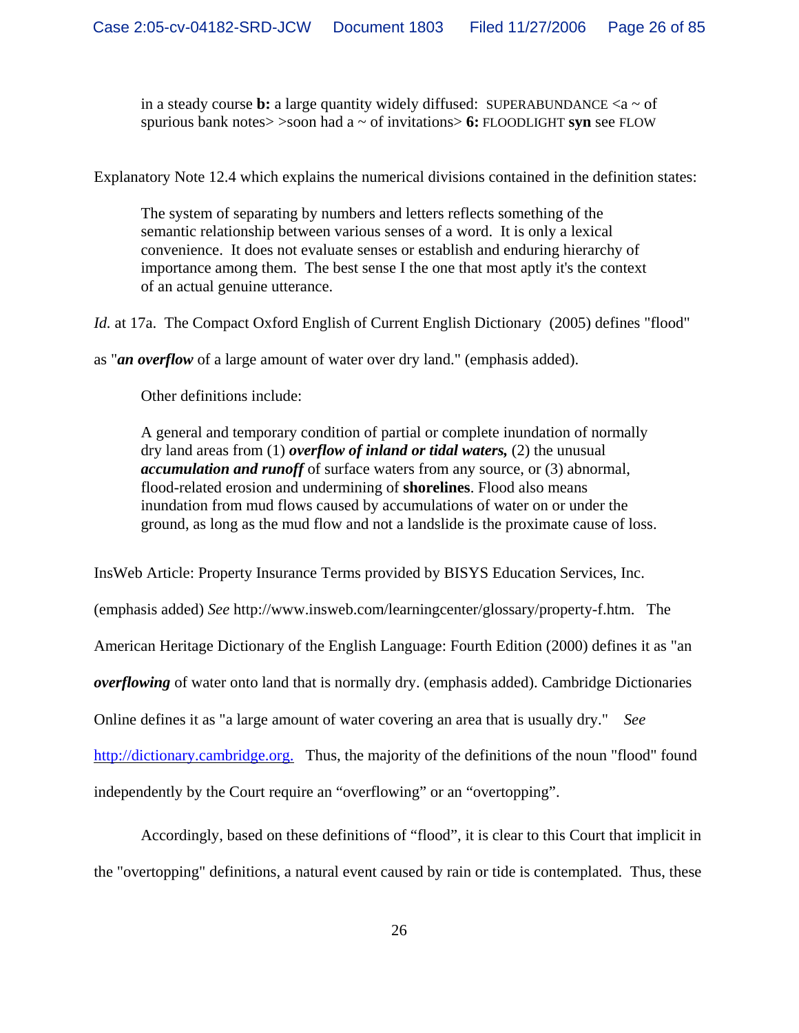> in a steady course **b:** a large quantity widely diffused: SUPERABUNDANCE <a ~ of spurious bank notes> >soon had a ~ of invitations> **6:** FLOODLIGHT **syn** see FLOW

Explanatory Note 12.4 which explains the numerical divisions contained in the definition states:

> The system of separating by numbers and letters reflects something of the semantic relationship between various senses of a word. It is only a lexical convenience. It does not evaluate senses or establish and enduring hierarchy of importance among them. The best sense I the one that most aptly it's the context of an actual genuine utterance.

*Id.* at 17a. The Compact Oxford English of Current English Dictionary (2005) defines "flood" as "***an overflow*** of a large amount of water over dry land." (emphasis added).

Other definitions include:

> A general and temporary condition of partial or complete inundation of normally dry land areas from (1) ***overflow of inland or tidal waters,*** (2) the unusual ***accumulation and runoff*** of surface waters from any source, or (3) abnormal, flood-related erosion and undermining of **shorelines**. Flood also means inundation from mud flows caused by accumulations of water on or under the ground, as long as the mud flow and not a landslide is the proximate cause of loss.

InsWeb Article: Property Insurance Terms provided by BISYS Education Services, Inc. (emphasis added) *See* http://www.insweb.com/learningcenter/glossary/property-f.htm. The American Heritage Dictionary of the English Language: Fourth Edition (2000) defines it as "an ***overflowing*** of water onto land that is normally dry. (emphasis added). Cambridge Dictionaries Online defines it as "a large amount of water covering an area that is usually dry." *See* http://dictionary.cambridge.org. Thus, the majority of the definitions of the noun "flood" found independently by the Court require an "overflowing" or an "overtopping".

Accordingly, based on these definitions of "flood", it is clear to this Court that implicit in the "overtopping" definitions, a natural event caused by rain or tide is contemplated. Thus, these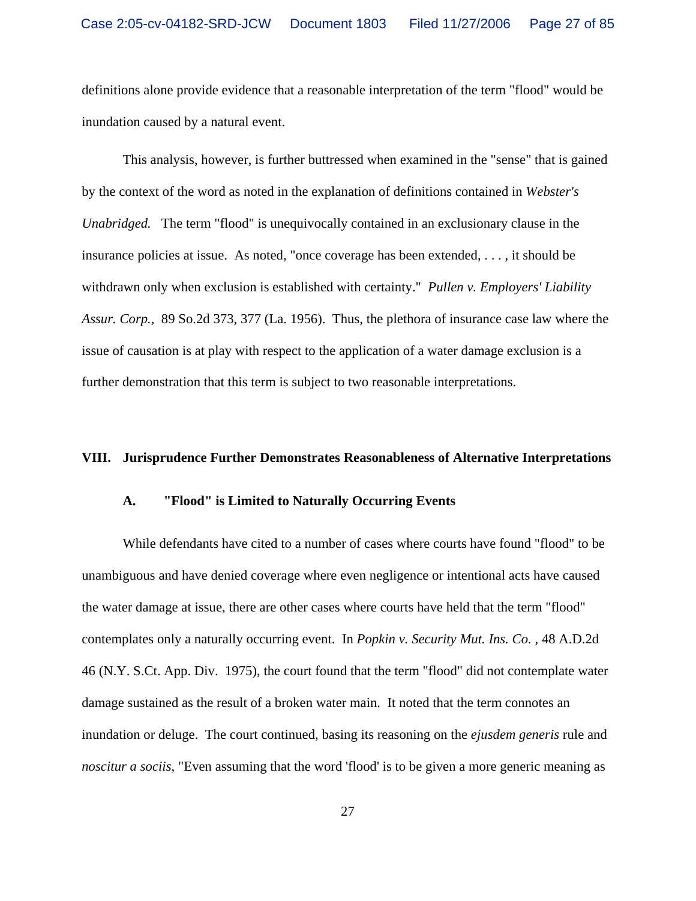definitions alone provide evidence that a reasonable interpretation of the term "flood" would be inundation caused by a natural event.

This analysis, however, is further buttressed when examined in the "sense" that is gained by the context of the word as noted in the explanation of definitions contained in *Webster's Unabridged.* The term "flood" is unequivocally contained in an exclusionary clause in the insurance policies at issue. As noted, "once coverage has been extended, . . . , it should be withdrawn only when exclusion is established with certainty." *Pullen v. Employers' Liability Assur. Corp.,* 89 So.2d 373, 377 (La. 1956). Thus, the plethora of insurance case law where the issue of causation is at play with respect to the application of a water damage exclusion is a further demonstration that this term is subject to two reasonable interpretations.

## VIII. Jurisprudence Further Demonstrates Reasonableness of Alternative Interpretations

### A. "Flood" is Limited to Naturally Occurring Events

While defendants have cited to a number of cases where courts have found "flood" to be unambiguous and have denied coverage where even negligence or intentional acts have caused the water damage at issue, there are other cases where courts have held that the term "flood" contemplates only a naturally occurring event. In *Popkin v. Security Mut. Ins. Co.* , 48 A.D.2d 46 (N.Y. S.Ct. App. Div. 1975), the court found that the term "flood" did not contemplate water damage sustained as the result of a broken water main. It noted that the term connotes an inundation or deluge. The court continued, basing its reasoning on the *ejusdem generis* rule and *noscitur a sociis*, "Even assuming that the word 'flood' is to be given a more generic meaning as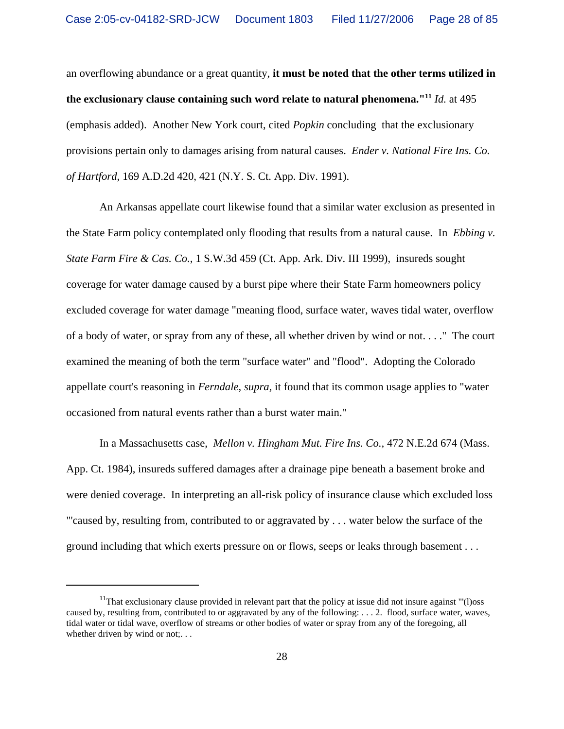an overflowing abundance or a great quantity, **it must be noted that the other terms utilized in the exclusionary clause containing such word relate to natural phenomena."**[11] *Id.* at 495 (emphasis added). Another New York court, cited *Popkin* concluding that the exclusionary provisions pertain only to damages arising from natural causes. *Ender v. National Fire Ins. Co. of Hartford*, 169 A.D.2d 420, 421 (N.Y. S. Ct. App. Div. 1991).

An Arkansas appellate court likewise found that a similar water exclusion as presented in the State Farm policy contemplated only flooding that results from a natural cause. In *Ebbing v. State Farm Fire & Cas. Co.*, 1 S.W.3d 459 (Ct. App. Ark. Div. III 1999), insureds sought coverage for water damage caused by a burst pipe where their State Farm homeowners policy excluded coverage for water damage "meaning flood, surface water, waves tidal water, overflow of a body of water, or spray from any of these, all whether driven by wind or not. . . ." The court examined the meaning of both the term "surface water" and "flood". Adopting the Colorado appellate court's reasoning in *Ferndale*, *supra,* it found that its common usage applies to "water occasioned from natural events rather than a burst water main."

In a Massachusetts case, *Mellon v. Hingham Mut. Fire Ins. Co.*, 472 N.E.2d 674 (Mass. App. Ct. 1984), insureds suffered damages after a drainage pipe beneath a basement broke and were denied coverage. In interpreting an all-risk policy of insurance clause which excluded loss "'caused by, resulting from, contributed to or aggravated by . . . water below the surface of the ground including that which exerts pressure on or flows, seeps or leaks through basement . . .

---

[11] That exclusionary clause provided in relevant part that the policy at issue did not insure against "'(l)oss caused by, resulting from, contributed to or aggravated by any of the following: . . . 2. flood, surface water, waves, tidal water or tidal wave, overflow of streams or other bodies of water or spray from any of the foregoing, all whether driven by wind or not;. . .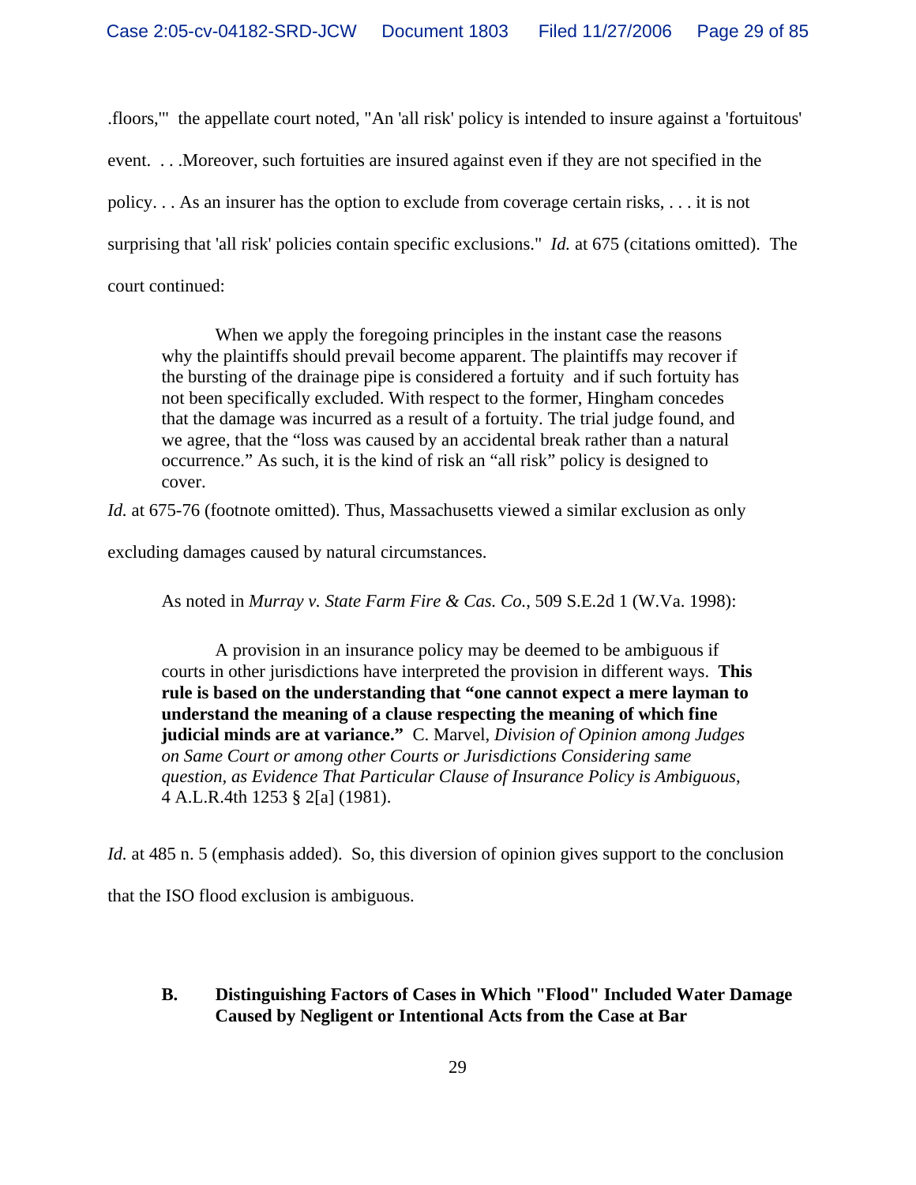.floors,'" the appellate court noted, "An 'all risk' policy is intended to insure against a 'fortuitous' event. . . .Moreover, such fortuities are insured against even if they are not specified in the policy. . . As an insurer has the option to exclude from coverage certain risks, . . . it is not surprising that 'all risk' policies contain specific exclusions." *Id.* at 675 (citations omitted). The court continued:

> When we apply the foregoing principles in the instant case the reasons why the plaintiffs should prevail become apparent. The plaintiffs may recover if the bursting of the drainage pipe is considered a fortuity and if such fortuity has not been specifically excluded. With respect to the former, Hingham concedes that the damage was incurred as a result of a fortuity. The trial judge found, and we agree, that the "loss was caused by an accidental break rather than a natural occurrence." As such, it is the kind of risk an "all risk" policy is designed to cover.

*Id.* at 675-76 (footnote omitted). Thus, Massachusetts viewed a similar exclusion as only excluding damages caused by natural circumstances.

As noted in *Murray v. State Farm Fire & Cas. Co.*, 509 S.E.2d 1 (W.Va. 1998):

> A provision in an insurance policy may be deemed to be ambiguous if courts in other jurisdictions have interpreted the provision in different ways. **This rule is based on the understanding that "one cannot expect a mere layman to understand the meaning of a clause respecting the meaning of which fine judicial minds are at variance."** C. Marvel, *Division of Opinion among Judges on Same Court or among other Courts or Jurisdictions Considering same question, as Evidence That Particular Clause of Insurance Policy is Ambiguous*, 4 A.L.R.4th 1253 § 2[a] (1981).

*Id.* at 485 n. 5 (emphasis added). So, this diversion of opinion gives support to the conclusion that the ISO flood exclusion is ambiguous.

### B. Distinguishing Factors of Cases in Which "Flood" Included Water Damage Caused by Negligent or Intentional Acts from the Case at Bar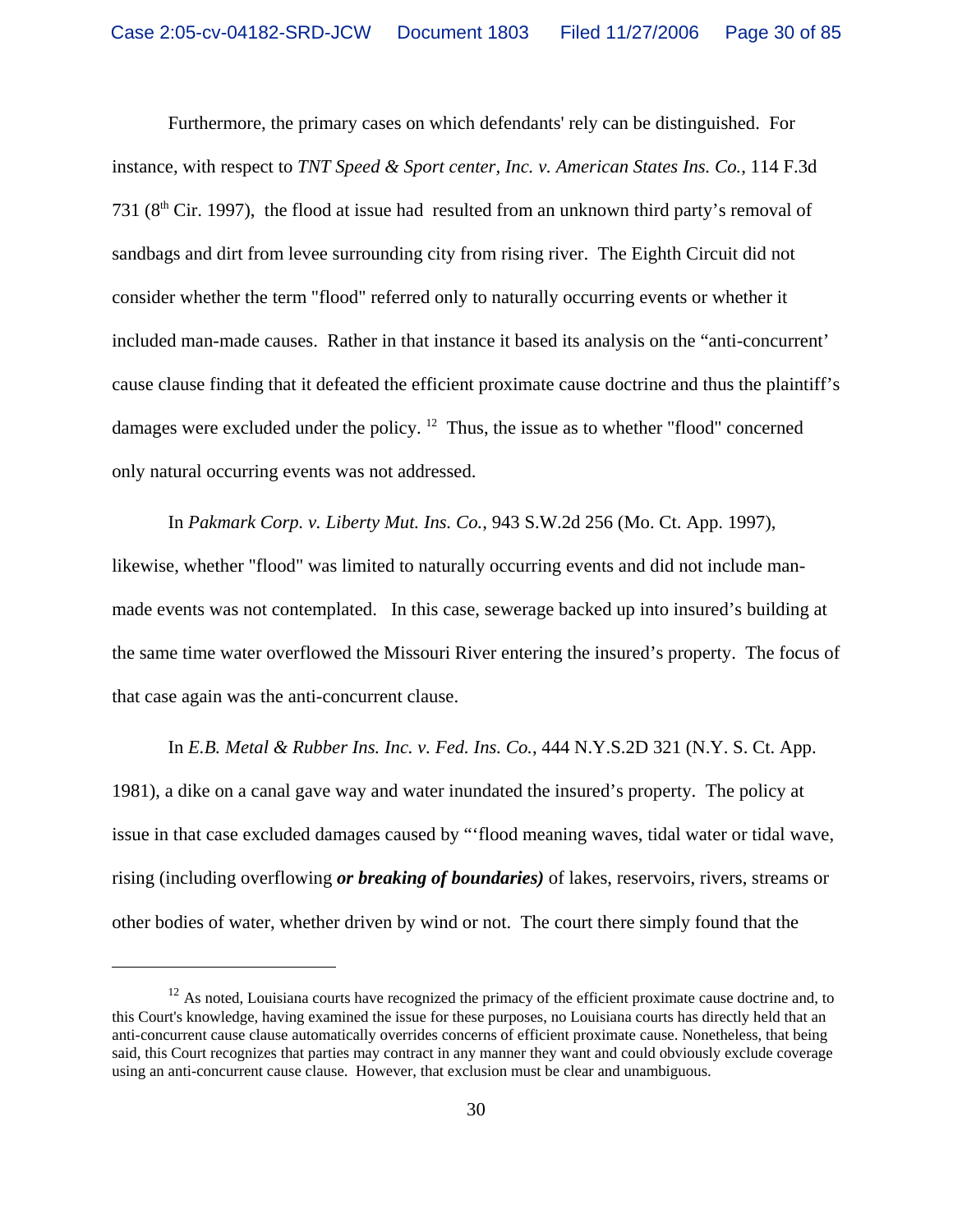Furthermore, the primary cases on which defendants' rely can be distinguished. For instance, with respect to *TNT Speed & Sport center, Inc. v. American States Ins. Co.*, 114 F.3d 731 (8th Cir. 1997), the flood at issue had resulted from an unknown third party's removal of sandbags and dirt from levee surrounding city from rising river. The Eighth Circuit did not consider whether the term "flood" referred only to naturally occurring events or whether it included man-made causes. Rather in that instance it based its analysis on the "anti-concurrent' cause clause finding that it defeated the efficient proximate cause doctrine and thus the plaintiff's damages were excluded under the policy. [12] Thus, the issue as to whether "flood" concerned only natural occurring events was not addressed.

In *Pakmark Corp. v. Liberty Mut. Ins. Co.*, 943 S.W.2d 256 (Mo. Ct. App. 1997), likewise, whether "flood" was limited to naturally occurring events and did not include man-made events was not contemplated. In this case, sewerage backed up into insured's building at the same time water overflowed the Missouri River entering the insured's property. The focus of that case again was the anti-concurrent clause.

In *E.B. Metal & Rubber Ins. Inc. v. Fed. Ins. Co.*, 444 N.Y.S.2D 321 (N.Y. S. Ct. App. 1981), a dike on a canal gave way and water inundated the insured's property. The policy at issue in that case excluded damages caused by "'flood meaning waves, tidal water or tidal wave, rising (including overflowing ***or breaking of boundaries)*** of lakes, reservoirs, rivers, streams or other bodies of water, whether driven by wind or not. The court there simply found that the

---

[12] As noted, Louisiana courts have recognized the primacy of the efficient proximate cause doctrine and, to this Court's knowledge, having examined the issue for these purposes, no Louisiana courts has directly held that an anti-concurrent cause clause automatically overrides concerns of efficient proximate cause. Nonetheless, that being said, this Court recognizes that parties may contract in any manner they want and could obviously exclude coverage using an anti-concurrent cause clause. However, that exclusion must be clear and unambiguous.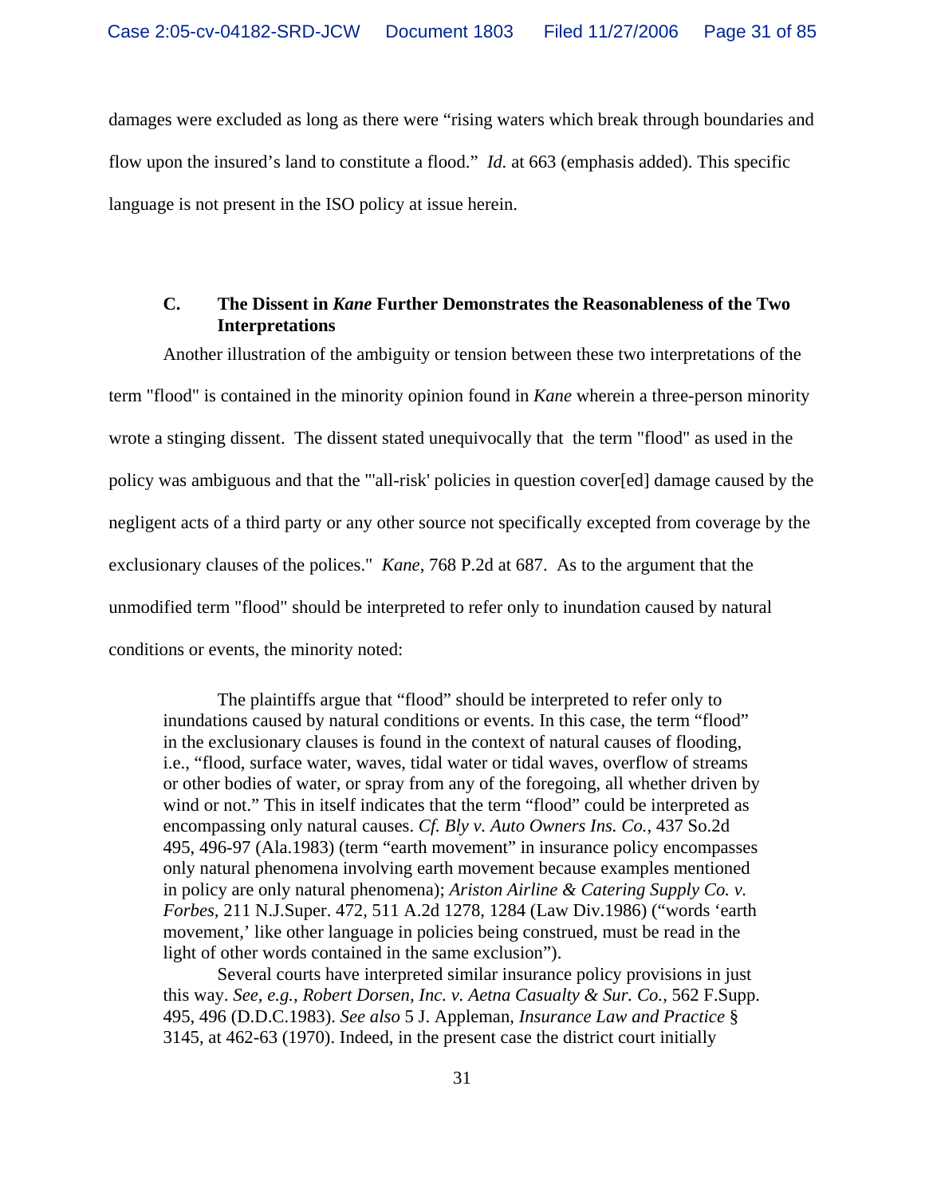damages were excluded as long as there were "rising waters which break through boundaries and flow upon the insured's land to constitute a flood." *Id.* at 663 (emphasis added). This specific language is not present in the ISO policy at issue herein.

### C. The Dissent in *Kane* Further Demonstrates the Reasonableness of the Two Interpretations

Another illustration of the ambiguity or tension between these two interpretations of the term "flood" is contained in the minority opinion found in *Kane* wherein a three-person minority wrote a stinging dissent. The dissent stated unequivocally that the term "flood" as used in the policy was ambiguous and that the "'all-risk' policies in question cover[ed] damage caused by the negligent acts of a third party or any other source not specifically excepted from coverage by the exclusionary clauses of the polices." *Kane*, 768 P.2d at 687. As to the argument that the unmodified term "flood" should be interpreted to refer only to inundation caused by natural conditions or events, the minority noted:

> The plaintiffs argue that "flood" should be interpreted to refer only to inundations caused by natural conditions or events. In this case, the term "flood" in the exclusionary clauses is found in the context of natural causes of flooding, i.e., "flood, surface water, waves, tidal water or tidal waves, overflow of streams or other bodies of water, or spray from any of the foregoing, all whether driven by wind or not." This in itself indicates that the term "flood" could be interpreted as encompassing only natural causes. *Cf. Bly v. Auto Owners Ins. Co.,* 437 So.2d 495, 496-97 (Ala.1983) (term "earth movement" in insurance policy encompasses only natural phenomena involving earth movement because examples mentioned in policy are only natural phenomena); *Ariston Airline & Catering Supply Co. v. Forbes,* 211 N.J.Super. 472, 511 A.2d 1278, 1284 (Law Div.1986) ("words 'earth movement,' like other language in policies being construed, must be read in the light of other words contained in the same exclusion").
>
> Several courts have interpreted similar insurance policy provisions in just this way. *See, e.g., Robert Dorsen, Inc. v. Aetna Casualty & Sur. Co.,* 562 F.Supp. 495, 496 (D.D.C.1983). *See also* 5 J. Appleman, *Insurance Law and Practice* § 3145, at 462-63 (1970). Indeed, in the present case the district court initially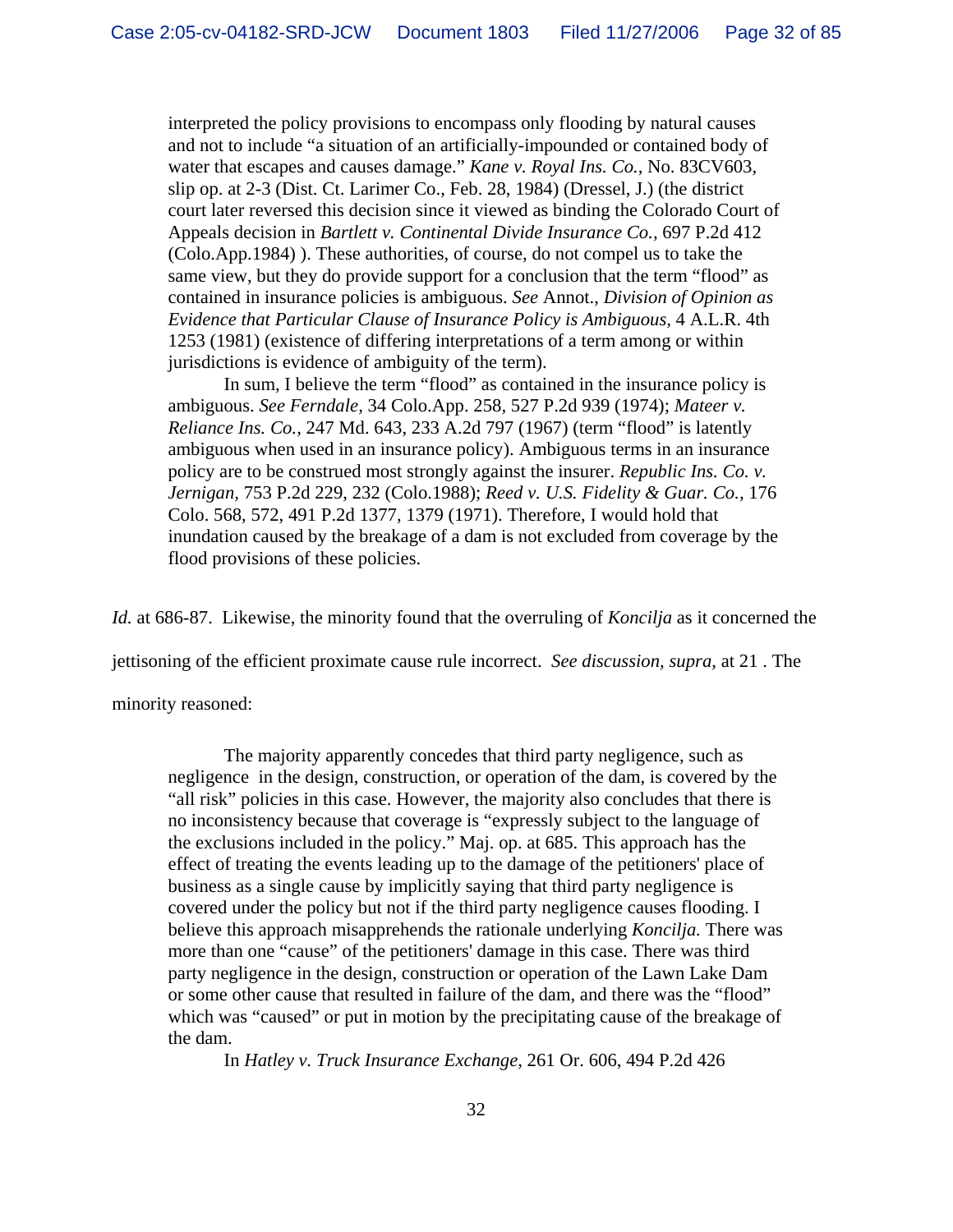> interpreted the policy provisions to encompass only flooding by natural causes and not to include "a situation of an artificially-impounded or contained body of water that escapes and causes damage." *Kane v. Royal Ins. Co.,* No. 83CV603, slip op. at 2-3 (Dist. Ct. Larimer Co., Feb. 28, 1984) (Dressel, J.) (the district court later reversed this decision since it viewed as binding the Colorado Court of Appeals decision in *Bartlett v. Continental Divide Insurance Co.,* 697 P.2d 412 (Colo.App.1984) ). These authorities, of course, do not compel us to take the same view, but they do provide support for a conclusion that the term "flood" as contained in insurance policies is ambiguous. *See* Annot., *Division of Opinion as Evidence that Particular Clause of Insurance Policy is Ambiguous,* 4 A.L.R. 4th 1253 (1981) (existence of differing interpretations of a term among or within jurisdictions is evidence of ambiguity of the term).
>
> In sum, I believe the term "flood" as contained in the insurance policy is ambiguous. *See Ferndale,* 34 Colo.App. 258, 527 P.2d 939 (1974); *Mateer v. Reliance Ins. Co.,* 247 Md. 643, 233 A.2d 797 (1967) (term "flood" is latently ambiguous when used in an insurance policy). Ambiguous terms in an insurance policy are to be construed most strongly against the insurer. *Republic Ins. Co. v. Jernigan,* 753 P.2d 229, 232 (Colo.1988); *Reed v. U.S. Fidelity & Guar. Co.,* 176 Colo. 568, 572, 491 P.2d 1377, 1379 (1971). Therefore, I would hold that inundation caused by the breakage of a dam is not excluded from coverage by the flood provisions of these policies.

*Id.* at 686-87. Likewise, the minority found that the overruling of *Koncilja* as it concerned the jettisoning of the efficient proximate cause rule incorrect. *See discussion, supra,* at 21 . The minority reasoned:

> The majority apparently concedes that third party negligence, such as negligence in the design, construction, or operation of the dam, is covered by the "all risk" policies in this case. However, the majority also concludes that there is no inconsistency because that coverage is "expressly subject to the language of the exclusions included in the policy." Maj. op. at 685. This approach has the effect of treating the events leading up to the damage of the petitioners' place of business as a single cause by implicitly saying that third party negligence is covered under the policy but not if the third party negligence causes flooding. I believe this approach misapprehends the rationale underlying *Koncilja.* There was more than one "cause" of the petitioners' damage in this case. There was third party negligence in the design, construction or operation of the Lawn Lake Dam or some other cause that resulted in failure of the dam, and there was the "flood" which was "caused" or put in motion by the precipitating cause of the breakage of the dam.
>
> In *Hatley v. Truck Insurance Exchange,* 261 Or. 606, 494 P.2d 426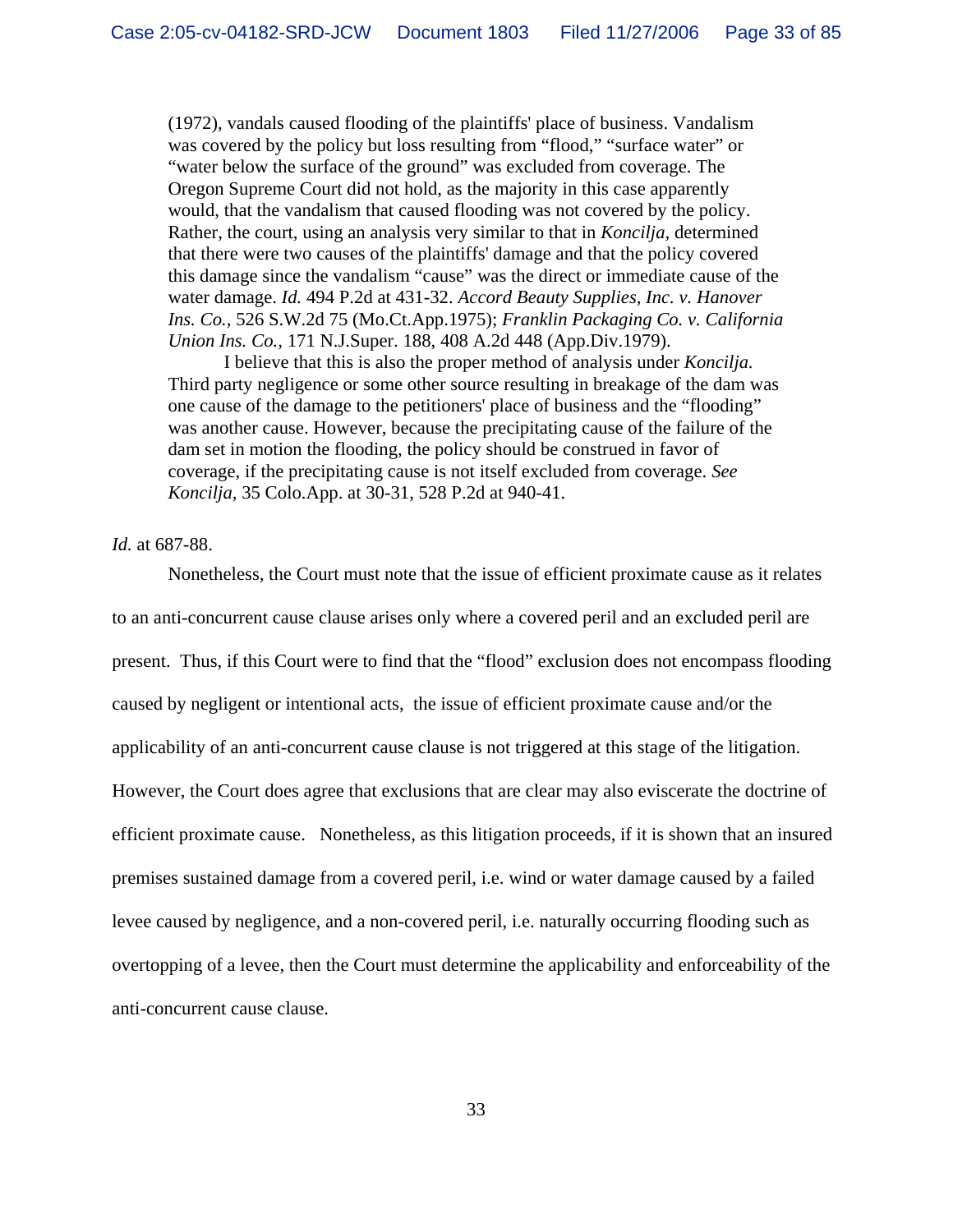> (1972), vandals caused flooding of the plaintiffs' place of business. Vandalism was covered by the policy but loss resulting from "flood," "surface water" or "water below the surface of the ground" was excluded from coverage. The Oregon Supreme Court did not hold, as the majority in this case apparently would, that the vandalism that caused flooding was not covered by the policy. Rather, the court, using an analysis very similar to that in *Koncilja,* determined that there were two causes of the plaintiffs' damage and that the policy covered this damage since the vandalism "cause" was the direct or immediate cause of the water damage. *Id.* 494 P.2d at 431-32. *Accord Beauty Supplies, Inc. v. Hanover Ins. Co.,* 526 S.W.2d 75 (Mo.Ct.App.1975); *Franklin Packaging Co. v. California Union Ins. Co.,* 171 N.J.Super. 188, 408 A.2d 448 (App.Div.1979).
>
> I believe that this is also the proper method of analysis under *Koncilja.* Third party negligence or some other source resulting in breakage of the dam was one cause of the damage to the petitioners' place of business and the "flooding" was another cause. However, because the precipitating cause of the failure of the dam set in motion the flooding, the policy should be construed in favor of coverage, if the precipitating cause is not itself excluded from coverage. *See Koncilja*, 35 Colo.App. at 30-31, 528 P.2d at 940-41.

*Id.* at 687-88.

Nonetheless, the Court must note that the issue of efficient proximate cause as it relates to an anti-concurrent cause clause arises only where a covered peril and an excluded peril are present. Thus, if this Court were to find that the "flood" exclusion does not encompass flooding caused by negligent or intentional acts, the issue of efficient proximate cause and/or the applicability of an anti-concurrent cause clause is not triggered at this stage of the litigation. However, the Court does agree that exclusions that are clear may also eviscerate the doctrine of efficient proximate cause. Nonetheless, as this litigation proceeds, if it is shown that an insured premises sustained damage from a covered peril, i.e. wind or water damage caused by a failed levee caused by negligence, and a non-covered peril, i.e. naturally occurring flooding such as overtopping of a levee, then the Court must determine the applicability and enforceability of the anti-concurrent cause clause.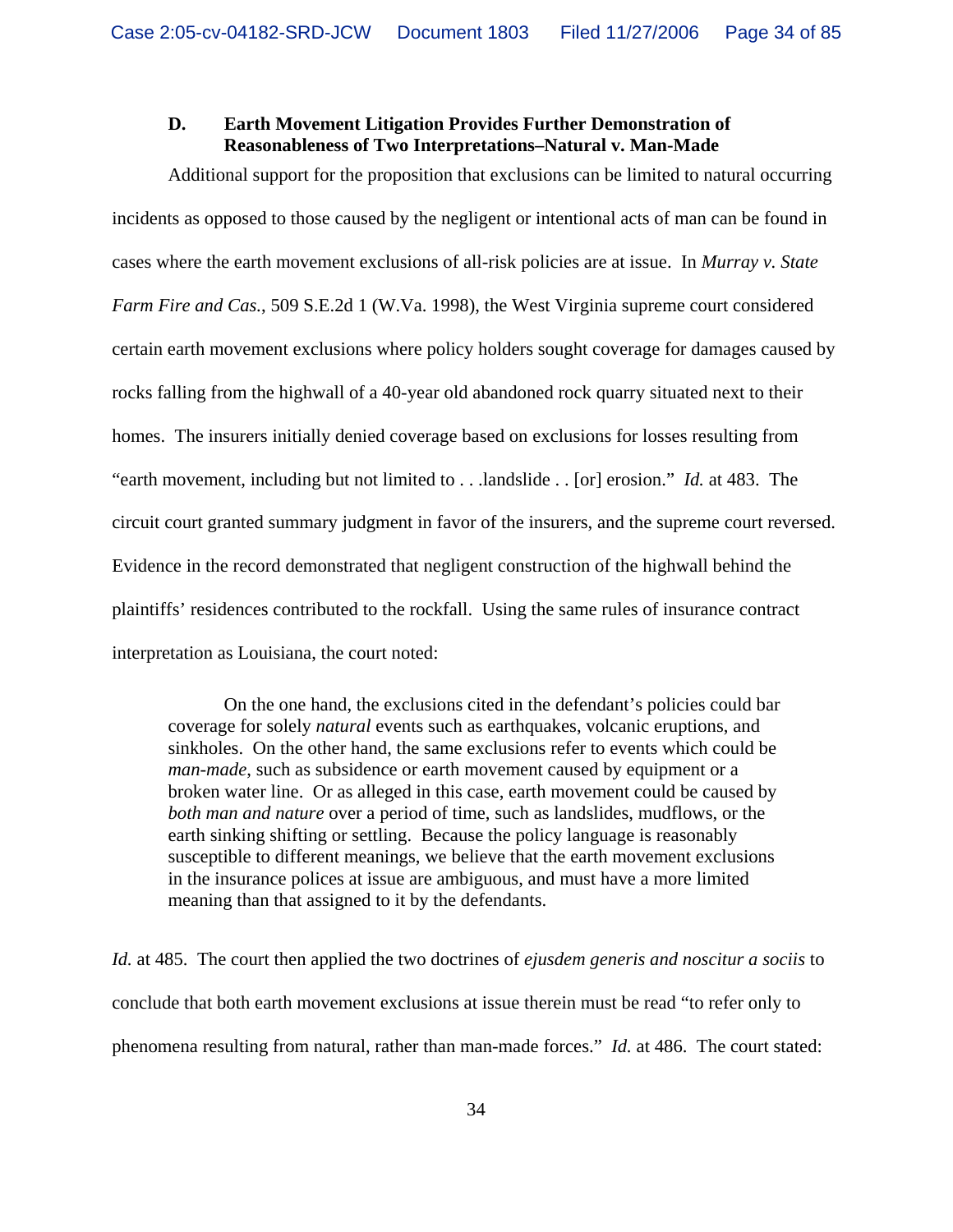### D. Earth Movement Litigation Provides Further Demonstration of Reasonableness of Two Interpretations–Natural v. Man-Made

Additional support for the proposition that exclusions can be limited to natural occurring incidents as opposed to those caused by the negligent or intentional acts of man can be found in cases where the earth movement exclusions of all-risk policies are at issue. In *Murray v. State Farm Fire and Cas.*, 509 S.E.2d 1 (W.Va. 1998), the West Virginia supreme court considered certain earth movement exclusions where policy holders sought coverage for damages caused by rocks falling from the highwall of a 40-year old abandoned rock quarry situated next to their homes. The insurers initially denied coverage based on exclusions for losses resulting from "earth movement, including but not limited to . . .landslide . . [or] erosion." *Id.* at 483. The circuit court granted summary judgment in favor of the insurers, and the supreme court reversed. Evidence in the record demonstrated that negligent construction of the highwall behind the plaintiffs' residences contributed to the rockfall. Using the same rules of insurance contract interpretation as Louisiana, the court noted:

> On the one hand, the exclusions cited in the defendant's policies could bar coverage for solely *natural* events such as earthquakes, volcanic eruptions, and sinkholes. On the other hand, the same exclusions refer to events which could be *man-made*, such as subsidence or earth movement caused by equipment or a broken water line. Or as alleged in this case, earth movement could be caused by *both man and nature* over a period of time, such as landslides, mudflows, or the earth sinking shifting or settling. Because the policy language is reasonably susceptible to different meanings, we believe that the earth movement exclusions in the insurance polices at issue are ambiguous, and must have a more limited meaning than that assigned to it by the defendants.

*Id.* at 485. The court then applied the two doctrines of *ejusdem generis and noscitur a sociis* to conclude that both earth movement exclusions at issue therein must be read "to refer only to phenomena resulting from natural, rather than man-made forces." *Id.* at 486. The court stated: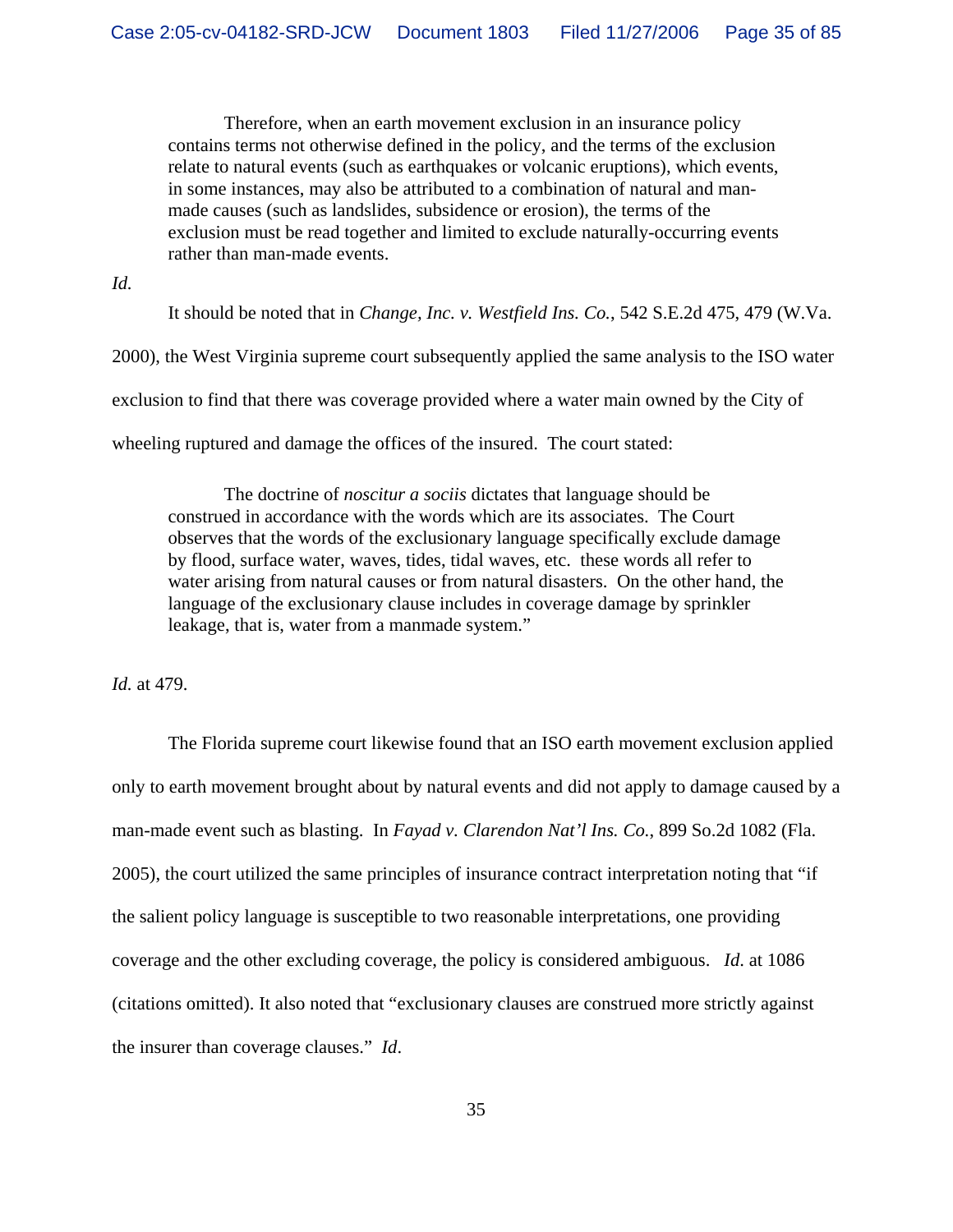> Therefore, when an earth movement exclusion in an insurance policy contains terms not otherwise defined in the policy, and the terms of the exclusion relate to natural events (such as earthquakes or volcanic eruptions), which events, in some instances, may also be attributed to a combination of natural and man-made causes (such as landslides, subsidence or erosion), the terms of the exclusion must be read together and limited to exclude naturally-occurring events rather than man-made events.

*Id.*

It should be noted that in *Change, Inc. v. Westfield Ins. Co.*, 542 S.E.2d 475, 479 (W.Va. 2000), the West Virginia supreme court subsequently applied the same analysis to the ISO water exclusion to find that there was coverage provided where a water main owned by the City of wheeling ruptured and damage the offices of the insured. The court stated:

> The doctrine of *noscitur a sociis* dictates that language should be construed in accordance with the words which are its associates. The Court observes that the words of the exclusionary language specifically exclude damage by flood, surface water, waves, tides, tidal waves, etc. these words all refer to water arising from natural causes or from natural disasters. On the other hand, the language of the exclusionary clause includes in coverage damage by sprinkler leakage, that is, water from a manmade system."

*Id.* at 479.

The Florida supreme court likewise found that an ISO earth movement exclusion applied only to earth movement brought about by natural events and did not apply to damage caused by a man-made event such as blasting. In *Fayad v. Clarendon Nat'l Ins. Co.*, 899 So.2d 1082 (Fla. 2005), the court utilized the same principles of insurance contract interpretation noting that "if the salient policy language is susceptible to two reasonable interpretations, one providing coverage and the other excluding coverage, the policy is considered ambiguous. *Id.* at 1086 (citations omitted). It also noted that "exclusionary clauses are construed more strictly against the insurer than coverage clauses." *Id*.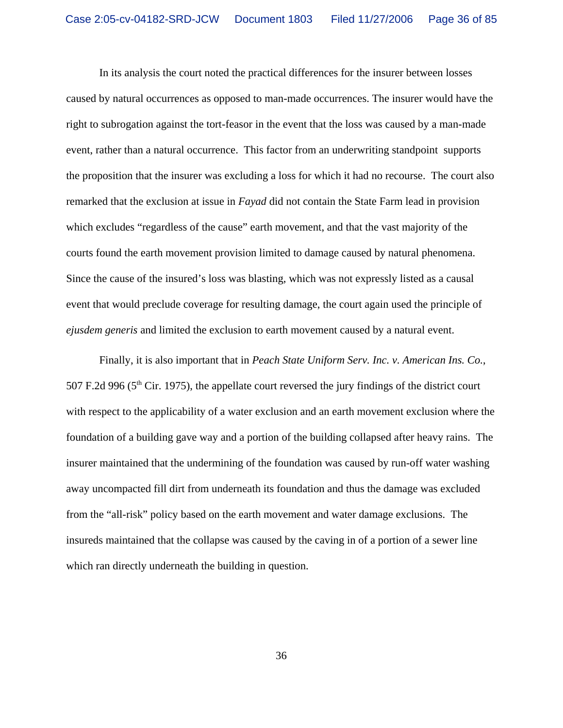In its analysis the court noted the practical differences for the insurer between losses caused by natural occurrences as opposed to man-made occurrences. The insurer would have the right to subrogation against the tort-feasor in the event that the loss was caused by a man-made event, rather than a natural occurrence. This factor from an underwriting standpoint supports the proposition that the insurer was excluding a loss for which it had no recourse. The court also remarked that the exclusion at issue in *Fayad* did not contain the State Farm lead in provision which excludes "regardless of the cause" earth movement, and that the vast majority of the courts found the earth movement provision limited to damage caused by natural phenomena. Since the cause of the insured's loss was blasting, which was not expressly listed as a causal event that would preclude coverage for resulting damage, the court again used the principle of *ejusdem generis* and limited the exclusion to earth movement caused by a natural event.

Finally, it is also important that in *Peach State Uniform Serv. Inc. v. American Ins. Co.*, 507 F.2d 996 (5th Cir. 1975), the appellate court reversed the jury findings of the district court with respect to the applicability of a water exclusion and an earth movement exclusion where the foundation of a building gave way and a portion of the building collapsed after heavy rains. The insurer maintained that the undermining of the foundation was caused by run-off water washing away uncompacted fill dirt from underneath its foundation and thus the damage was excluded from the "all-risk" policy based on the earth movement and water damage exclusions. The insureds maintained that the collapse was caused by the caving in of a portion of a sewer line which ran directly underneath the building in question.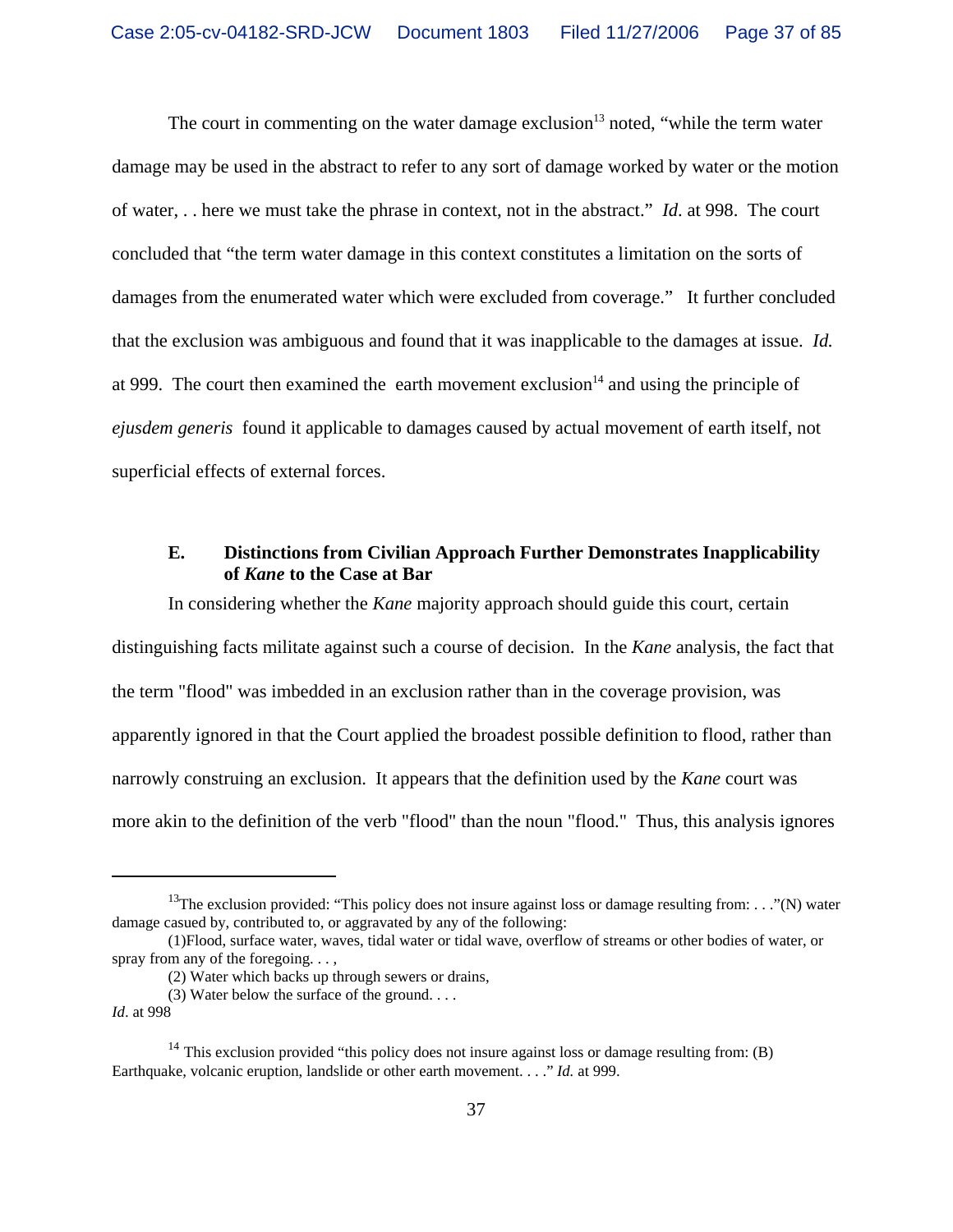The court in commenting on the water damage exclusion[13] noted, "while the term water damage may be used in the abstract to refer to any sort of damage worked by water or the motion of water, . . here we must take the phrase in context, not in the abstract." *Id*. at 998. The court concluded that "the term water damage in this context constitutes a limitation on the sorts of damages from the enumerated water which were excluded from coverage." It further concluded that the exclusion was ambiguous and found that it was inapplicable to the damages at issue. *Id.* at 999. The court then examined the earth movement exclusion[14] and using the principle of *ejusdem generis* found it applicable to damages caused by actual movement of earth itself, not superficial effects of external forces.

### E. Distinctions from Civilian Approach Further Demonstrates Inapplicability of *Kane* to the Case at Bar

In considering whether the *Kane* majority approach should guide this court, certain distinguishing facts militate against such a course of decision. In the *Kane* analysis, the fact that the term "flood" was imbedded in an exclusion rather than in the coverage provision, was apparently ignored in that the Court applied the broadest possible definition to flood, rather than narrowly construing an exclusion. It appears that the definition used by the *Kane* court was more akin to the definition of the verb "flood" than the noun "flood." Thus, this analysis ignores

---

[13]The exclusion provided: "This policy does not insure against loss or damage resulting from: . . ."(N) water damage casued by, contributed to, or aggravated by any of the following:

(1)Flood, surface water, waves, tidal water or tidal wave, overflow of streams or other bodies of water, or spray from any of the foregoing. . . ,

(2) Water which backs up through sewers or drains,

(3) Water below the surface of the ground. . . .

*Id*. at 998

[14] This exclusion provided "this policy does not insure against loss or damage resulting from: (B) Earthquake, volcanic eruption, landslide or other earth movement. . . ." *Id.* at 999.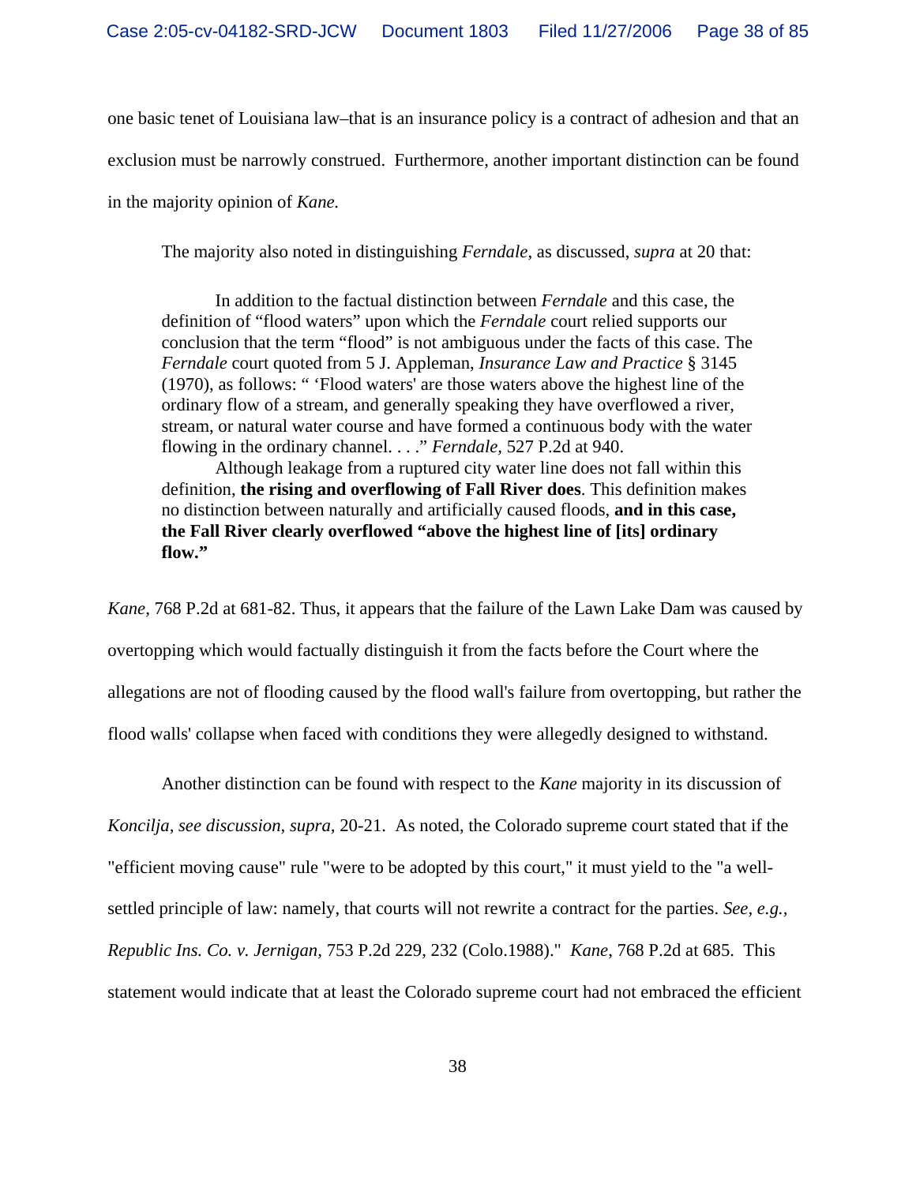one basic tenet of Louisiana law–that is an insurance policy is a contract of adhesion and that an exclusion must be narrowly construed. Furthermore, another important distinction can be found in the majority opinion of *Kane.*

The majority also noted in distinguishing *Ferndale*, as discussed, *supra* at 20 that:

> In addition to the factual distinction between *Ferndale* and this case, the definition of "flood waters" upon which the *Ferndale* court relied supports our conclusion that the term "flood" is not ambiguous under the facts of this case. The *Ferndale* court quoted from 5 J. Appleman, *Insurance Law and Practice* § 3145 (1970), as follows: " 'Flood waters' are those waters above the highest line of the ordinary flow of a stream, and generally speaking they have overflowed a river, stream, or natural water course and have formed a continuous body with the water flowing in the ordinary channel. . . ." *Ferndale,* 527 P.2d at 940.
>
> Although leakage from a ruptured city water line does not fall within this definition, **the rising and overflowing of Fall River does**. This definition makes no distinction between naturally and artificially caused floods, **and in this case, the Fall River clearly overflowed "above the highest line of [its] ordinary flow."**

*Kane,* 768 P.2d at 681-82. Thus, it appears that the failure of the Lawn Lake Dam was caused by overtopping which would factually distinguish it from the facts before the Court where the allegations are not of flooding caused by the flood wall's failure from overtopping, but rather the flood walls' collapse when faced with conditions they were allegedly designed to withstand.

Another distinction can be found with respect to the *Kane* majority in its discussion of *Koncilja, see discussion, supra,* 20-21. As noted, the Colorado supreme court stated that if the "efficient moving cause" rule "were to be adopted by this court," it must yield to the "a well-settled principle of law: namely, that courts will not rewrite a contract for the parties. *See, e.g., Republic Ins. Co. v. Jernigan*, 753 P.2d 229, 232 (Colo.1988)." *Kane*, 768 P.2d at 685. This statement would indicate that at least the Colorado supreme court had not embraced the efficient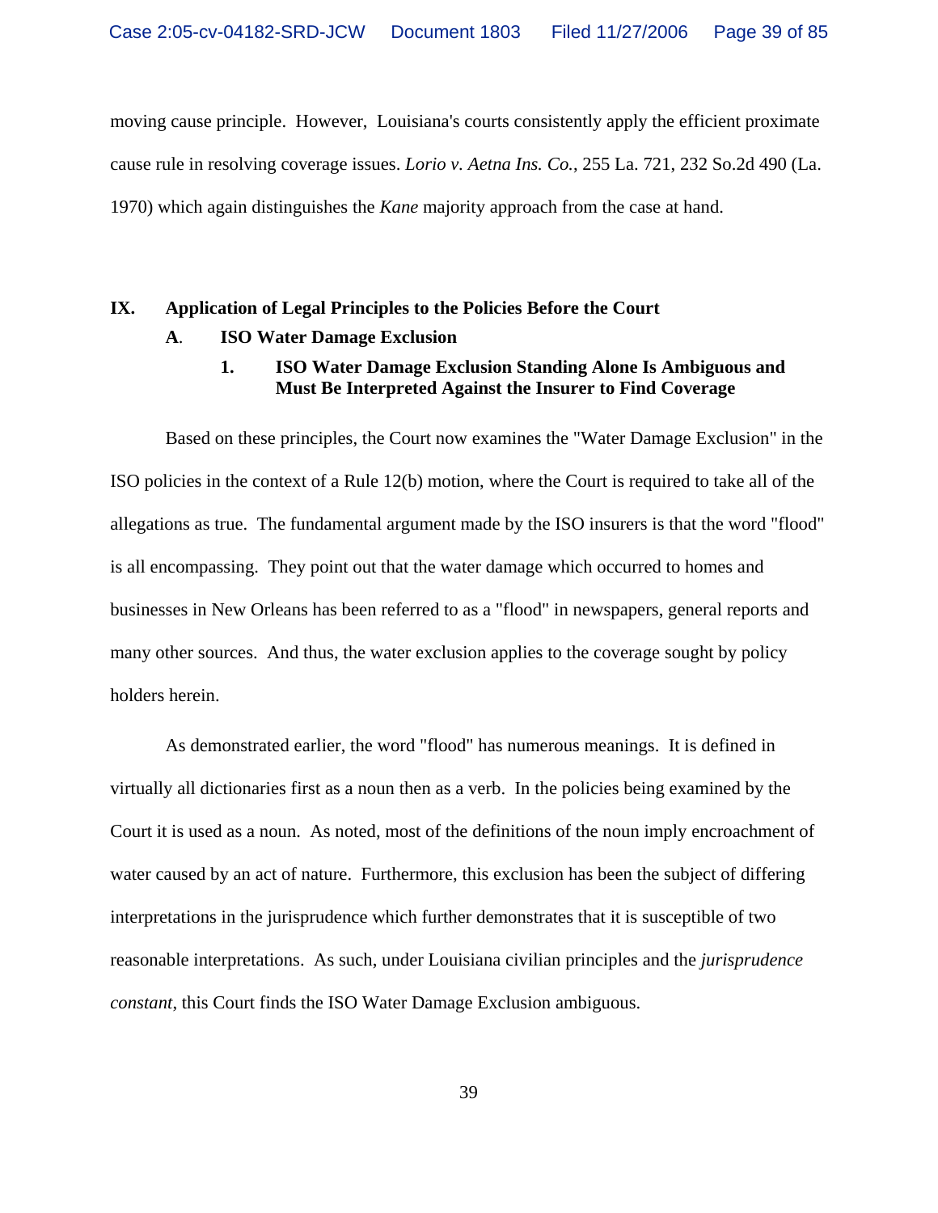moving cause principle. However, Louisiana's courts consistently apply the efficient proximate cause rule in resolving coverage issues. *Lorio v. Aetna Ins. Co.*, 255 La. 721, 232 So.2d 490 (La. 1970) which again distinguishes the *Kane* majority approach from the case at hand.

## IX. Application of Legal Principles to the Policies Before the Court

### A. ISO Water Damage Exclusion

#### 1. ISO Water Damage Exclusion Standing Alone Is Ambiguous and Must Be Interpreted Against the Insurer to Find Coverage

Based on these principles, the Court now examines the "Water Damage Exclusion" in the ISO policies in the context of a Rule 12(b) motion, where the Court is required to take all of the allegations as true. The fundamental argument made by the ISO insurers is that the word "flood" is all encompassing. They point out that the water damage which occurred to homes and businesses in New Orleans has been referred to as a "flood" in newspapers, general reports and many other sources. And thus, the water exclusion applies to the coverage sought by policy holders herein.

As demonstrated earlier, the word "flood" has numerous meanings. It is defined in virtually all dictionaries first as a noun then as a verb. In the policies being examined by the Court it is used as a noun. As noted, most of the definitions of the noun imply encroachment of water caused by an act of nature. Furthermore, this exclusion has been the subject of differing interpretations in the jurisprudence which further demonstrates that it is susceptible of two reasonable interpretations. As such, under Louisiana civilian principles and the *jurisprudence constant*, this Court finds the ISO Water Damage Exclusion ambiguous.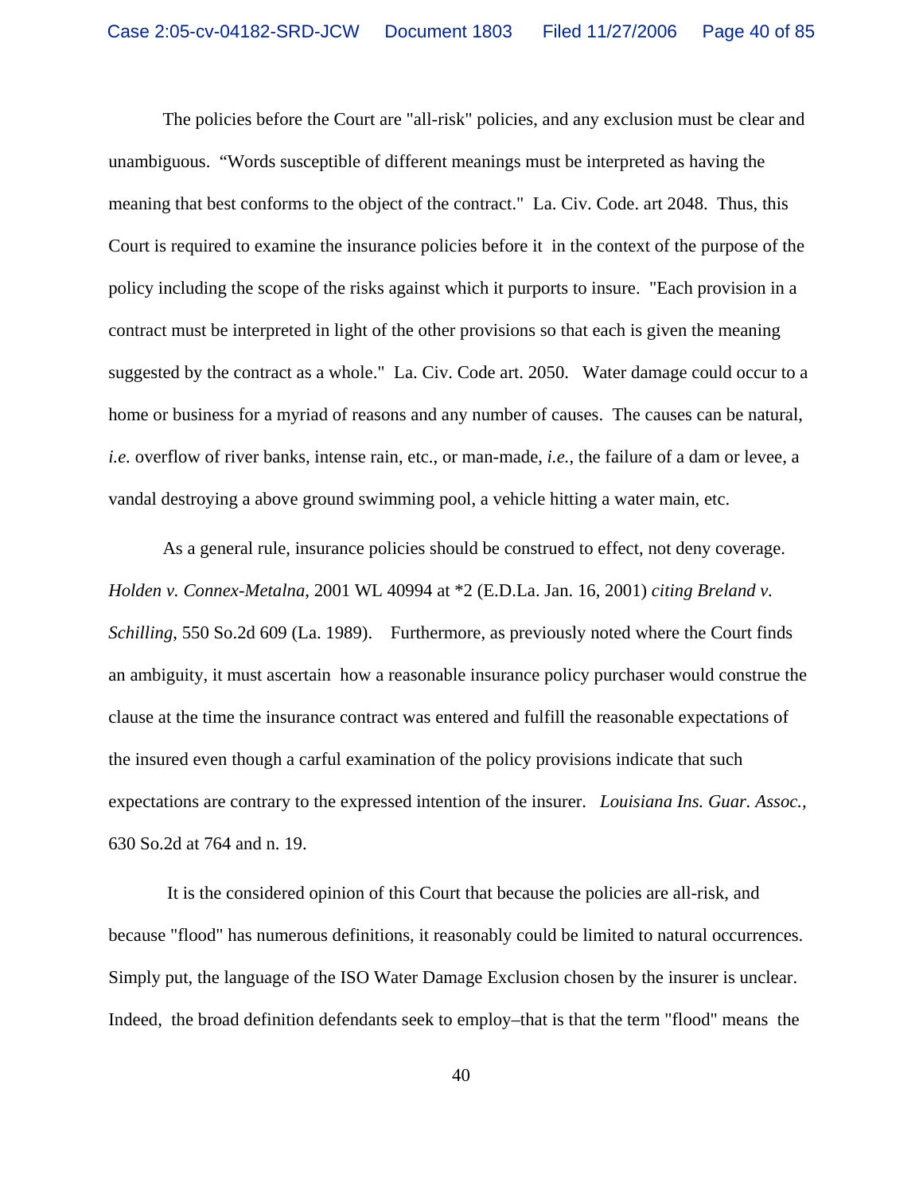The policies before the Court are "all-risk" policies, and any exclusion must be clear and unambiguous. “Words susceptible of different meanings must be interpreted as having the meaning that best conforms to the object of the contract." La. Civ. Code. art 2048. Thus, this Court is required to examine the insurance policies before it in the context of the purpose of the policy including the scope of the risks against which it purports to insure. "Each provision in a contract must be interpreted in light of the other provisions so that each is given the meaning suggested by the contract as a whole." La. Civ. Code art. 2050. Water damage could occur to a home or business for a myriad of reasons and any number of causes. The causes can be natural, *i.e.* overflow of river banks, intense rain, etc., or man-made, *i.e.*, the failure of a dam or levee, a vandal destroying a above ground swimming pool, a vehicle hitting a water main, etc.

As a general rule, insurance policies should be construed to effect, not deny coverage. *Holden v. Connex-Metalna*, 2001 WL 40994 at *2 (E.D.La. Jan. 16, 2001) *citing Breland v. Schilling*, 550 So.2d 609 (La. 1989). Furthermore, as previously noted where the Court finds an ambiguity, it must ascertain how a reasonable insurance policy purchaser would construe the clause at the time the insurance contract was entered and fulfill the reasonable expectations of the insured even though a carful examination of the policy provisions indicate that such expectations are contrary to the expressed intention of the insurer. *Louisiana Ins. Guar. Assoc.*, 630 So.2d at 764 and n. 19.

It is the considered opinion of this Court that because the policies are all-risk, and because "flood" has numerous definitions, it reasonably could be limited to natural occurrences. Simply put, the language of the ISO Water Damage Exclusion chosen by the insurer is unclear. Indeed, the broad definition defendants seek to employ–that is that the term "flood" means the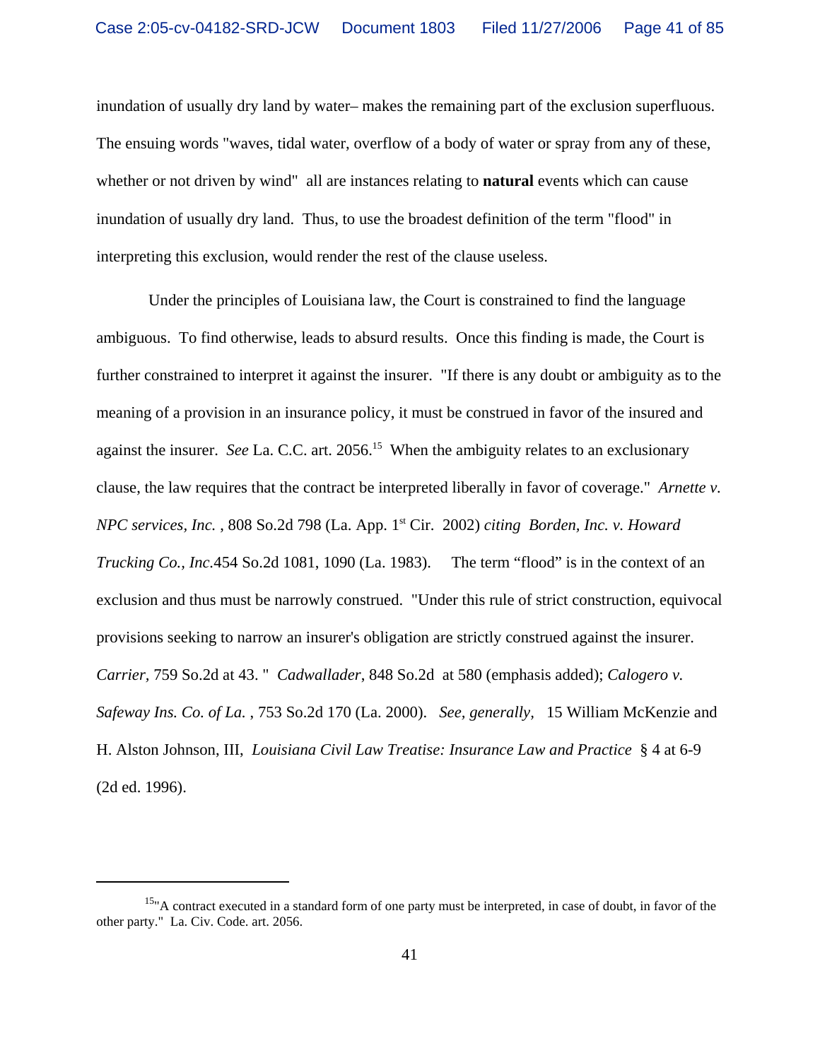inundation of usually dry land by water– makes the remaining part of the exclusion superfluous. The ensuing words "waves, tidal water, overflow of a body of water or spray from any of these, whether or not driven by wind" all are instances relating to **natural** events which can cause inundation of usually dry land. Thus, to use the broadest definition of the term "flood" in interpreting this exclusion, would render the rest of the clause useless.

Under the principles of Louisiana law, the Court is constrained to find the language ambiguous. To find otherwise, leads to absurd results. Once this finding is made, the Court is further constrained to interpret it against the insurer. "If there is any doubt or ambiguity as to the meaning of a provision in an insurance policy, it must be construed in favor of the insured and against the insurer. *See* La. C.C. art. 2056.[15] When the ambiguity relates to an exclusionary clause, the law requires that the contract be interpreted liberally in favor of coverage." *Arnette v. NPC services, Inc.* , 808 So.2d 798 (La. App. 1st Cir. 2002) *citing Borden, Inc. v. Howard Trucking Co., Inc.*454 So.2d 1081, 1090 (La. 1983). The term "flood" is in the context of an exclusion and thus must be narrowly construed. "Under this rule of strict construction, equivocal provisions seeking to narrow an insurer's obligation are strictly construed against the insurer. *Carrier,* 759 So.2d at 43. " *Cadwallader*, 848 So.2d at 580 (emphasis added); *Calogero v. Safeway Ins. Co. of La.* , 753 So.2d 170 (La. 2000). *See, generally,* 15 William McKenzie and H. Alston Johnson, III, *Louisiana Civil Law Treatise: Insurance Law and Practice* § 4 at 6-9 (2d ed. 1996).

---

[15]"A contract executed in a standard form of one party must be interpreted, in case of doubt, in favor of the other party." La. Civ. Code. art. 2056.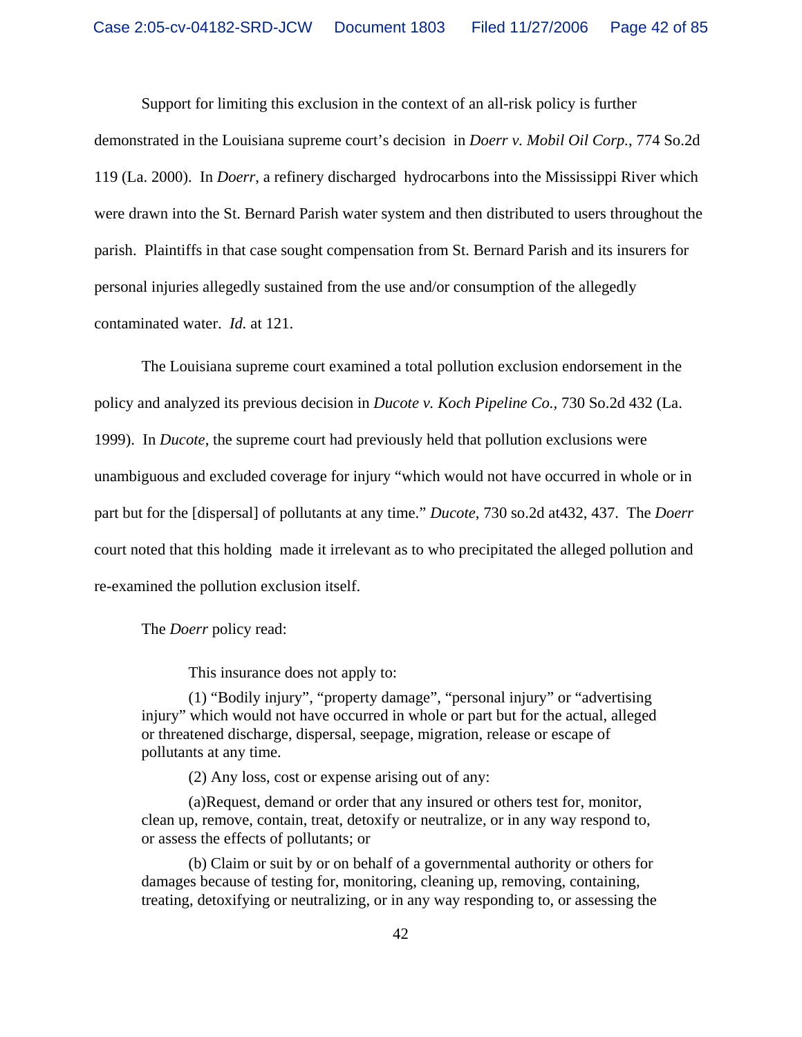Support for limiting this exclusion in the context of an all-risk policy is further demonstrated in the Louisiana supreme court's decision in *Doerr v. Mobil Oil Corp.*, 774 So.2d 119 (La. 2000). In *Doerr*, a refinery discharged hydrocarbons into the Mississippi River which were drawn into the St. Bernard Parish water system and then distributed to users throughout the parish. Plaintiffs in that case sought compensation from St. Bernard Parish and its insurers for personal injuries allegedly sustained from the use and/or consumption of the allegedly contaminated water. *Id.* at 121.

The Louisiana supreme court examined a total pollution exclusion endorsement in the policy and analyzed its previous decision in *Ducote v. Koch Pipeline Co.,* 730 So.2d 432 (La. 1999). In *Ducote*, the supreme court had previously held that pollution exclusions were unambiguous and excluded coverage for injury "which would not have occurred in whole or in part but for the [dispersal] of pollutants at any time." *Ducote*, 730 so.2d at432, 437. The *Doerr* court noted that this holding made it irrelevant as to who precipitated the alleged pollution and re-examined the pollution exclusion itself.

The *Doerr* policy read:

> This insurance does not apply to:
>
> (1) "Bodily injury", "property damage", "personal injury" or "advertising injury" which would not have occurred in whole or part but for the actual, alleged or threatened discharge, dispersal, seepage, migration, release or escape of pollutants at any time.
>
> (2) Any loss, cost or expense arising out of any:
>
> (a)Request, demand or order that any insured or others test for, monitor, clean up, remove, contain, treat, detoxify or neutralize, or in any way respond to, or assess the effects of pollutants; or
>
> (b) Claim or suit by or on behalf of a governmental authority or others for damages because of testing for, monitoring, cleaning up, removing, containing, treating, detoxifying or neutralizing, or in any way responding to, or assessing the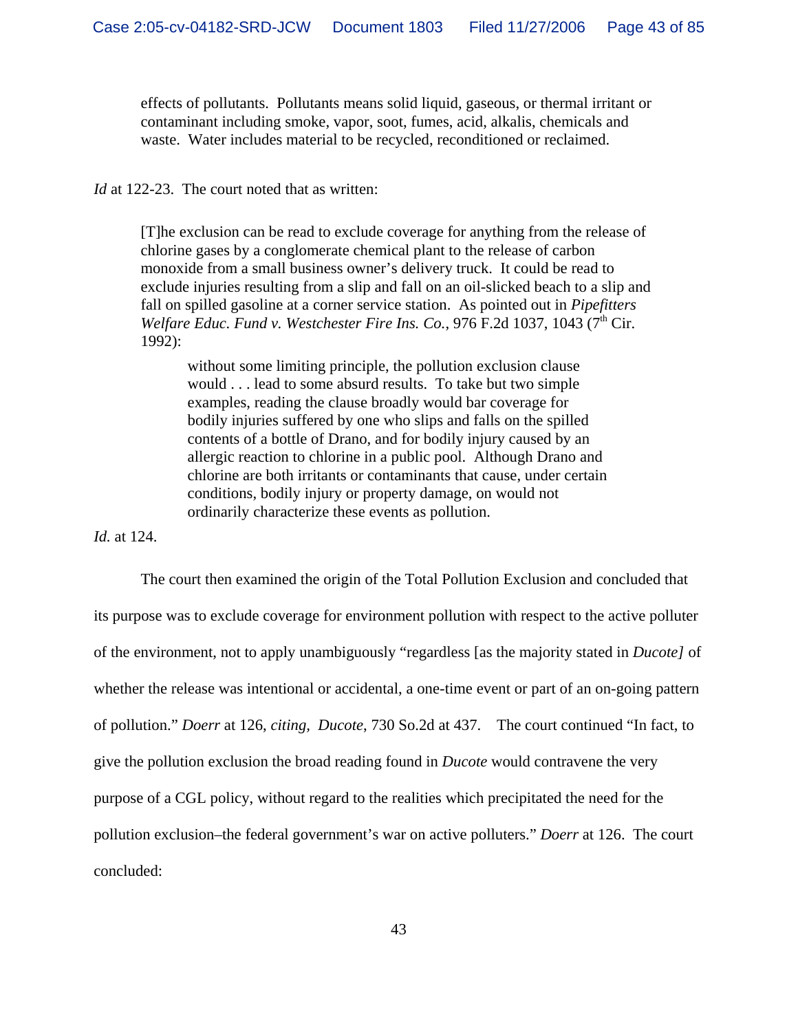> effects of pollutants. Pollutants means solid liquid, gaseous, or thermal irritant or contaminant including smoke, vapor, soot, fumes, acid, alkalis, chemicals and waste. Water includes material to be recycled, reconditioned or reclaimed.

*Id* at 122-23. The court noted that as written:

> [T]he exclusion can be read to exclude coverage for anything from the release of chlorine gases by a conglomerate chemical plant to the release of carbon monoxide from a small business owner's delivery truck. It could be read to exclude injuries resulting from a slip and fall on an oil-slicked beach to a slip and fall on spilled gasoline at a corner service station. As pointed out in *Pipefitters Welfare Educ. Fund v. Westchester Fire Ins. Co.*, 976 F.2d 1037, 1043 (7th Cir. 1992):
>
>> without some limiting principle, the pollution exclusion clause would . . . lead to some absurd results. To take but two simple examples, reading the clause broadly would bar coverage for bodily injuries suffered by one who slips and falls on the spilled contents of a bottle of Drano, and for bodily injury caused by an allergic reaction to chlorine in a public pool. Although Drano and chlorine are both irritants or contaminants that cause, under certain conditions, bodily injury or property damage, on would not ordinarily characterize these events as pollution.

*Id.* at 124.

The court then examined the origin of the Total Pollution Exclusion and concluded that its purpose was to exclude coverage for environment pollution with respect to the active polluter of the environment, not to apply unambiguously "regardless [as the majority stated in *Ducote]* of whether the release was intentional or accidental, a one-time event or part of an on-going pattern of pollution." *Doerr* at 126, *citing, Ducote*, 730 So.2d at 437. The court continued "In fact, to give the pollution exclusion the broad reading found in *Ducote* would contravene the very purpose of a CGL policy, without regard to the realities which precipitated the need for the pollution exclusion–the federal government's war on active polluters." *Doerr* at 126. The court concluded: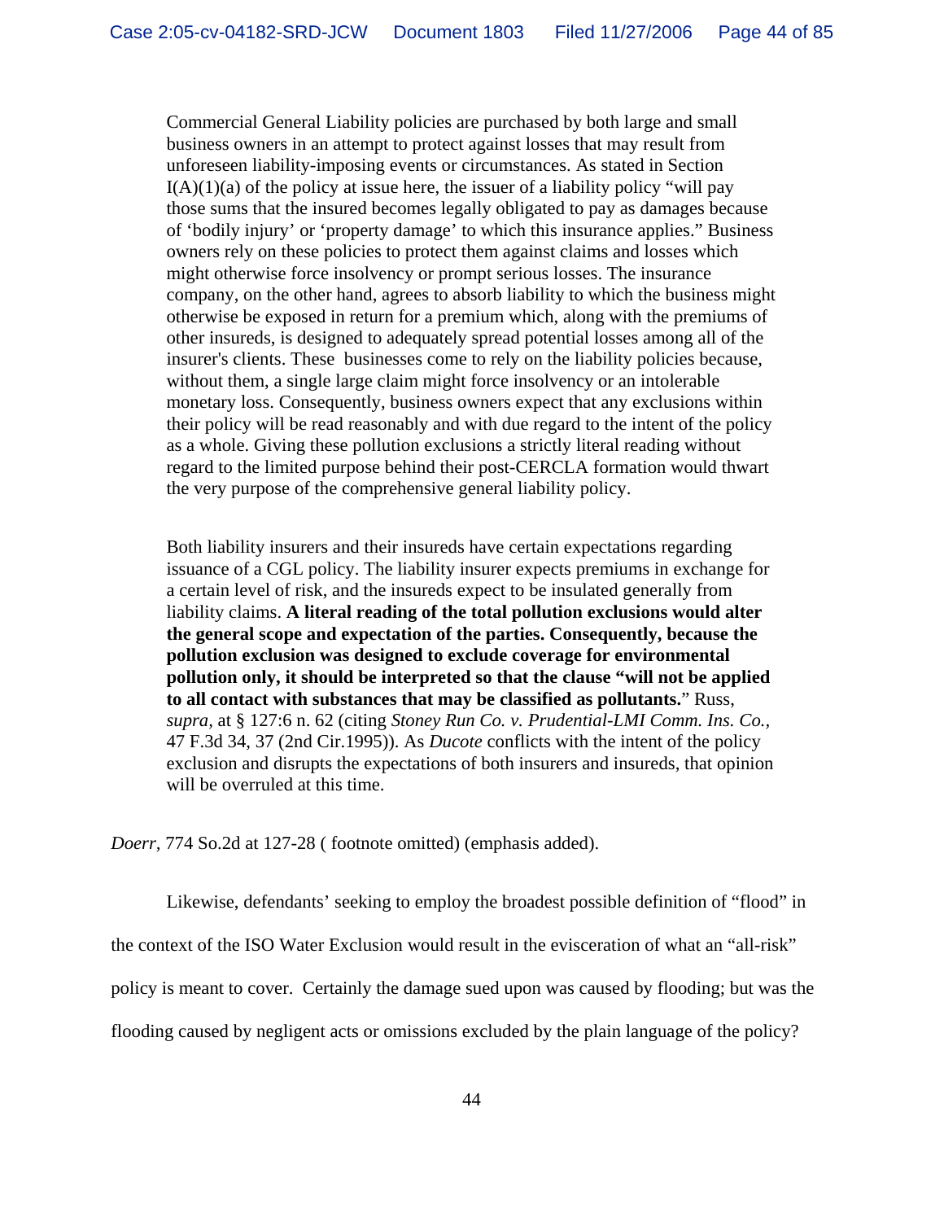> Commercial General Liability policies are purchased by both large and small business owners in an attempt to protect against losses that may result from unforeseen liability-imposing events or circumstances. As stated in Section I(A)(1)(a) of the policy at issue here, the issuer of a liability policy "will pay those sums that the insured becomes legally obligated to pay as damages because of 'bodily injury' or 'property damage' to which this insurance applies." Business owners rely on these policies to protect them against claims and losses which might otherwise force insolvency or prompt serious losses. The insurance company, on the other hand, agrees to absorb liability to which the business might otherwise be exposed in return for a premium which, along with the premiums of other insureds, is designed to adequately spread potential losses among all of the insurer's clients. These businesses come to rely on the liability policies because, without them, a single large claim might force insolvency or an intolerable monetary loss. Consequently, business owners expect that any exclusions within their policy will be read reasonably and with due regard to the intent of the policy as a whole. Giving these pollution exclusions a strictly literal reading without regard to the limited purpose behind their post-CERCLA formation would thwart the very purpose of the comprehensive general liability policy.
>
> Both liability insurers and their insureds have certain expectations regarding issuance of a CGL policy. The liability insurer expects premiums in exchange for a certain level of risk, and the insureds expect to be insulated generally from liability claims. **A literal reading of the total pollution exclusions would alter the general scope and expectation of the parties. Consequently, because the pollution exclusion was designed to exclude coverage for environmental pollution only, it should be interpreted so that the clause "will not be applied to all contact with substances that may be classified as pollutants.**" Russ, *supra,* at § 127:6 n. 62 (citing *Stoney Run Co. v. Prudential-LMI Comm. Ins. Co.,* 47 F.3d 34, 37 (2nd Cir.1995)). As *Ducote* conflicts with the intent of the policy exclusion and disrupts the expectations of both insurers and insureds, that opinion will be overruled at this time.

*Doerr*, 774 So.2d at 127-28 ( footnote omitted) (emphasis added).

Likewise, defendants' seeking to employ the broadest possible definition of "flood" in the context of the ISO Water Exclusion would result in the evisceration of what an "all-risk" policy is meant to cover. Certainly the damage sued upon was caused by flooding; but was the flooding caused by negligent acts or omissions excluded by the plain language of the policy?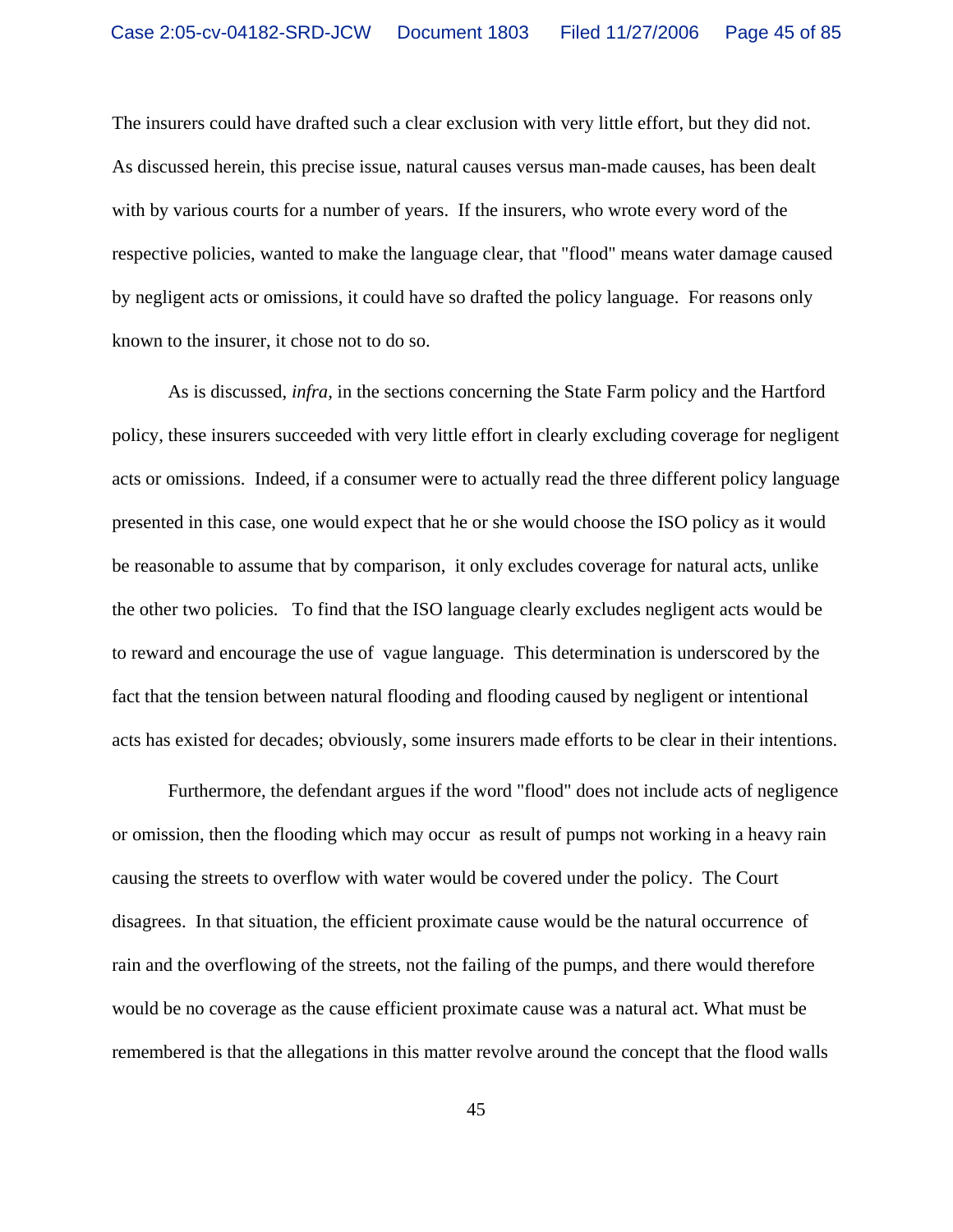The insurers could have drafted such a clear exclusion with very little effort, but they did not. As discussed herein, this precise issue, natural causes versus man-made causes, has been dealt with by various courts for a number of years. If the insurers, who wrote every word of the respective policies, wanted to make the language clear, that "flood" means water damage caused by negligent acts or omissions, it could have so drafted the policy language. For reasons only known to the insurer, it chose not to do so.

As is discussed, *infra*, in the sections concerning the State Farm policy and the Hartford policy, these insurers succeeded with very little effort in clearly excluding coverage for negligent acts or omissions. Indeed, if a consumer were to actually read the three different policy language presented in this case, one would expect that he or she would choose the ISO policy as it would be reasonable to assume that by comparison, it only excludes coverage for natural acts, unlike the other two policies. To find that the ISO language clearly excludes negligent acts would be to reward and encourage the use of vague language. This determination is underscored by the fact that the tension between natural flooding and flooding caused by negligent or intentional acts has existed for decades; obviously, some insurers made efforts to be clear in their intentions.

Furthermore, the defendant argues if the word "flood" does not include acts of negligence or omission, then the flooding which may occur as result of pumps not working in a heavy rain causing the streets to overflow with water would be covered under the policy. The Court disagrees. In that situation, the efficient proximate cause would be the natural occurrence of rain and the overflowing of the streets, not the failing of the pumps, and there would therefore would be no coverage as the cause efficient proximate cause was a natural act. What must be remembered is that the allegations in this matter revolve around the concept that the flood walls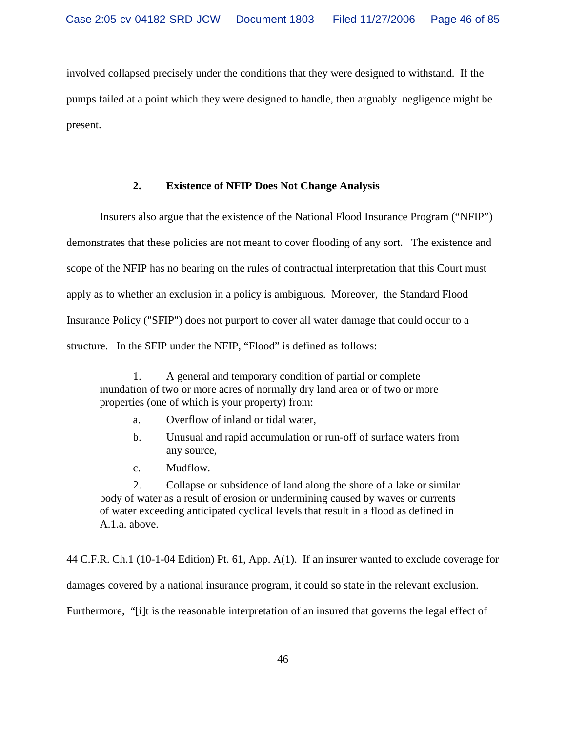involved collapsed precisely under the conditions that they were designed to withstand. If the pumps failed at a point which they were designed to handle, then arguably negligence might be present.

### 2. Existence of NFIP Does Not Change Analysis

Insurers also argue that the existence of the National Flood Insurance Program ("NFIP") demonstrates that these policies are not meant to cover flooding of any sort. The existence and scope of the NFIP has no bearing on the rules of contractual interpretation that this Court must apply as to whether an exclusion in a policy is ambiguous. Moreover, the Standard Flood Insurance Policy ("SFIP") does not purport to cover all water damage that could occur to a structure. In the SFIP under the NFIP, "Flood" is defined as follows:

> 1. A general and temporary condition of partial or complete inundation of two or more acres of normally dry land area or of two or more properties (one of which is your property) from:
>
>    a. Overflow of inland or tidal water,
>
>    b. Unusual and rapid accumulation or run-off of surface waters from any source,
>
>    c. Mudflow.
>
> 2. Collapse or subsidence of land along the shore of a lake or similar body of water as a result of erosion or undermining caused by waves or currents of water exceeding anticipated cyclical levels that result in a flood as defined in A.1.a. above.

44 C.F.R. Ch.1 (10-1-04 Edition) Pt. 61, App. A(1). If an insurer wanted to exclude coverage for damages covered by a national insurance program, it could so state in the relevant exclusion. Furthermore, "[i]t is the reasonable interpretation of an insured that governs the legal effect of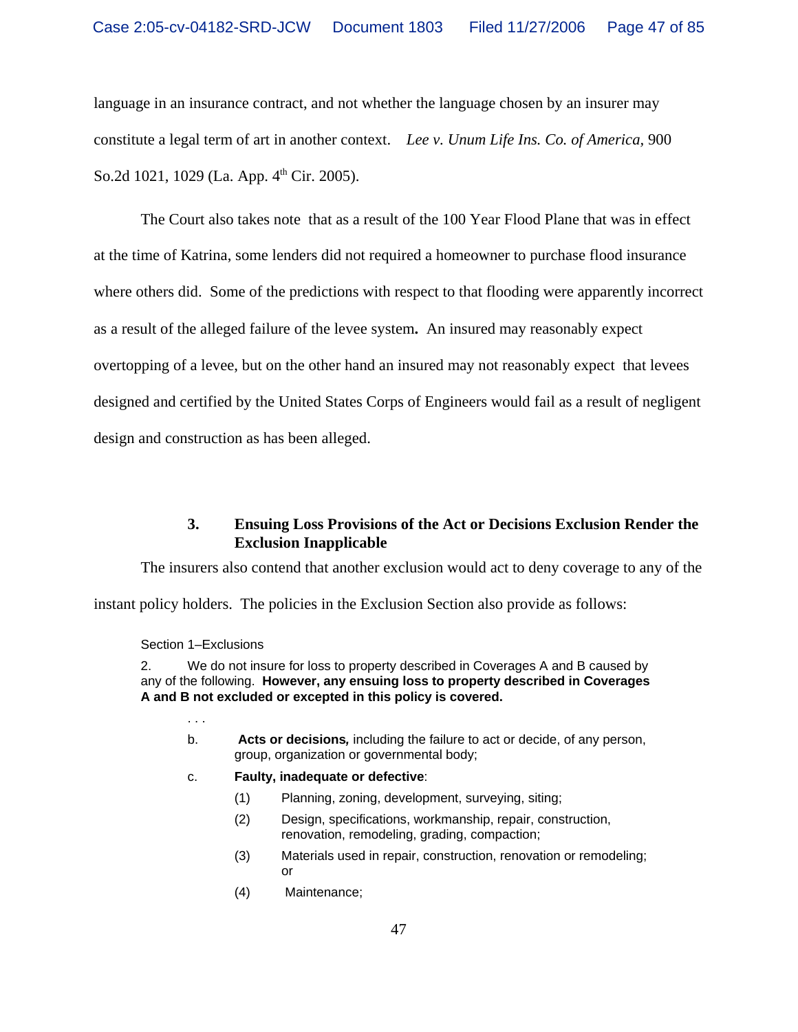language in an insurance contract, and not whether the language chosen by an insurer may constitute a legal term of art in another context. *Lee v. Unum Life Ins. Co. of America,* 900 So.2d 1021, 1029 (La. App. 4th Cir. 2005).

The Court also takes note that as a result of the 100 Year Flood Plane that was in effect at the time of Katrina, some lenders did not required a homeowner to purchase flood insurance where others did. Some of the predictions with respect to that flooding were apparently incorrect as a result of the alleged failure of the levee system**.** An insured may reasonably expect overtopping of a levee, but on the other hand an insured may not reasonably expect that levees designed and certified by the United States Corps of Engineers would fail as a result of negligent design and construction as has been alleged.

### 3. Ensuing Loss Provisions of the Act or Decisions Exclusion Render the Exclusion Inapplicable

The insurers also contend that another exclusion would act to deny coverage to any of the instant policy holders. The policies in the Exclusion Section also provide as follows:

> Section 1–Exclusions
>
> 2. We do not insure for loss to property described in Coverages A and B caused by any of the following. **However, any ensuing loss to property described in Coverages A and B not excluded or excepted in this policy is covered.**
>
> . . .
>
> b. **Acts or decisions***,* including the failure to act or decide, of any person, group, organization or governmental body;
>
> c. **Faulty, inadequate or defective**:
>
> (1) Planning, zoning, development, surveying, siting;
>
> (2) Design, specifications, workmanship, repair, construction, renovation, remodeling, grading, compaction;
>
> (3) Materials used in repair, construction, renovation or remodeling; or
>
> (4) Maintenance;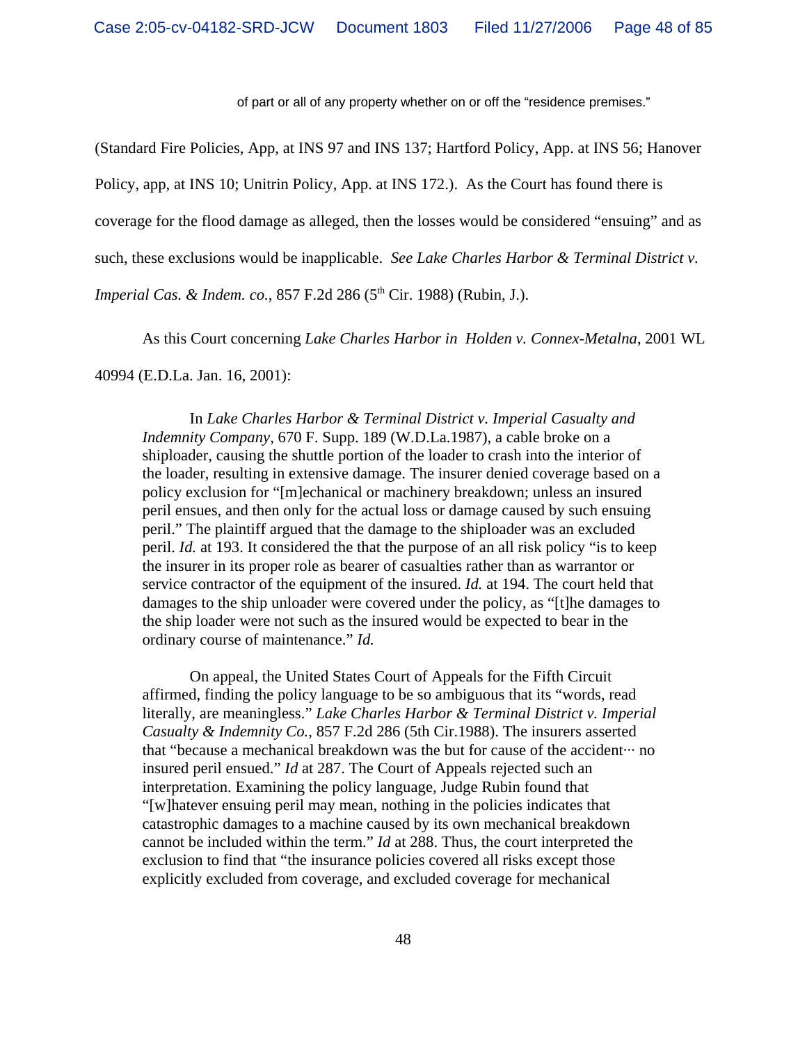of part or all of any property whether on or off the "residence premises."

(Standard Fire Policies, App, at INS 97 and INS 137; Hartford Policy, App. at INS 56; Hanover Policy, app, at INS 10; Unitrin Policy, App. at INS 172.). As the Court has found there is coverage for the flood damage as alleged, then the losses would be considered "ensuing" and as such, these exclusions would be inapplicable. *See Lake Charles Harbor & Terminal District v. Imperial Cas. & Indem. co.*, 857 F.2d 286 (5th Cir. 1988) (Rubin, J.).

As this Court concerning *Lake Charles Harbor in Holden v. Connex-Metalna*, 2001 WL 40994 (E.D.La. Jan. 16, 2001):

> In *Lake Charles Harbor & Terminal District v. Imperial Casualty and Indemnity Company*, 670 F. Supp. 189 (W.D.La.1987), a cable broke on a shiploader, causing the shuttle portion of the loader to crash into the interior of the loader, resulting in extensive damage. The insurer denied coverage based on a policy exclusion for "[m]echanical or machinery breakdown; unless an insured peril ensues, and then only for the actual loss or damage caused by such ensuing peril." The plaintiff argued that the damage to the shiploader was an excluded peril. *Id.* at 193. It considered the that the purpose of an all risk policy "is to keep the insurer in its proper role as bearer of casualties rather than as warrantor or service contractor of the equipment of the insured. *Id.* at 194. The court held that damages to the ship unloader were covered under the policy, as "[t]he damages to the ship loader were not such as the insured would be expected to bear in the ordinary course of maintenance." *Id.*
>
> On appeal, the United States Court of Appeals for the Fifth Circuit affirmed, finding the policy language to be so ambiguous that its "words, read literally, are meaningless." *Lake Charles Harbor & Terminal District v. Imperial Casualty & Indemnity Co.*, 857 F.2d 286 (5th Cir.1988). The insurers asserted that "because a mechanical breakdown was the but for cause of the accident··· no insured peril ensued." *Id* at 287. The Court of Appeals rejected such an interpretation. Examining the policy language, Judge Rubin found that "[w]hatever ensuing peril may mean, nothing in the policies indicates that catastrophic damages to a machine caused by its own mechanical breakdown cannot be included within the term." *Id* at 288. Thus, the court interpreted the exclusion to find that "the insurance policies covered all risks except those explicitly excluded from coverage, and excluded coverage for mechanical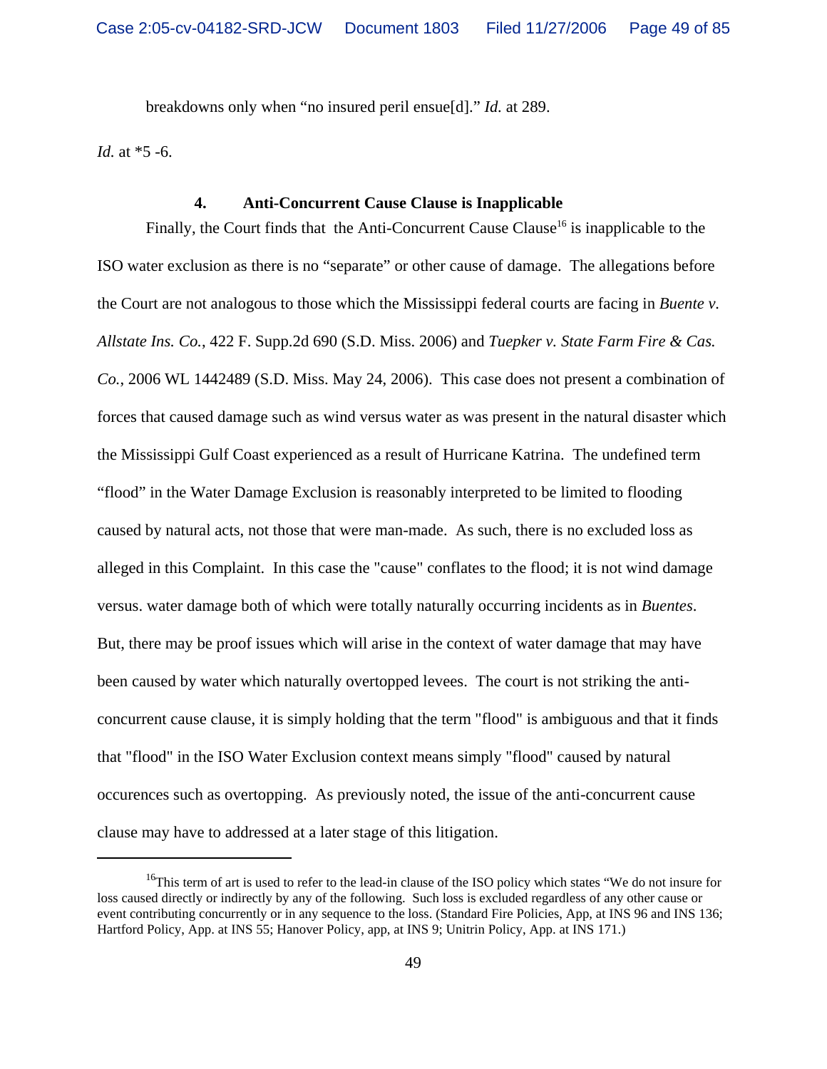breakdowns only when "no insured peril ensue[d]." *Id.* at 289.

*Id.* at *5 -6.

#### 4. Anti-Concurrent Cause Clause is Inapplicable

Finally, the Court finds that the Anti-Concurrent Cause Clause[16] is inapplicable to the ISO water exclusion as there is no "separate" or other cause of damage. The allegations before the Court are not analogous to those which the Mississippi federal courts are facing in *Buente v. Allstate Ins. Co.*, 422 F. Supp.2d 690 (S.D. Miss. 2006) and *Tuepker v. State Farm Fire & Cas. Co.*, 2006 WL 1442489 (S.D. Miss. May 24, 2006). This case does not present a combination of forces that caused damage such as wind versus water as was present in the natural disaster which the Mississippi Gulf Coast experienced as a result of Hurricane Katrina. The undefined term "flood" in the Water Damage Exclusion is reasonably interpreted to be limited to flooding caused by natural acts, not those that were man-made. As such, there is no excluded loss as alleged in this Complaint. In this case the "cause" conflates to the flood; it is not wind damage versus. water damage both of which were totally naturally occurring incidents as in *Buentes*. But, there may be proof issues which will arise in the context of water damage that may have been caused by water which naturally overtopped levees. The court is not striking the anti-concurrent cause clause, it is simply holding that the term "flood" is ambiguous and that it finds that "flood" in the ISO Water Exclusion context means simply "flood" caused by natural occurences such as overtopping. As previously noted, the issue of the anti-concurrent cause clause may have to addressed at a later stage of this litigation.

[16]This term of art is used to refer to the lead-in clause of the ISO policy which states "We do not insure for loss caused directly or indirectly by any of the following. Such loss is excluded regardless of any other cause or event contributing concurrently or in any sequence to the loss. (Standard Fire Policies, App, at INS 96 and INS 136; Hartford Policy, App. at INS 55; Hanover Policy, app, at INS 9; Unitrin Policy, App. at INS 171.)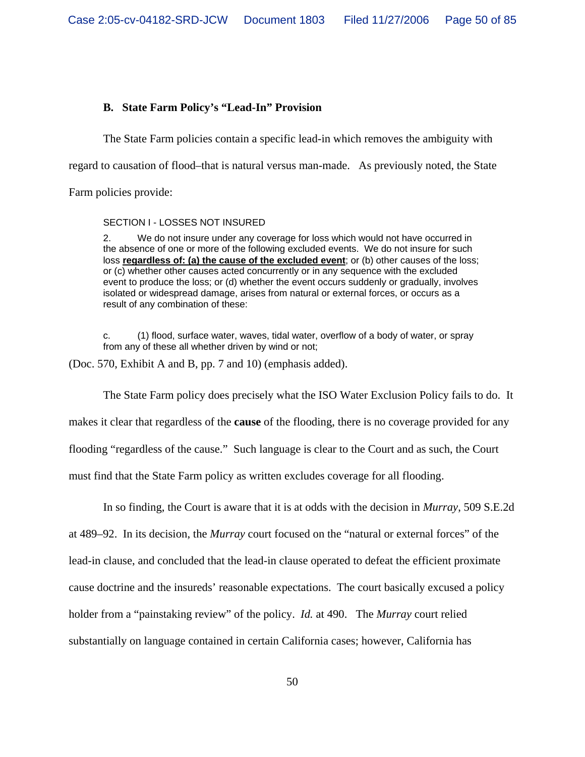### B. State Farm Policy's "Lead-In" Provision

The State Farm policies contain a specific lead-in which removes the ambiguity with regard to causation of flood–that is natural versus man-made. As previously noted, the State Farm policies provide:

> SECTION I - LOSSES NOT INSURED
>
> 2. We do not insure under any coverage for loss which would not have occurred in the absence of one or more of the following excluded events. We do not insure for such loss **regardless of: (a) the cause of the excluded event**; or (b) other causes of the loss; or (c) whether other causes acted concurrently or in any sequence with the excluded event to produce the loss; or (d) whether the event occurs suddenly or gradually, involves isolated or widespread damage, arises from natural or external forces, or occurs as a result of any combination of these:
>
> c. (1) flood, surface water, waves, tidal water, overflow of a body of water, or spray from any of these all whether driven by wind or not;

(Doc. 570, Exhibit A and B, pp. 7 and 10) (emphasis added).

The State Farm policy does precisely what the ISO Water Exclusion Policy fails to do. It makes it clear that regardless of the **cause** of the flooding, there is no coverage provided for any flooding "regardless of the cause." Such language is clear to the Court and as such, the Court must find that the State Farm policy as written excludes coverage for all flooding.

In so finding, the Court is aware that it is at odds with the decision in *Murray*, 509 S.E.2d at 489–92. In its decision, the *Murray* court focused on the "natural or external forces" of the lead-in clause, and concluded that the lead-in clause operated to defeat the efficient proximate cause doctrine and the insureds' reasonable expectations. The court basically excused a policy holder from a "painstaking review" of the policy. *Id.* at 490. The *Murray* court relied substantially on language contained in certain California cases; however, California has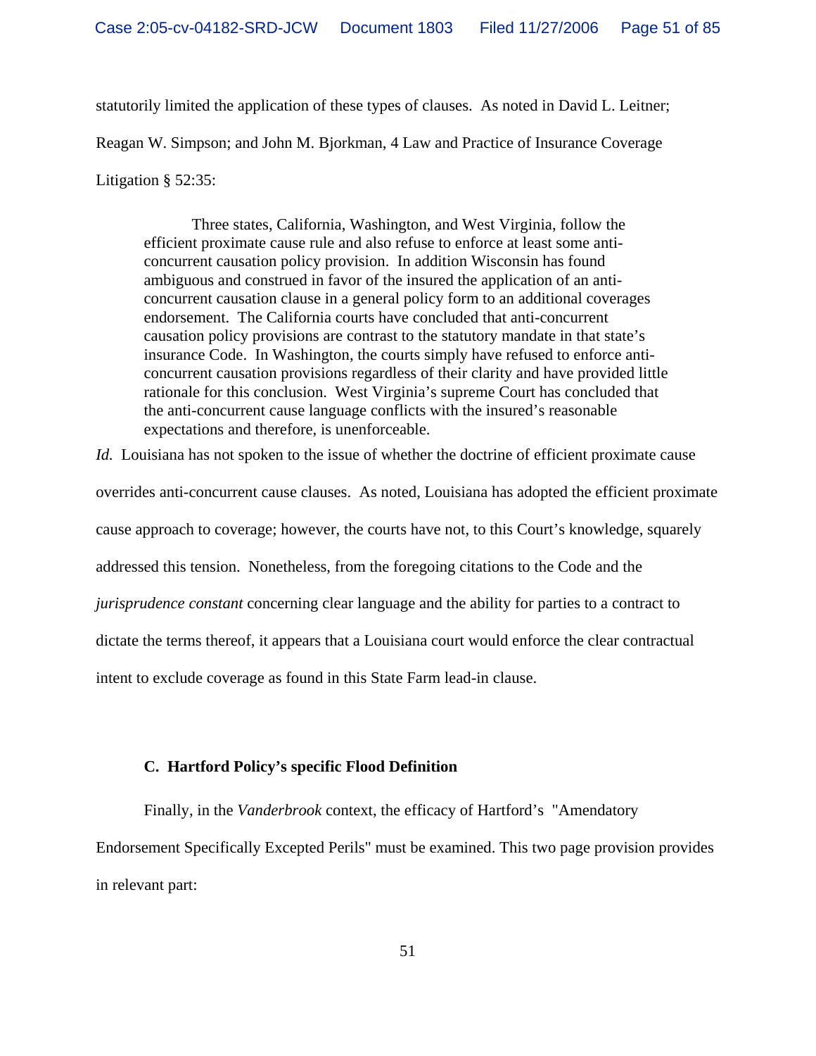statutorily limited the application of these types of clauses. As noted in David L. Leitner; Reagan W. Simpson; and John M. Bjorkman, 4 Law and Practice of Insurance Coverage Litigation § 52:35:

> Three states, California, Washington, and West Virginia, follow the efficient proximate cause rule and also refuse to enforce at least some anti-concurrent causation policy provision. In addition Wisconsin has found ambiguous and construed in favor of the insured the application of an anti-concurrent causation clause in a general policy form to an additional coverages endorsement. The California courts have concluded that anti-concurrent causation policy provisions are contrast to the statutory mandate in that state's insurance Code. In Washington, the courts simply have refused to enforce anti-concurrent causation provisions regardless of their clarity and have provided little rationale for this conclusion. West Virginia's supreme Court has concluded that the anti-concurrent cause language conflicts with the insured's reasonable expectations and therefore, is unenforceable.

*Id.* Louisiana has not spoken to the issue of whether the doctrine of efficient proximate cause overrides anti-concurrent cause clauses. As noted, Louisiana has adopted the efficient proximate cause approach to coverage; however, the courts have not, to this Court's knowledge, squarely addressed this tension. Nonetheless, from the foregoing citations to the Code and the *jurisprudence constant* concerning clear language and the ability for parties to a contract to dictate the terms thereof, it appears that a Louisiana court would enforce the clear contractual intent to exclude coverage as found in this State Farm lead-in clause.

### C. Hartford Policy's specific Flood Definition

Finally, in the *Vanderbrook* context, the efficacy of Hartford's "Amendatory Endorsement Specifically Excepted Perils" must be examined. This two page provision provides in relevant part: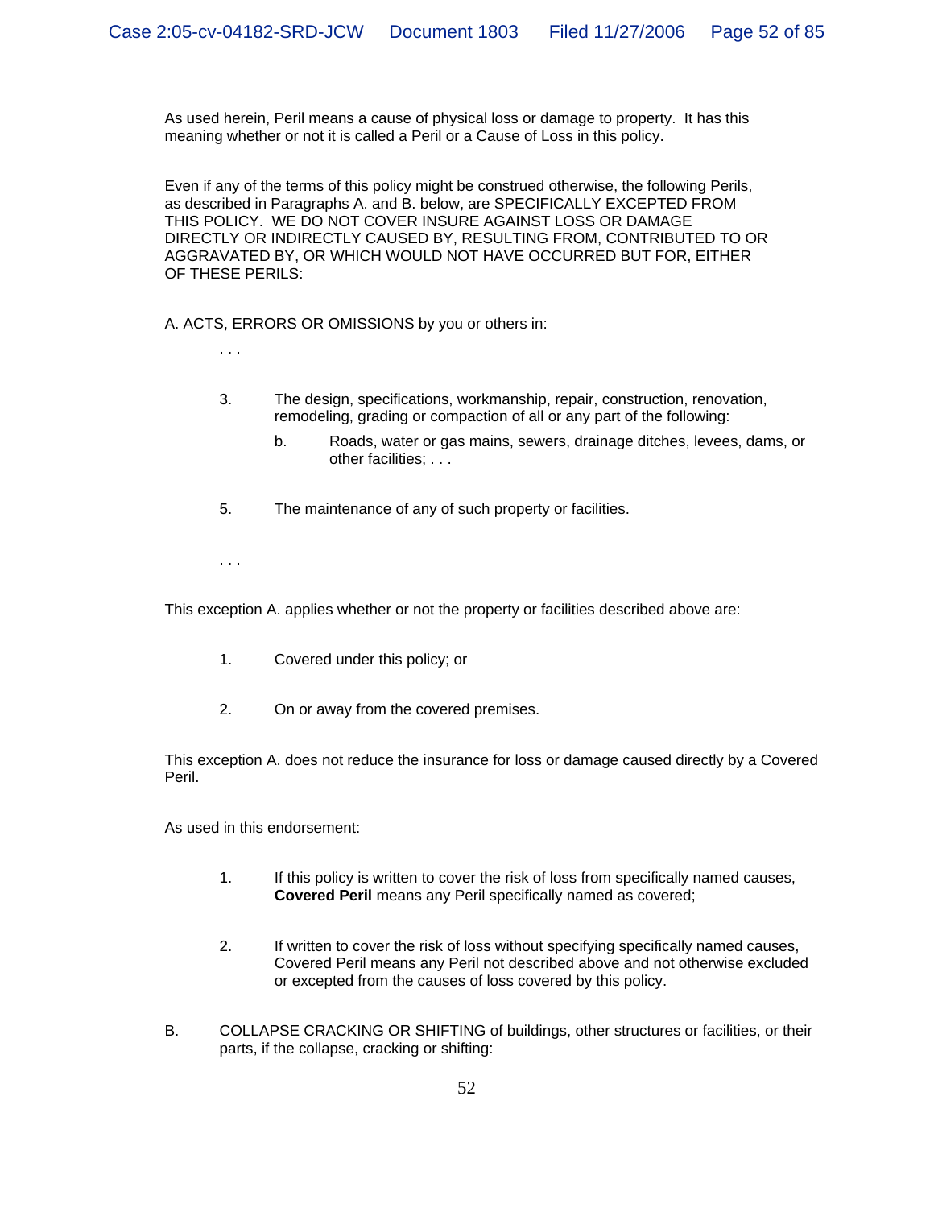As used herein, Peril means a cause of physical loss or damage to property. It has this meaning whether or not it is called a Peril or a Cause of Loss in this policy.

Even if any of the terms of this policy might be construed otherwise, the following Perils, as described in Paragraphs A. and B. below, are SPECIFICALLY EXCEPTED FROM THIS POLICY. WE DO NOT COVER INSURE AGAINST LOSS OR DAMAGE DIRECTLY OR INDIRECTLY CAUSED BY, RESULTING FROM, CONTRIBUTED TO OR AGGRAVATED BY, OR WHICH WOULD NOT HAVE OCCURRED BUT FOR, EITHER OF THESE PERILS:

A. ACTS, ERRORS OR OMISSIONS by you or others in:

> . . .
>
> 3. The design, specifications, workmanship, repair, construction, renovation, remodeling, grading or compaction of all or any part of the following:
>
>    b. Roads, water or gas mains, sewers, drainage ditches, levees, dams, or other facilities; . . .
>
> 5. The maintenance of any of such property or facilities.
>
> . . .

This exception A. applies whether or not the property or facilities described above are:

> 1. Covered under this policy; or
>
> 2. On or away from the covered premises.

This exception A. does not reduce the insurance for loss or damage caused directly by a Covered Peril.

As used in this endorsement:

> 1. If this policy is written to cover the risk of loss from specifically named causes, **Covered Peril** means any Peril specifically named as covered;
>
> 2. If written to cover the risk of loss without specifying specifically named causes, Covered Peril means any Peril not described above and not otherwise excluded or excepted from the causes of loss covered by this policy.

B. COLLAPSE CRACKING OR SHIFTING of buildings, other structures or facilities, or their parts, if the collapse, cracking or shifting: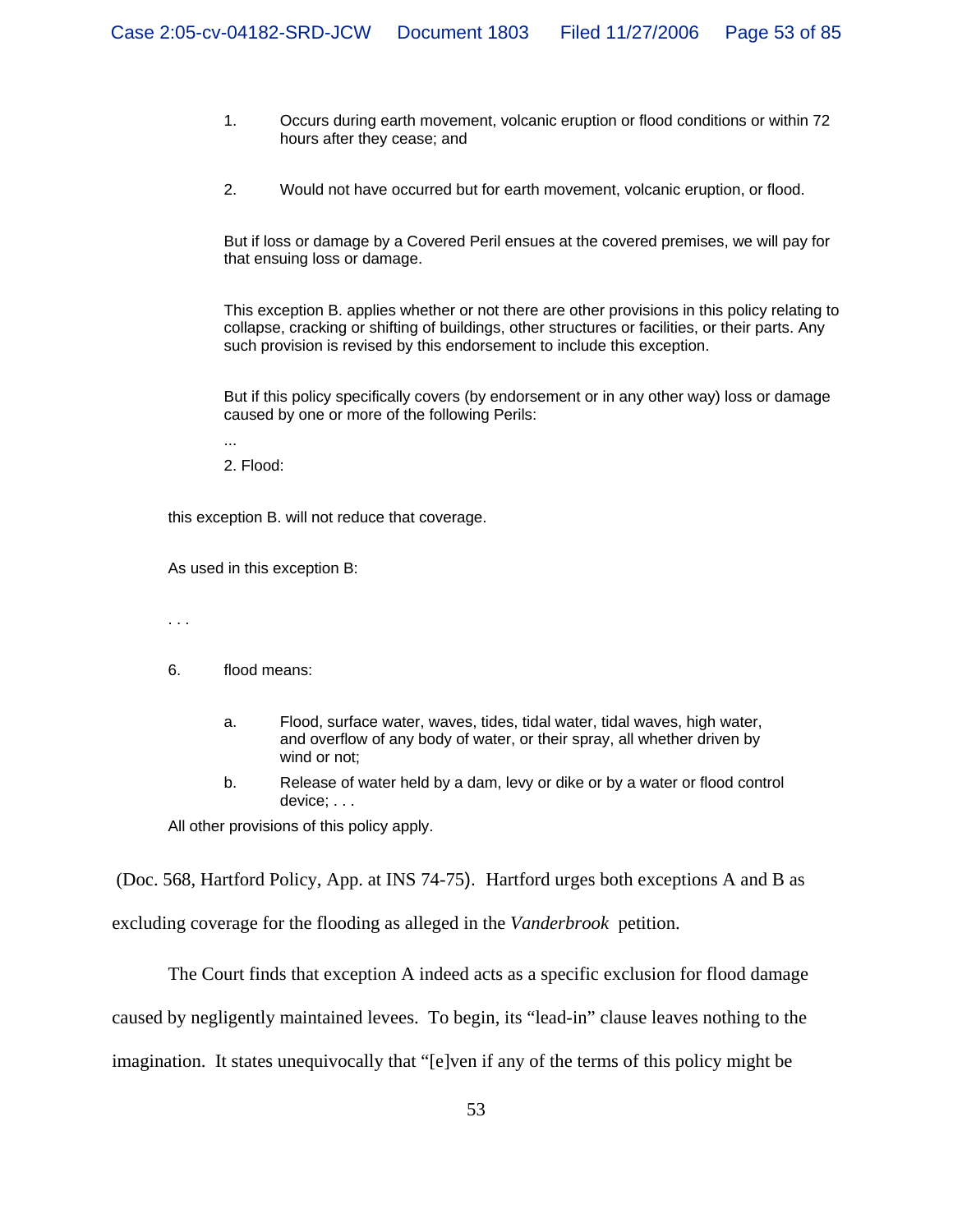1. Occurs during earth movement, volcanic eruption or flood conditions or within 72 hours after they cease; and

2. Would not have occurred but for earth movement, volcanic eruption, or flood.

But if loss or damage by a Covered Peril ensues at the covered premises, we will pay for that ensuing loss or damage.

This exception B. applies whether or not there are other provisions in this policy relating to collapse, cracking or shifting of buildings, other structures or facilities, or their parts. Any such provision is revised by this endorsement to include this exception.

But if this policy specifically covers (by endorsement or in any other way) loss or damage caused by one or more of the following Perils:

...

2. Flood:

this exception B. will not reduce that coverage.

As used in this exception B:

. . .

6. flood means:

   a. Flood, surface water, waves, tides, tidal water, tidal waves, high water, and overflow of any body of water, or their spray, all whether driven by wind or not;

   b. Release of water held by a dam, levy or dike or by a water or flood control device; . . .

All other provisions of this policy apply.

(Doc. 568, Hartford Policy, App. at INS 74-75). Hartford urges both exceptions A and B as excluding coverage for the flooding as alleged in the *Vanderbrook* petition.

The Court finds that exception A indeed acts as a specific exclusion for flood damage caused by negligently maintained levees. To begin, its "lead-in" clause leaves nothing to the imagination. It states unequivocally that "[e]ven if any of the terms of this policy might be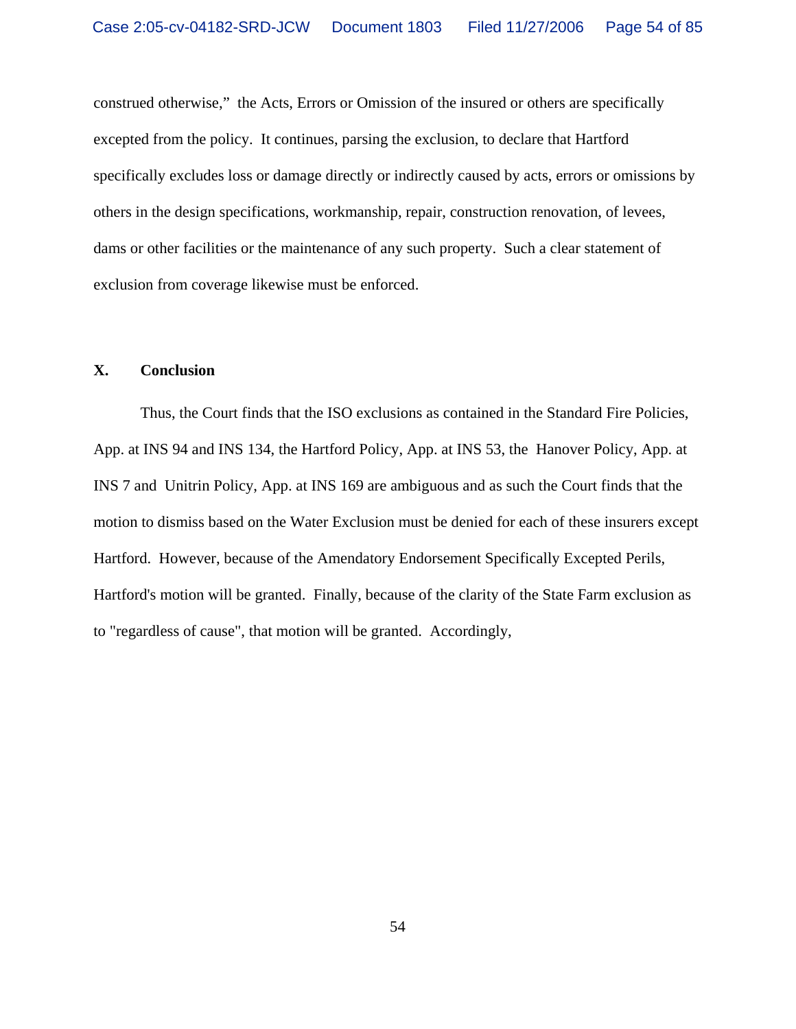construed otherwise," the Acts, Errors or Omission of the insured or others are specifically excepted from the policy. It continues, parsing the exclusion, to declare that Hartford specifically excludes loss or damage directly or indirectly caused by acts, errors or omissions by others in the design specifications, workmanship, repair, construction renovation, of levees, dams or other facilities or the maintenance of any such property. Such a clear statement of exclusion from coverage likewise must be enforced.

## X. Conclusion

Thus, the Court finds that the ISO exclusions as contained in the Standard Fire Policies, App. at INS 94 and INS 134, the Hartford Policy, App. at INS 53, the Hanover Policy, App. at INS 7 and Unitrin Policy, App. at INS 169 are ambiguous and as such the Court finds that the motion to dismiss based on the Water Exclusion must be denied for each of these insurers except Hartford. However, because of the Amendatory Endorsement Specifically Excepted Perils, Hartford's motion will be granted. Finally, because of the clarity of the State Farm exclusion as to "regardless of cause", that motion will be granted. Accordingly,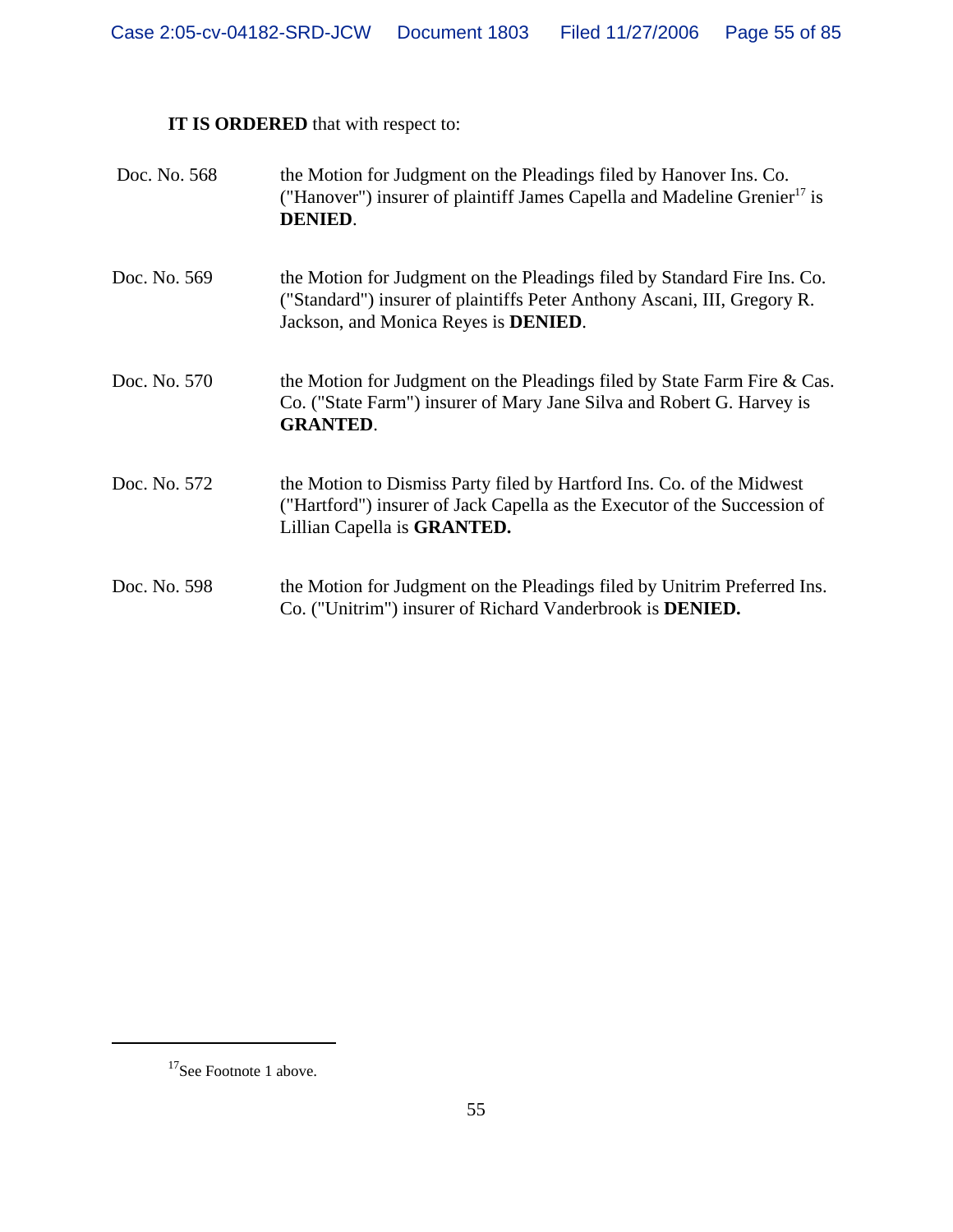**IT IS ORDERED** that with respect to:

| | |
|---|---|
| Doc. No. 568 | the Motion for Judgment on the Pleadings filed by Hanover Ins. Co. ("Hanover") insurer of plaintiff James Capella and Madeline Grenier[17] is **DENIED**. |
| Doc. No. 569 | the Motion for Judgment on the Pleadings filed by Standard Fire Ins. Co. ("Standard") insurer of plaintiffs Peter Anthony Ascani, III, Gregory R. Jackson, and Monica Reyes is **DENIED**. |
| Doc. No. 570 | the Motion for Judgment on the Pleadings filed by State Farm Fire & Cas. Co. ("State Farm") insurer of Mary Jane Silva and Robert G. Harvey is **GRANTED**. |
| Doc. No. 572 | the Motion to Dismiss Party filed by Hartford Ins. Co. of the Midwest ("Hartford") insurer of Jack Capella as the Executor of the Succession of Lillian Capella is **GRANTED.** |
| Doc. No. 598 | the Motion for Judgment on the Pleadings filed by Unitrim Preferred Ins. Co. ("Unitrim") insurer of Richard Vanderbrook is **DENIED.** |

[17] See Footnote 1 above.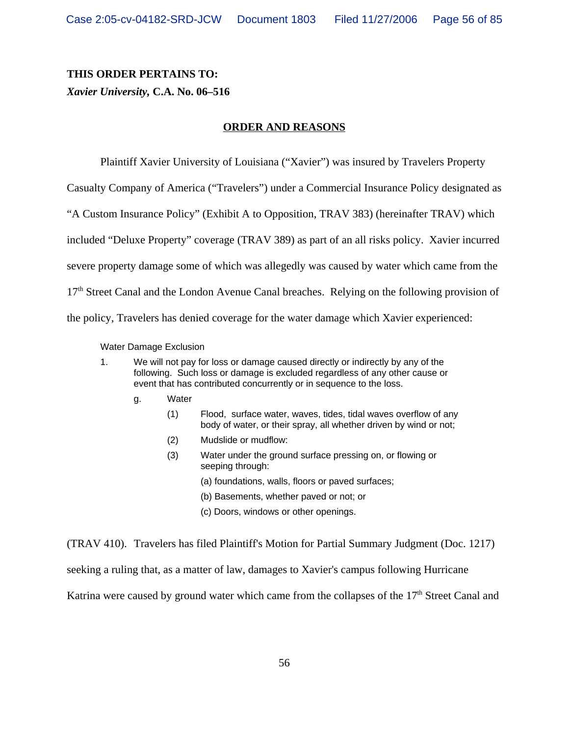**THIS ORDER PERTAINS TO:**
***Xavier University*, C.A. No. 06–516**

**ORDER AND REASONS**

Plaintiff Xavier University of Louisiana ("Xavier") was insured by Travelers Property Casualty Company of America ("Travelers") under a Commercial Insurance Policy designated as "A Custom Insurance Policy" (Exhibit A to Opposition, TRAV 383) (hereinafter TRAV) which included "Deluxe Property" coverage (TRAV 389) as part of an all risks policy. Xavier incurred severe property damage some of which was allegedly was caused by water which came from the 17th Street Canal and the London Avenue Canal breaches. Relying on the following provision of the policy, Travelers has denied coverage for the water damage which Xavier experienced:

> Water Damage Exclusion
>
> 1. We will not pay for loss or damage caused directly or indirectly by any of the following. Such loss or damage is excluded regardless of any other cause or event that has contributed concurrently or in sequence to the loss.
>
>    g. Water
>
>       (1) Flood, surface water, waves, tides, tidal waves overflow of any body of water, or their spray, all whether driven by wind or not;
>
>       (2) Mudslide or mudflow:
>
>       (3) Water under the ground surface pressing on, or flowing or seeping through:
>
>          (a) foundations, walls, floors or paved surfaces;
>
>          (b) Basements, whether paved or not; or
>
>          (c) Doors, windows or other openings.

(TRAV 410). Travelers has filed Plaintiff's Motion for Partial Summary Judgment (Doc. 1217) seeking a ruling that, as a matter of law, damages to Xavier's campus following Hurricane Katrina were caused by ground water which came from the collapses of the 17th Street Canal and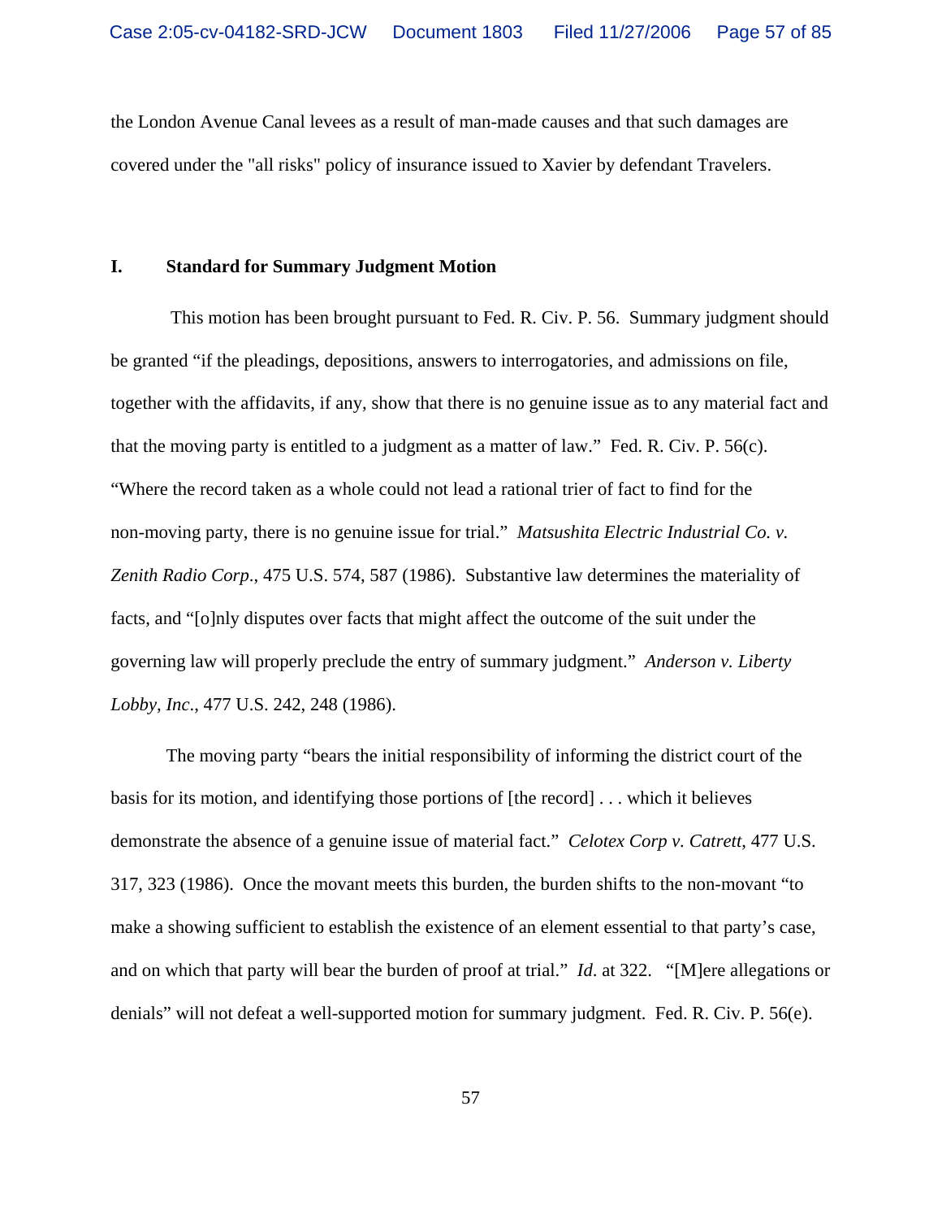the London Avenue Canal levees as a result of man-made causes and that such damages are covered under the "all risks" policy of insurance issued to Xavier by defendant Travelers.

## I. Standard for Summary Judgment Motion

This motion has been brought pursuant to Fed. R. Civ. P. 56. Summary judgment should be granted "if the pleadings, depositions, answers to interrogatories, and admissions on file, together with the affidavits, if any, show that there is no genuine issue as to any material fact and that the moving party is entitled to a judgment as a matter of law." Fed. R. Civ. P. 56(c). "Where the record taken as a whole could not lead a rational trier of fact to find for the non-moving party, there is no genuine issue for trial." *Matsushita Electric Industrial Co. v. Zenith Radio Corp.*, 475 U.S. 574, 587 (1986). Substantive law determines the materiality of facts, and "[o]nly disputes over facts that might affect the outcome of the suit under the governing law will properly preclude the entry of summary judgment." *Anderson v. Liberty Lobby, Inc.*, 477 U.S. 242, 248 (1986).

The moving party "bears the initial responsibility of informing the district court of the basis for its motion, and identifying those portions of [the record] . . . which it believes demonstrate the absence of a genuine issue of material fact." *Celotex Corp v. Catrett*, 477 U.S. 317, 323 (1986). Once the movant meets this burden, the burden shifts to the non-movant "to make a showing sufficient to establish the existence of an element essential to that party's case, and on which that party will bear the burden of proof at trial." *Id.* at 322. "[M]ere allegations or denials" will not defeat a well-supported motion for summary judgment. Fed. R. Civ. P. 56(e).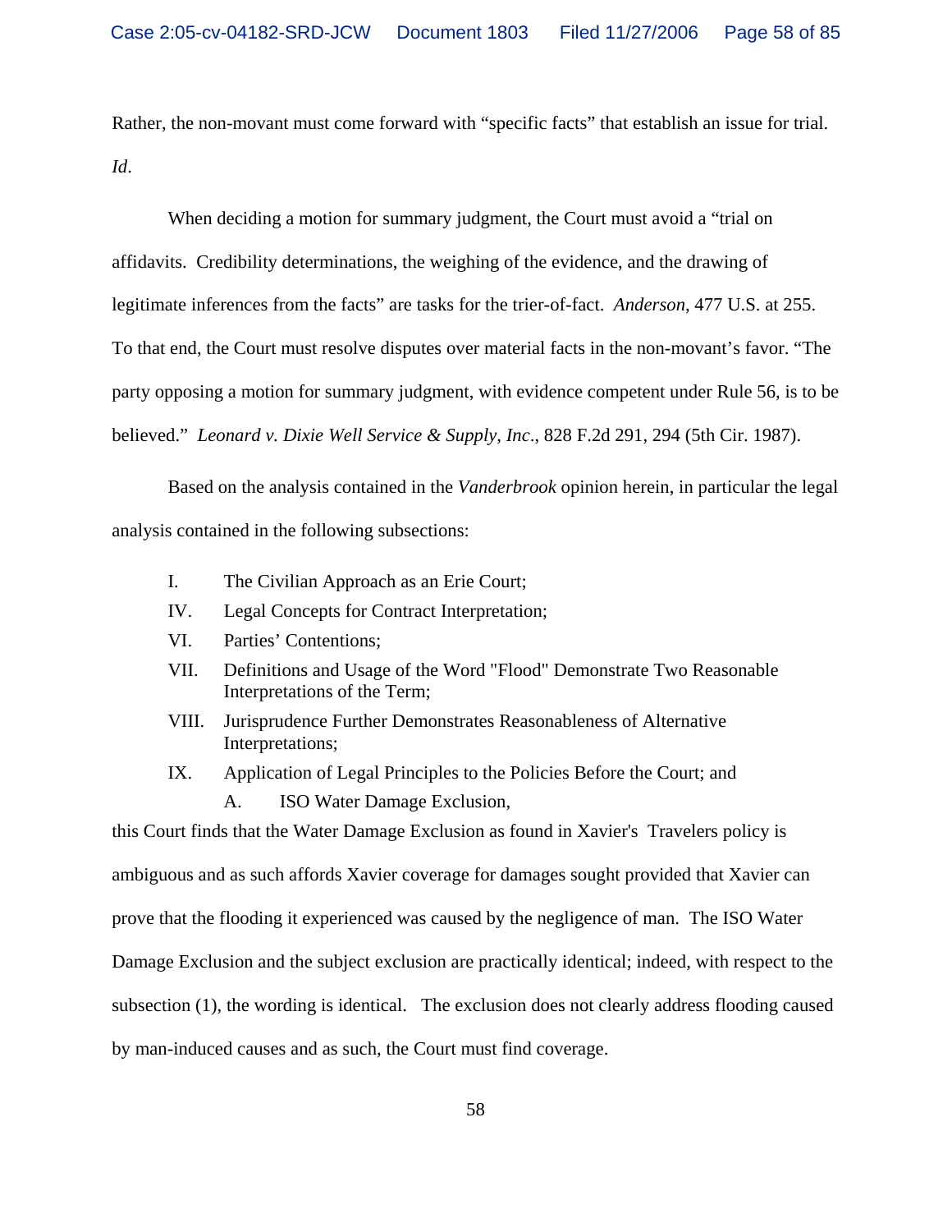Rather, the non-movant must come forward with "specific facts" that establish an issue for trial. *Id*.

When deciding a motion for summary judgment, the Court must avoid a "trial on affidavits. Credibility determinations, the weighing of the evidence, and the drawing of legitimate inferences from the facts" are tasks for the trier-of-fact. *Anderson*, 477 U.S. at 255. To that end, the Court must resolve disputes over material facts in the non-movant's favor. "The party opposing a motion for summary judgment, with evidence competent under Rule 56, is to be believed." *Leonard v. Dixie Well Service & Supply, Inc*., 828 F.2d 291, 294 (5th Cir. 1987).

Based on the analysis contained in the *Vanderbrook* opinion herein, in particular the legal analysis contained in the following subsections:

- I. The Civilian Approach as an Erie Court;
- IV. Legal Concepts for Contract Interpretation;
- VI. Parties' Contentions;
- VII. Definitions and Usage of the Word "Flood" Demonstrate Two Reasonable Interpretations of the Term;
- VIII. Jurisprudence Further Demonstrates Reasonableness of Alternative Interpretations;
- IX. Application of Legal Principles to the Policies Before the Court; and
  - A. ISO Water Damage Exclusion,

this Court finds that the Water Damage Exclusion as found in Xavier's Travelers policy is ambiguous and as such affords Xavier coverage for damages sought provided that Xavier can prove that the flooding it experienced was caused by the negligence of man. The ISO Water Damage Exclusion and the subject exclusion are practically identical; indeed, with respect to the subsection (1), the wording is identical. The exclusion does not clearly address flooding caused by man-induced causes and as such, the Court must find coverage.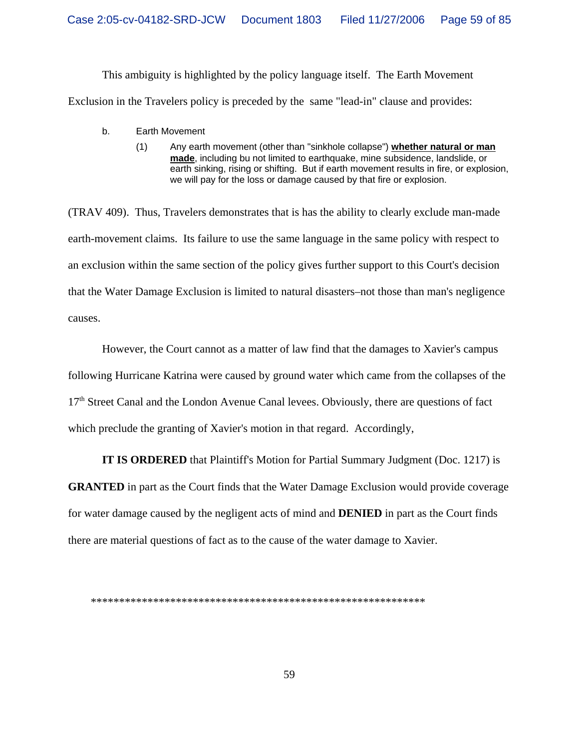This ambiguity is highlighted by the policy language itself. The Earth Movement Exclusion in the Travelers policy is preceded by the same "lead-in" clause and provides:

> b. Earth Movement
>
> (1) Any earth movement (other than "sinkhole collapse") **whether natural or man made**, including bu not limited to earthquake, mine subsidence, landslide, or earth sinking, rising or shifting. But if earth movement results in fire, or explosion, we will pay for the loss or damage caused by that fire or explosion.

(TRAV 409). Thus, Travelers demonstrates that is has the ability to clearly exclude man-made earth-movement claims. Its failure to use the same language in the same policy with respect to an exclusion within the same section of the policy gives further support to this Court's decision that the Water Damage Exclusion is limited to natural disasters–not those than man's negligence causes.

However, the Court cannot as a matter of law find that the damages to Xavier's campus following Hurricane Katrina were caused by ground water which came from the collapses of the 17th Street Canal and the London Avenue Canal levees. Obviously, there are questions of fact which preclude the granting of Xavier's motion in that regard. Accordingly,

**IT IS ORDERED** that Plaintiff's Motion for Partial Summary Judgment (Doc. 1217) is **GRANTED** in part as the Court finds that the Water Damage Exclusion would provide coverage for water damage caused by the negligent acts of mind and **DENIED** in part as the Court finds there are material questions of fact as to the cause of the water damage to Xavier.

*************************************************************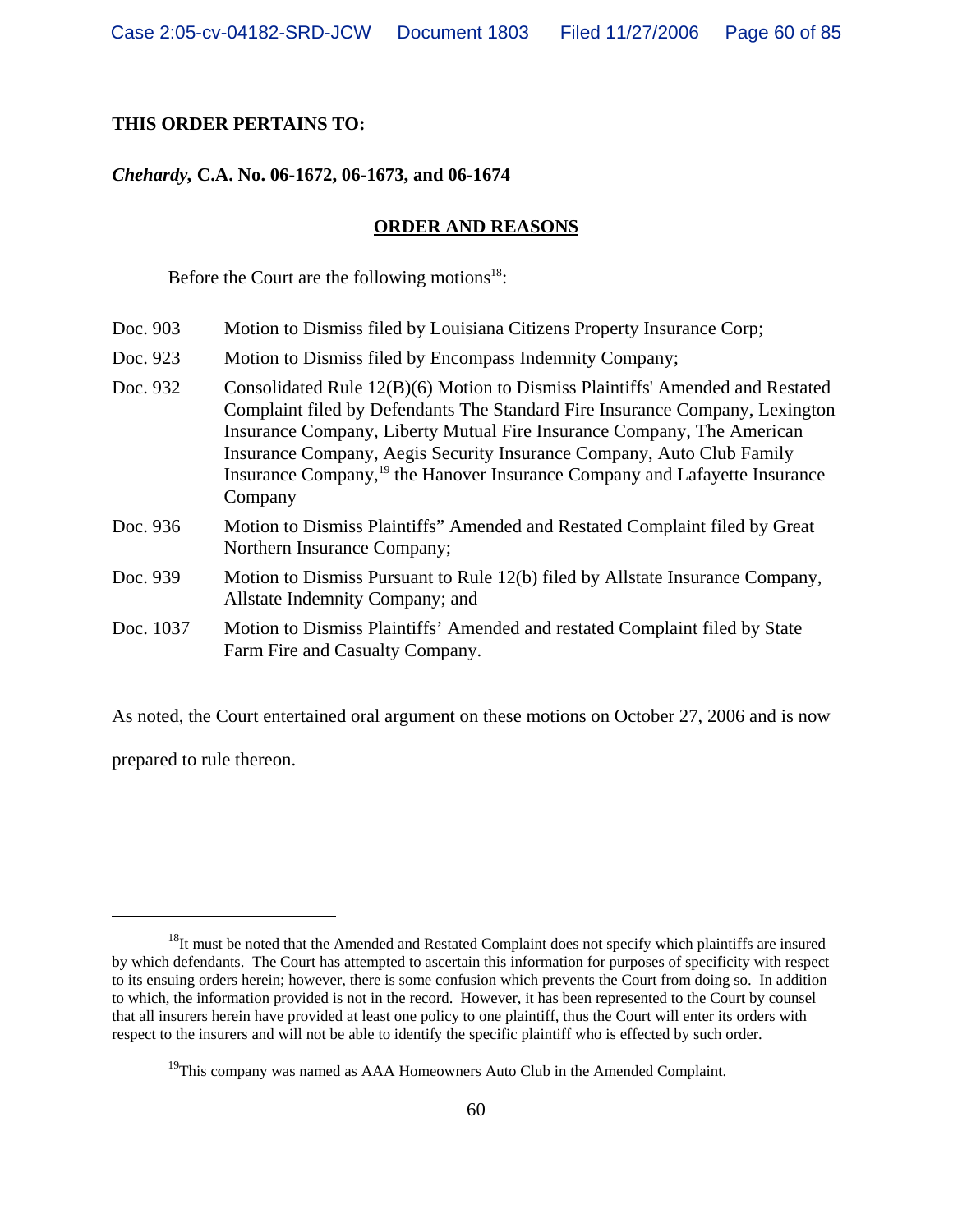**THIS ORDER PERTAINS TO:**

***Chehardy*, C.A. No. 06-1672, 06-1673, and 06-1674**

**ORDER AND REASONS**

Before the Court are the following motions[18]:

| | |
|---|---|
| Doc. 903 | Motion to Dismiss filed by Louisiana Citizens Property Insurance Corp; |
| Doc. 923 | Motion to Dismiss filed by Encompass Indemnity Company; |
| Doc. 932 | Consolidated Rule 12(B)(6) Motion to Dismiss Plaintiffs' Amended and Restated Complaint filed by Defendants The Standard Fire Insurance Company, Lexington Insurance Company, Liberty Mutual Fire Insurance Company, The American Insurance Company, Aegis Security Insurance Company, Auto Club Family Insurance Company,[19] the Hanover Insurance Company and Lafayette Insurance Company |
| Doc. 936 | Motion to Dismiss Plaintiffs" Amended and Restated Complaint filed by Great Northern Insurance Company; |
| Doc. 939 | Motion to Dismiss Pursuant to Rule 12(b) filed by Allstate Insurance Company, Allstate Indemnity Company; and |
| Doc. 1037 | Motion to Dismiss Plaintiffs' Amended and restated Complaint filed by State Farm Fire and Casualty Company. |

As noted, the Court entertained oral argument on these motions on October 27, 2006 and is now prepared to rule thereon.

---

[18]It must be noted that the Amended and Restated Complaint does not specify which plaintiffs are insured by which defendants. The Court has attempted to ascertain this information for purposes of specificity with respect to its ensuing orders herein; however, there is some confusion which prevents the Court from doing so. In addition to which, the information provided is not in the record. However, it has been represented to the Court by counsel that all insurers herein have provided at least one policy to one plaintiff, thus the Court will enter its orders with respect to the insurers and will not be able to identify the specific plaintiff who is effected by such order.

[19]This company was named as AAA Homeowners Auto Club in the Amended Complaint.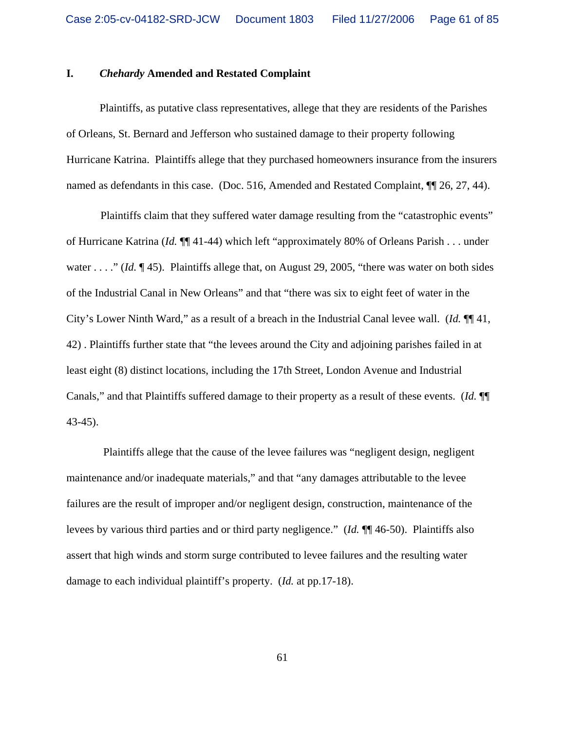## I. *Chehardy* Amended and Restated Complaint

Plaintiffs, as putative class representatives, allege that they are residents of the Parishes of Orleans, St. Bernard and Jefferson who sustained damage to their property following Hurricane Katrina. Plaintiffs allege that they purchased homeowners insurance from the insurers named as defendants in this case. (Doc. 516, Amended and Restated Complaint, ¶¶ 26, 27, 44).

Plaintiffs claim that they suffered water damage resulting from the "catastrophic events" of Hurricane Katrina (*Id.* ¶¶ 41-44) which left "approximately 80% of Orleans Parish . . . under water . . . ." (*Id.* ¶ 45). Plaintiffs allege that, on August 29, 2005, "there was water on both sides of the Industrial Canal in New Orleans" and that "there was six to eight feet of water in the City's Lower Ninth Ward," as a result of a breach in the Industrial Canal levee wall. (*Id.* ¶¶ 41, 42) . Plaintiffs further state that "the levees around the City and adjoining parishes failed in at least eight (8) distinct locations, including the 17th Street, London Avenue and Industrial Canals," and that Plaintiffs suffered damage to their property as a result of these events. (*Id.* ¶¶ 43-45).

Plaintiffs allege that the cause of the levee failures was "negligent design, negligent maintenance and/or inadequate materials," and that "any damages attributable to the levee failures are the result of improper and/or negligent design, construction, maintenance of the levees by various third parties and or third party negligence." (*Id.* ¶¶ 46-50). Plaintiffs also assert that high winds and storm surge contributed to levee failures and the resulting water damage to each individual plaintiff's property. (*Id.* at pp.17-18).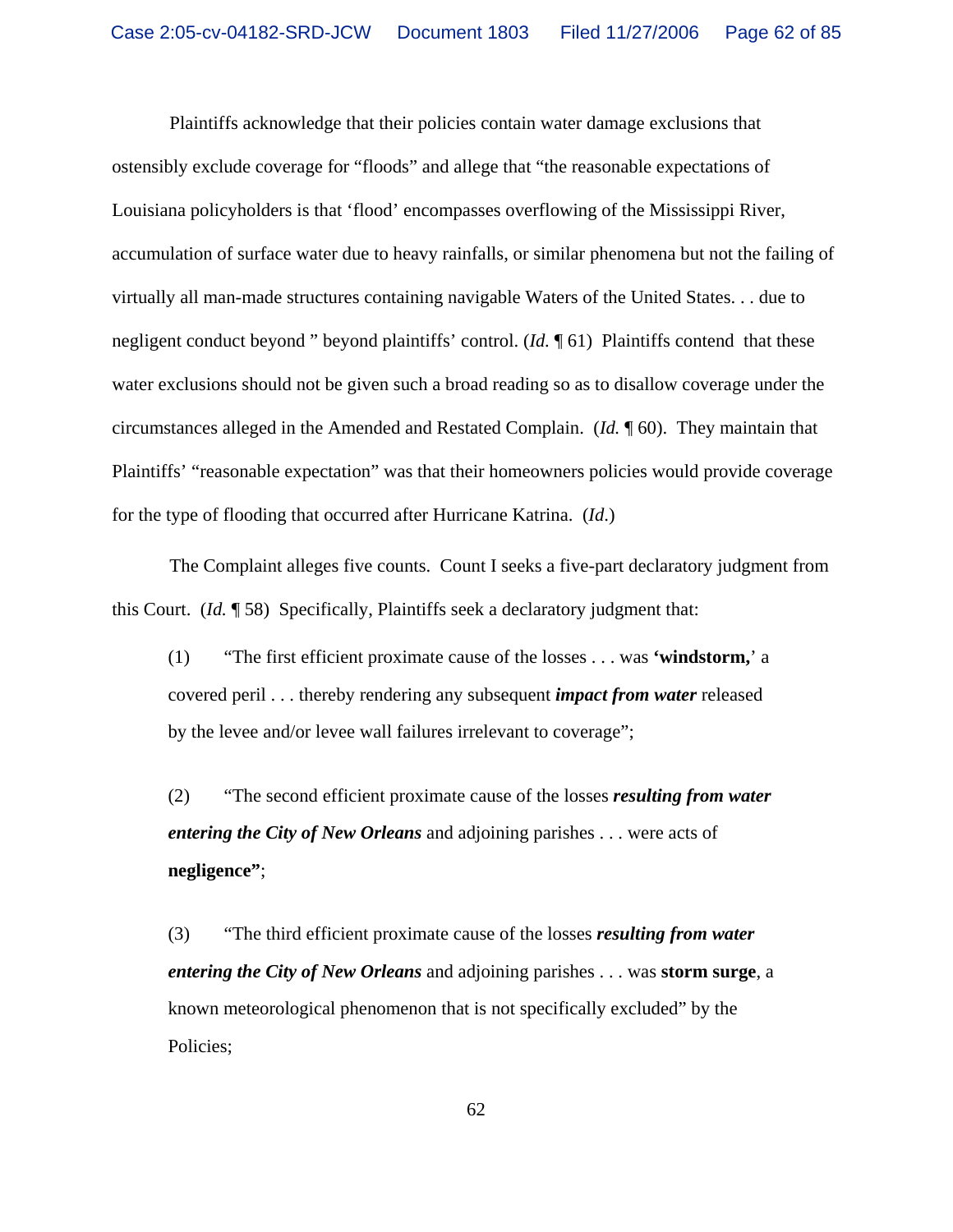Plaintiffs acknowledge that their policies contain water damage exclusions that ostensibly exclude coverage for "floods" and allege that "the reasonable expectations of Louisiana policyholders is that 'flood' encompasses overflowing of the Mississippi River, accumulation of surface water due to heavy rainfalls, or similar phenomena but not the failing of virtually all man-made structures containing navigable Waters of the United States. . . due to negligent conduct beyond " beyond plaintiffs' control. (*Id.* ¶ 61) Plaintiffs contend that these water exclusions should not be given such a broad reading so as to disallow coverage under the circumstances alleged in the Amended and Restated Complain. (*Id.* ¶ 60). They maintain that Plaintiffs' "reasonable expectation" was that their homeowners policies would provide coverage for the type of flooding that occurred after Hurricane Katrina. (*Id.*)

The Complaint alleges five counts. Count I seeks a five-part declaratory judgment from this Court. (*Id.* ¶ 58) Specifically, Plaintiffs seek a declaratory judgment that:

> (1) "The first efficient proximate cause of the losses . . . was **'windstorm,**' a covered peril . . . thereby rendering any subsequent ***impact from water*** released by the levee and/or levee wall failures irrelevant to coverage";
>
> (2) "The second efficient proximate cause of the losses ***resulting from water entering the City of New Orleans*** and adjoining parishes . . . were acts of **negligence"**;
>
> (3) "The third efficient proximate cause of the losses ***resulting from water entering the City of New Orleans*** and adjoining parishes . . . was **storm surge**, a known meteorological phenomenon that is not specifically excluded" by the Policies;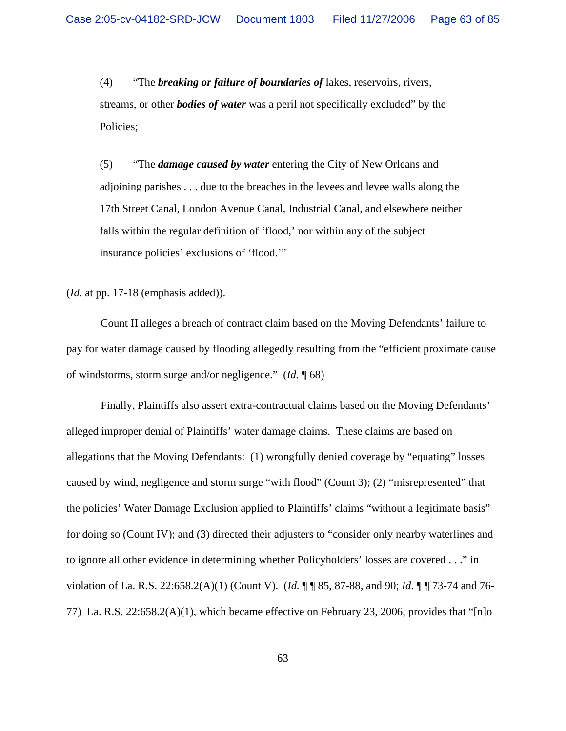(4) "The ***breaking or failure of boundaries of*** lakes, reservoirs, rivers, streams, or other ***bodies of water*** was a peril not specifically excluded" by the Policies;

(5) "The ***damage caused by water*** entering the City of New Orleans and adjoining parishes . . . due to the breaches in the levees and levee walls along the 17th Street Canal, London Avenue Canal, Industrial Canal, and elsewhere neither falls within the regular definition of 'flood,' nor within any of the subject insurance policies' exclusions of 'flood.'"

(*Id.* at pp. 17-18 (emphasis added)).

Count II alleges a breach of contract claim based on the Moving Defendants' failure to pay for water damage caused by flooding allegedly resulting from the "efficient proximate cause of windstorms, storm surge and/or negligence." (*Id.* ¶ 68)

Finally, Plaintiffs also assert extra-contractual claims based on the Moving Defendants' alleged improper denial of Plaintiffs' water damage claims. These claims are based on allegations that the Moving Defendants: (1) wrongfully denied coverage by "equating" losses caused by wind, negligence and storm surge "with flood" (Count 3); (2) "misrepresented" that the policies' Water Damage Exclusion applied to Plaintiffs' claims "without a legitimate basis" for doing so (Count IV); and (3) directed their adjusters to "consider only nearby waterlines and to ignore all other evidence in determining whether Policyholders' losses are covered . . ." in violation of La. R.S. 22:658.2(A)(1) (Count V). (*Id.* ¶ ¶ 85, 87-88, and 90; *Id.* ¶ ¶ 73-74 and 76-77) La. R.S. 22:658.2(A)(1), which became effective on February 23, 2006, provides that "[n]o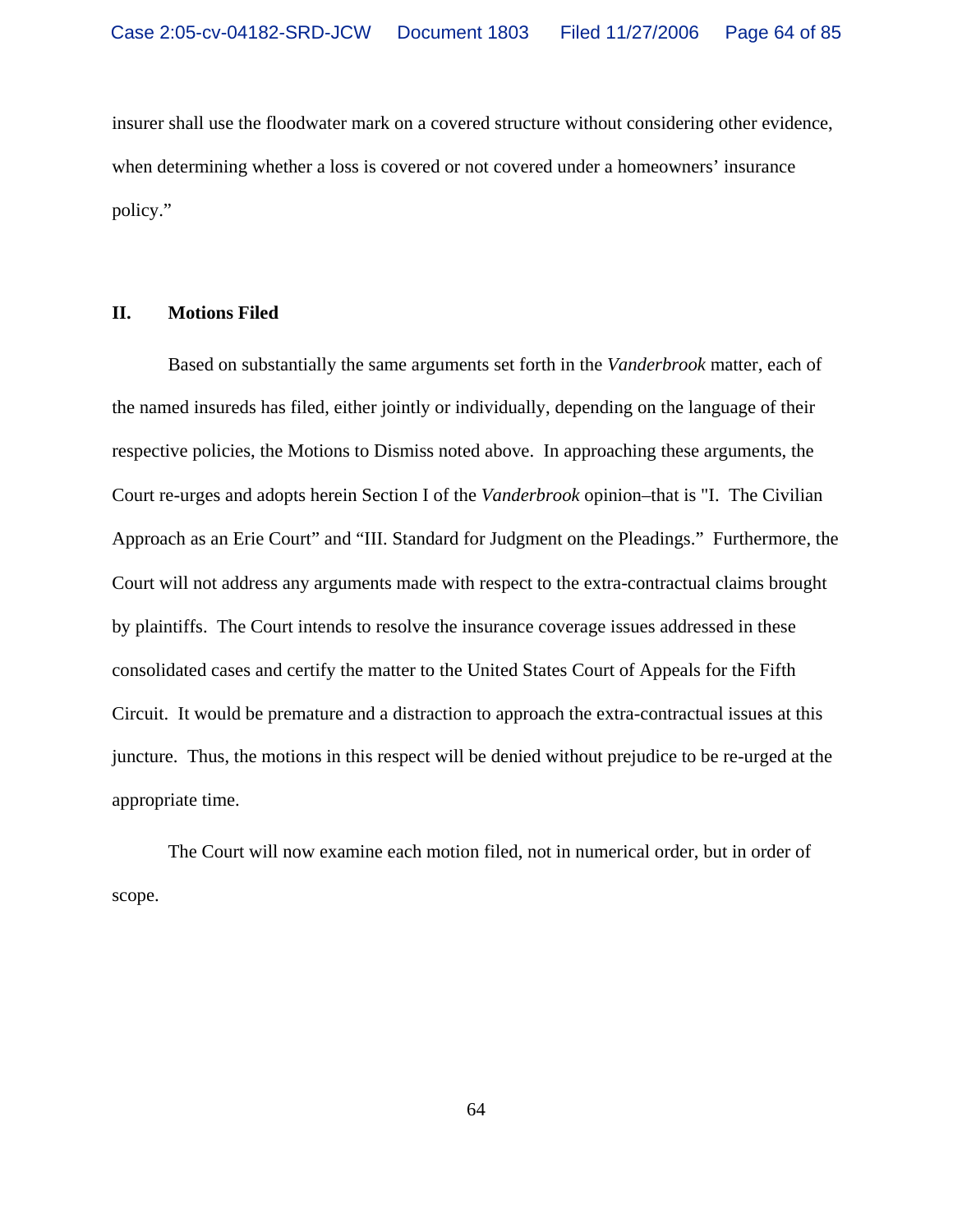insurer shall use the floodwater mark on a covered structure without considering other evidence, when determining whether a loss is covered or not covered under a homeowners' insurance policy."

## II. Motions Filed

Based on substantially the same arguments set forth in the *Vanderbrook* matter, each of the named insureds has filed, either jointly or individually, depending on the language of their respective policies, the Motions to Dismiss noted above. In approaching these arguments, the Court re-urges and adopts herein Section I of the *Vanderbrook* opinion–that is "I. The Civilian Approach as an Erie Court" and "III. Standard for Judgment on the Pleadings." Furthermore, the Court will not address any arguments made with respect to the extra-contractual claims brought by plaintiffs. The Court intends to resolve the insurance coverage issues addressed in these consolidated cases and certify the matter to the United States Court of Appeals for the Fifth Circuit. It would be premature and a distraction to approach the extra-contractual issues at this juncture. Thus, the motions in this respect will be denied without prejudice to be re-urged at the appropriate time.

The Court will now examine each motion filed, not in numerical order, but in order of scope.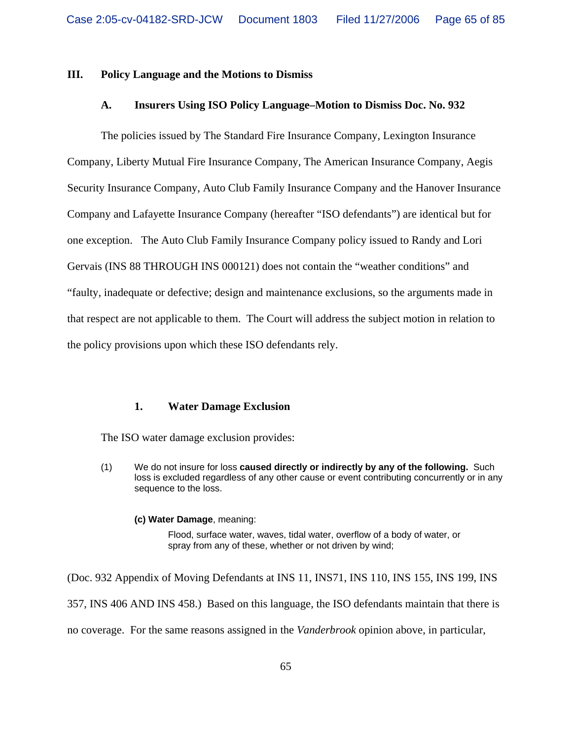## III. Policy Language and the Motions to Dismiss

### A. Insurers Using ISO Policy Language–Motion to Dismiss Doc. No. 932

The policies issued by The Standard Fire Insurance Company, Lexington Insurance Company, Liberty Mutual Fire Insurance Company, The American Insurance Company, Aegis Security Insurance Company, Auto Club Family Insurance Company and the Hanover Insurance Company and Lafayette Insurance Company (hereafter "ISO defendants") are identical but for one exception. The Auto Club Family Insurance Company policy issued to Randy and Lori Gervais (INS 88 THROUGH INS 000121) does not contain the "weather conditions" and "faulty, inadequate or defective; design and maintenance exclusions, so the arguments made in that respect are not applicable to them. The Court will address the subject motion in relation to the policy provisions upon which these ISO defendants rely.

#### 1. Water Damage Exclusion

The ISO water damage exclusion provides:

> (1) We do not insure for loss **caused directly or indirectly by any of the following.** Such loss is excluded regardless of any other cause or event contributing concurrently or in any sequence to the loss.
>
> **(c) Water Damage**, meaning:
>
> Flood, surface water, waves, tidal water, overflow of a body of water, or spray from any of these, whether or not driven by wind;

(Doc. 932 Appendix of Moving Defendants at INS 11, INS71, INS 110, INS 155, INS 199, INS 357, INS 406 AND INS 458.) Based on this language, the ISO defendants maintain that there is no coverage. For the same reasons assigned in the *Vanderbrook* opinion above, in particular,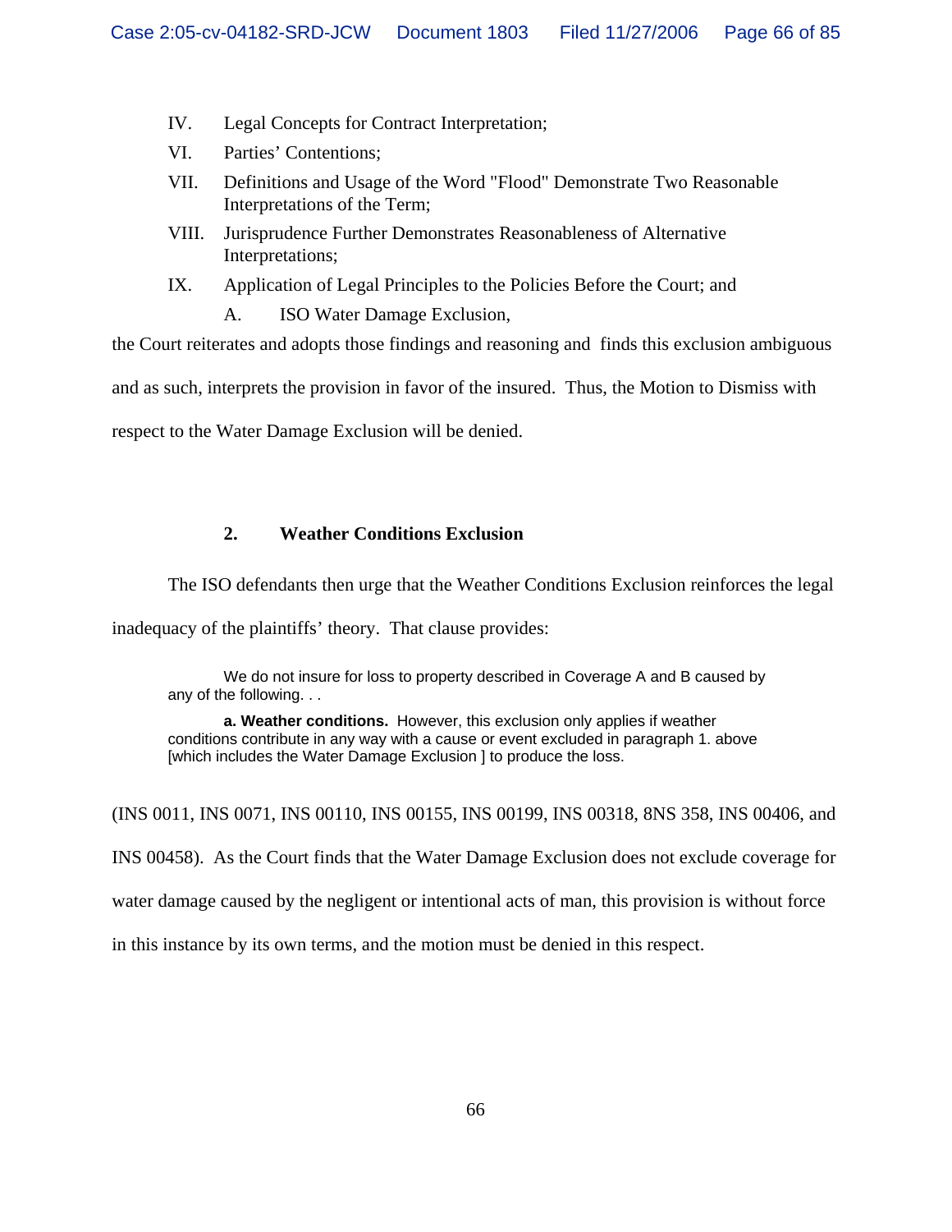IV. Legal Concepts for Contract Interpretation;

VI. Parties' Contentions;

VII. Definitions and Usage of the Word "Flood" Demonstrate Two Reasonable Interpretations of the Term;

VIII. Jurisprudence Further Demonstrates Reasonableness of Alternative Interpretations;

IX. Application of Legal Principles to the Policies Before the Court; and

A. ISO Water Damage Exclusion,

the Court reiterates and adopts those findings and reasoning and finds this exclusion ambiguous and as such, interprets the provision in favor of the insured. Thus, the Motion to Dismiss with respect to the Water Damage Exclusion will be denied.

### 2. Weather Conditions Exclusion

The ISO defendants then urge that the Weather Conditions Exclusion reinforces the legal inadequacy of the plaintiffs' theory. That clause provides:

> We do not insure for loss to property described in Coverage A and B caused by any of the following. . .
>
> **a. Weather conditions.** However, this exclusion only applies if weather conditions contribute in any way with a cause or event excluded in paragraph 1. above [which includes the Water Damage Exclusion ] to produce the loss.

(INS 0011, INS 0071, INS 00110, INS 00155, INS 00199, INS 00318, 8NS 358, INS 00406, and INS 00458). As the Court finds that the Water Damage Exclusion does not exclude coverage for water damage caused by the negligent or intentional acts of man, this provision is without force in this instance by its own terms, and the motion must be denied in this respect.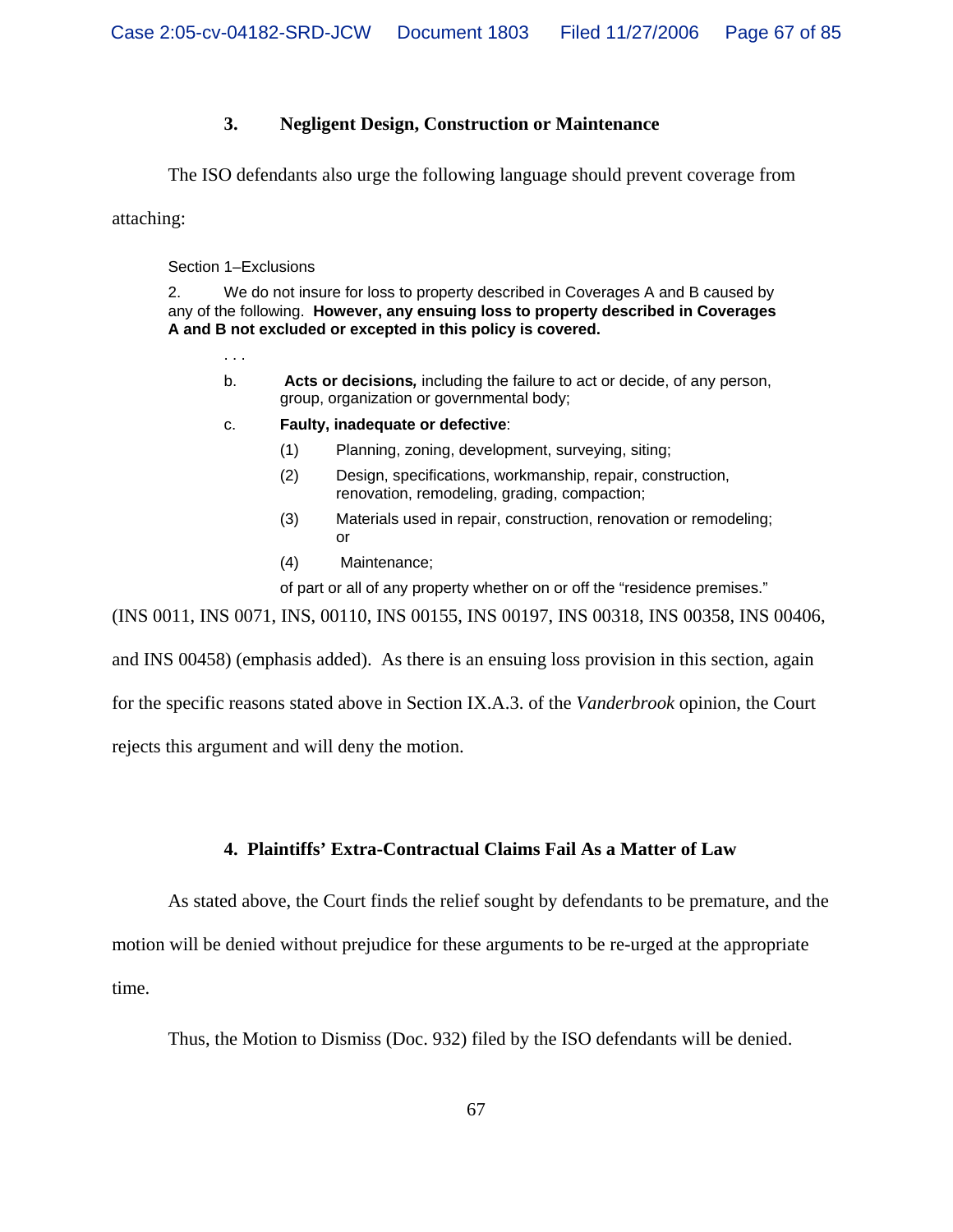### 3. Negligent Design, Construction or Maintenance

The ISO defendants also urge the following language should prevent coverage from attaching:

> Section 1–Exclusions
>
> 2. We do not insure for loss to property described in Coverages A and B caused by any of the following. **However, any ensuing loss to property described in Coverages A and B not excluded or excepted in this policy is covered.**
>
> . . .
>
> b. **Acts or decisions***,* including the failure to act or decide, of any person, group, organization or governmental body;
>
> c. **Faulty, inadequate or defective**:
>
> (1) Planning, zoning, development, surveying, siting;
>
> (2) Design, specifications, workmanship, repair, construction, renovation, remodeling, grading, compaction;
>
> (3) Materials used in repair, construction, renovation or remodeling; or
>
> (4) Maintenance;
>
> of part or all of any property whether on or off the "residence premises."

(INS 0011, INS 0071, INS, 00110, INS 00155, INS 00197, INS 00318, INS 00358, INS 00406, and INS 00458) (emphasis added). As there is an ensuing loss provision in this section, again for the specific reasons stated above in Section IX.A.3. of the *Vanderbrook* opinion, the Court rejects this argument and will deny the motion.

### 4. Plaintiffs' Extra-Contractual Claims Fail As a Matter of Law

As stated above, the Court finds the relief sought by defendants to be premature, and the motion will be denied without prejudice for these arguments to be re-urged at the appropriate time.

Thus, the Motion to Dismiss (Doc. 932) filed by the ISO defendants will be denied.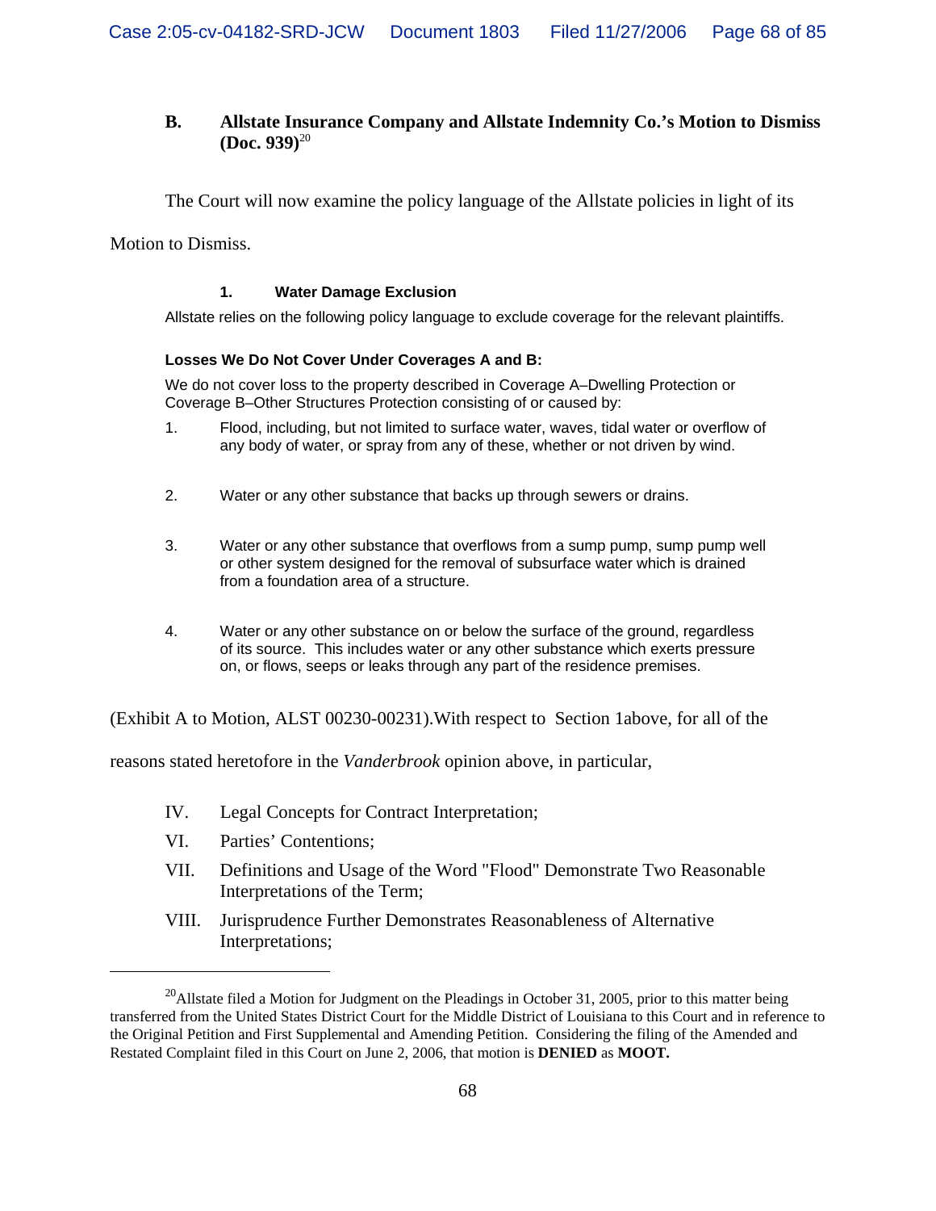### B. Allstate Insurance Company and Allstate Indemnity Co.'s Motion to Dismiss (Doc. 939)[20]

The Court will now examine the policy language of the Allstate policies in light of its Motion to Dismiss.

#### 1. Water Damage Exclusion

Allstate relies on the following policy language to exclude coverage for the relevant plaintiffs.

**Losses We Do Not Cover Under Coverages A and B:**

We do not cover loss to the property described in Coverage A–Dwelling Protection or Coverage B–Other Structures Protection consisting of or caused by:

1. Flood, including, but not limited to surface water, waves, tidal water or overflow of any body of water, or spray from any of these, whether or not driven by wind.

2. Water or any other substance that backs up through sewers or drains.

3. Water or any other substance that overflows from a sump pump, sump pump well or other system designed for the removal of subsurface water which is drained from a foundation area of a structure.

4. Water or any other substance on or below the surface of the ground, regardless of its source. This includes water or any other substance which exerts pressure on, or flows, seeps or leaks through any part of the residence premises.

(Exhibit A to Motion, ALST 00230-00231).With respect to Section 1above, for all of the reasons stated heretofore in the *Vanderbrook* opinion above, in particular,

- IV. Legal Concepts for Contract Interpretation;
- VI. Parties' Contentions;
- VII. Definitions and Usage of the Word "Flood" Demonstrate Two Reasonable Interpretations of the Term;
- VIII. Jurisprudence Further Demonstrates Reasonableness of Alternative Interpretations;

---

[20] Allstate filed a Motion for Judgment on the Pleadings in October 31, 2005, prior to this matter being transferred from the United States District Court for the Middle District of Louisiana to this Court and in reference to the Original Petition and First Supplemental and Amending Petition. Considering the filing of the Amended and Restated Complaint filed in this Court on June 2, 2006, that motion is **DENIED** as **MOOT.**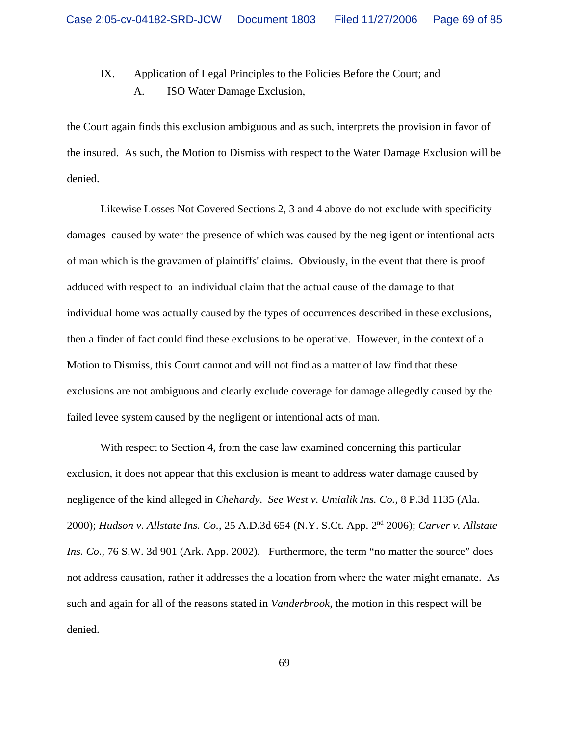IX. Application of Legal Principles to the Policies Before the Court; and

A. ISO Water Damage Exclusion,

the Court again finds this exclusion ambiguous and as such, interprets the provision in favor of the insured. As such, the Motion to Dismiss with respect to the Water Damage Exclusion will be denied.

Likewise Losses Not Covered Sections 2, 3 and 4 above do not exclude with specificity damages caused by water the presence of which was caused by the negligent or intentional acts of man which is the gravamen of plaintiffs' claims. Obviously, in the event that there is proof adduced with respect to an individual claim that the actual cause of the damage to that individual home was actually caused by the types of occurrences described in these exclusions, then a finder of fact could find these exclusions to be operative. However, in the context of a Motion to Dismiss, this Court cannot and will not find as a matter of law find that these exclusions are not ambiguous and clearly exclude coverage for damage allegedly caused by the failed levee system caused by the negligent or intentional acts of man.

With respect to Section 4, from the case law examined concerning this particular exclusion, it does not appear that this exclusion is meant to address water damage caused by negligence of the kind alleged in *Chehardy*. *See West v. Umialik Ins. Co.*, 8 P.3d 1135 (Ala. 2000); *Hudson v. Allstate Ins. Co.*, 25 A.D.3d 654 (N.Y. S.Ct. App. 2nd 2006); *Carver v. Allstate Ins. Co.*, 76 S.W. 3d 901 (Ark. App. 2002). Furthermore, the term "no matter the source" does not address causation, rather it addresses the a location from where the water might emanate. As such and again for all of the reasons stated in *Vanderbrook,* the motion in this respect will be denied.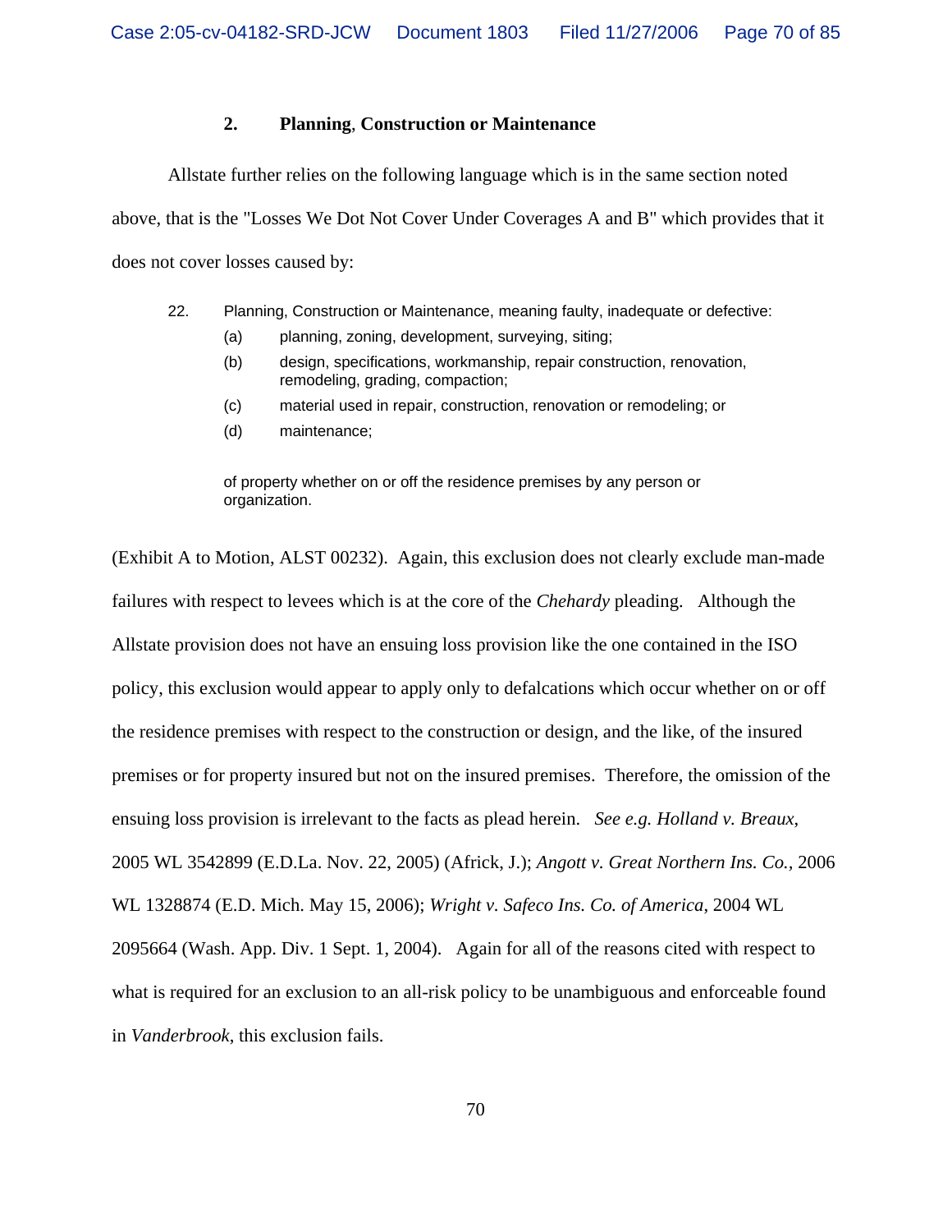### 2. Planning, Construction or Maintenance

Allstate further relies on the following language which is in the same section noted above, that is the "Losses We Dot Not Cover Under Coverages A and B" which provides that it does not cover losses caused by:

> 22. Planning, Construction or Maintenance, meaning faulty, inadequate or defective:
>     (a) planning, zoning, development, surveying, siting;
>     (b) design, specifications, workmanship, repair construction, renovation, remodeling, grading, compaction;
>     (c) material used in repair, construction, renovation or remodeling; or
>     (d) maintenance;
>
> of property whether on or off the residence premises by any person or organization.

(Exhibit A to Motion, ALST 00232). Again, this exclusion does not clearly exclude man-made failures with respect to levees which is at the core of the *Chehardy* pleading. Although the Allstate provision does not have an ensuing loss provision like the one contained in the ISO policy, this exclusion would appear to apply only to defalcations which occur whether on or off the residence premises with respect to the construction or design, and the like, of the insured premises or for property insured but not on the insured premises. Therefore, the omission of the ensuing loss provision is irrelevant to the facts as plead herein. *See e.g. Holland v. Breaux*, 2005 WL 3542899 (E.D.La. Nov. 22, 2005) (Africk, J.); *Angott v. Great Northern Ins. Co.*, 2006 WL 1328874 (E.D. Mich. May 15, 2006); *Wright v. Safeco Ins. Co. of America*, 2004 WL 2095664 (Wash. App. Div. 1 Sept. 1, 2004). Again for all of the reasons cited with respect to what is required for an exclusion to an all-risk policy to be unambiguous and enforceable found in *Vanderbrook*, this exclusion fails.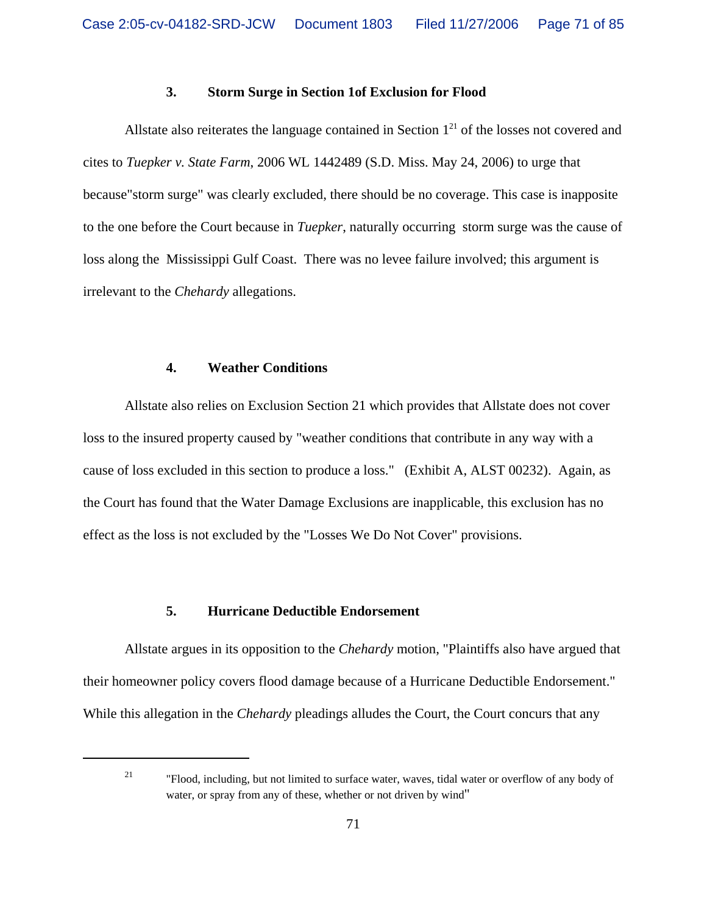### 3. Storm Surge in Section 1of Exclusion for Flood

Allstate also reiterates the language contained in Section 1[21] of the losses not covered and cites to *Tuepker v. State Farm*, 2006 WL 1442489 (S.D. Miss. May 24, 2006) to urge that because"storm surge" was clearly excluded, there should be no coverage. This case is inapposite to the one before the Court because in *Tuepker*, naturally occurring storm surge was the cause of loss along the Mississippi Gulf Coast. There was no levee failure involved; this argument is irrelevant to the *Chehardy* allegations.

### 4. Weather Conditions

Allstate also relies on Exclusion Section 21 which provides that Allstate does not cover loss to the insured property caused by "weather conditions that contribute in any way with a cause of loss excluded in this section to produce a loss." (Exhibit A, ALST 00232). Again, as the Court has found that the Water Damage Exclusions are inapplicable, this exclusion has no effect as the loss is not excluded by the "Losses We Do Not Cover" provisions.

### 5. Hurricane Deductible Endorsement

Allstate argues in its opposition to the *Chehardy* motion, "Plaintiffs also have argued that their homeowner policy covers flood damage because of a Hurricane Deductible Endorsement." While this allegation in the *Chehardy* pleadings alludes the Court, the Court concurs that any

---

[21] "Flood, including, but not limited to surface water, waves, tidal water or overflow of any body of water, or spray from any of these, whether or not driven by wind"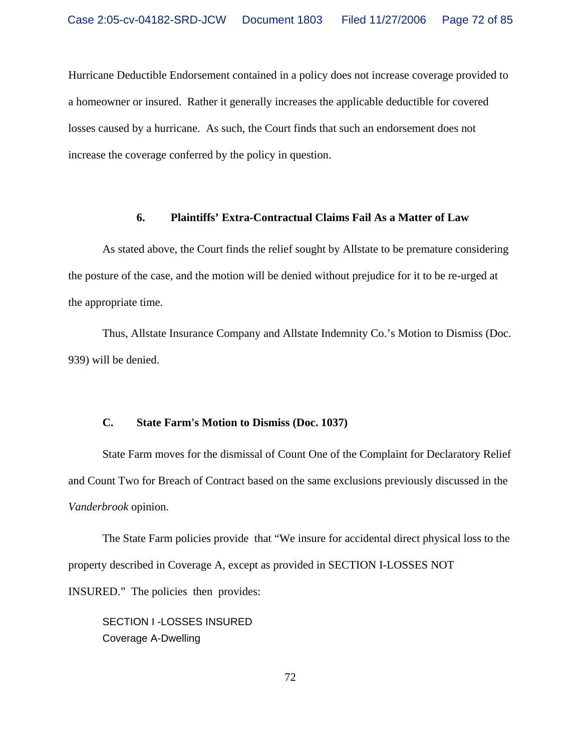Hurricane Deductible Endorsement contained in a policy does not increase coverage provided to a homeowner or insured. Rather it generally increases the applicable deductible for covered losses caused by a hurricane. As such, the Court finds that such an endorsement does not increase the coverage conferred by the policy in question.

### 6. Plaintiffs' Extra-Contractual Claims Fail As a Matter of Law

As stated above, the Court finds the relief sought by Allstate to be premature considering the posture of the case, and the motion will be denied without prejudice for it to be re-urged at the appropriate time.

Thus, Allstate Insurance Company and Allstate Indemnity Co.'s Motion to Dismiss (Doc. 939) will be denied.

## C. State Farm's Motion to Dismiss (Doc. 1037)

State Farm moves for the dismissal of Count One of the Complaint for Declaratory Relief and Count Two for Breach of Contract based on the same exclusions previously discussed in the *Vanderbrook* opinion.

The State Farm policies provide that "We insure for accidental direct physical loss to the property described in Coverage A, except as provided in SECTION I-LOSSES NOT INSURED." The policies then provides:

> SECTION I -LOSSES INSURED
> Coverage A-Dwelling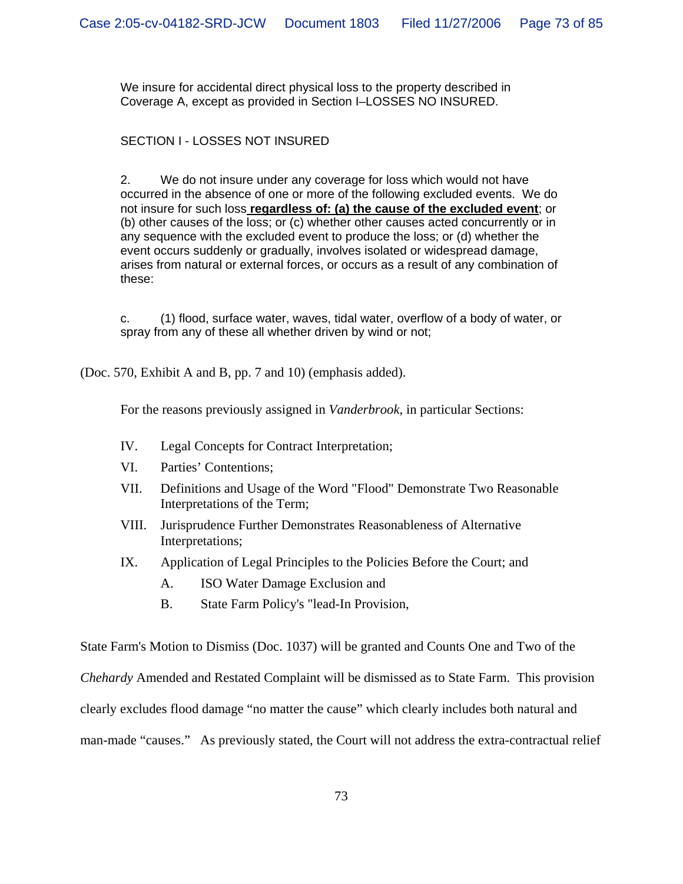We insure for accidental direct physical loss to the property described in Coverage A, except as provided in Section I–LOSSES NO INSURED.

SECTION I - LOSSES NOT INSURED

2. We do not insure under any coverage for loss which would not have occurred in the absence of one or more of the following excluded events. We do not insure for such loss **regardless of: (a) the cause of the excluded event**; or (b) other causes of the loss; or (c) whether other causes acted concurrently or in any sequence with the excluded event to produce the loss; or (d) whether the event occurs suddenly or gradually, involves isolated or widespread damage, arises from natural or external forces, or occurs as a result of any combination of these:

c. (1) flood, surface water, waves, tidal water, overflow of a body of water, or spray from any of these all whether driven by wind or not;

(Doc. 570, Exhibit A and B, pp. 7 and 10) (emphasis added).

For the reasons previously assigned in *Vanderbrook*, in particular Sections:

IV. Legal Concepts for Contract Interpretation;

VI. Parties' Contentions;

VII. Definitions and Usage of the Word "Flood" Demonstrate Two Reasonable Interpretations of the Term;

VIII. Jurisprudence Further Demonstrates Reasonableness of Alternative Interpretations;

IX. Application of Legal Principles to the Policies Before the Court; and

- A. ISO Water Damage Exclusion and
- B. State Farm Policy's "lead-In Provision,

State Farm's Motion to Dismiss (Doc. 1037) will be granted and Counts One and Two of the *Chehardy* Amended and Restated Complaint will be dismissed as to State Farm. This provision clearly excludes flood damage "no matter the cause" which clearly includes both natural and man-made "causes." As previously stated, the Court will not address the extra-contractual relief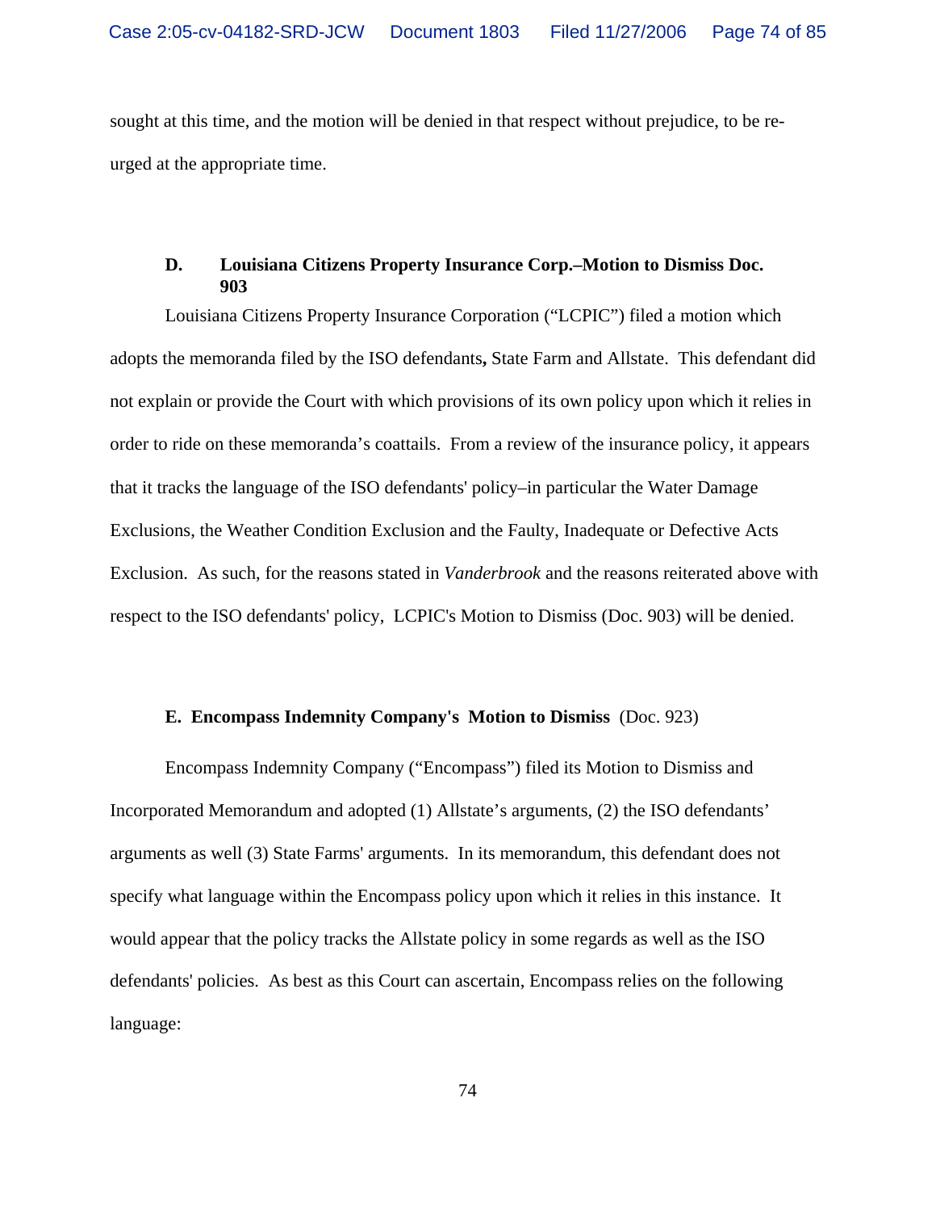sought at this time, and the motion will be denied in that respect without prejudice, to be re-urged at the appropriate time.

### D. Louisiana Citizens Property Insurance Corp.–Motion to Dismiss Doc. 903

Louisiana Citizens Property Insurance Corporation ("LCPIC") filed a motion which adopts the memoranda filed by the ISO defendants**,** State Farm and Allstate. This defendant did not explain or provide the Court with which provisions of its own policy upon which it relies in order to ride on these memoranda's coattails. From a review of the insurance policy, it appears that it tracks the language of the ISO defendants' policy–in particular the Water Damage Exclusions, the Weather Condition Exclusion and the Faulty, Inadequate or Defective Acts Exclusion. As such, for the reasons stated in *Vanderbrook* and the reasons reiterated above with respect to the ISO defendants' policy, LCPIC's Motion to Dismiss (Doc. 903) will be denied.

### E. Encompass Indemnity Company's Motion to Dismiss (Doc. 923)

Encompass Indemnity Company ("Encompass") filed its Motion to Dismiss and Incorporated Memorandum and adopted (1) Allstate's arguments, (2) the ISO defendants' arguments as well (3) State Farms' arguments. In its memorandum, this defendant does not specify what language within the Encompass policy upon which it relies in this instance. It would appear that the policy tracks the Allstate policy in some regards as well as the ISO defendants' policies. As best as this Court can ascertain, Encompass relies on the following language: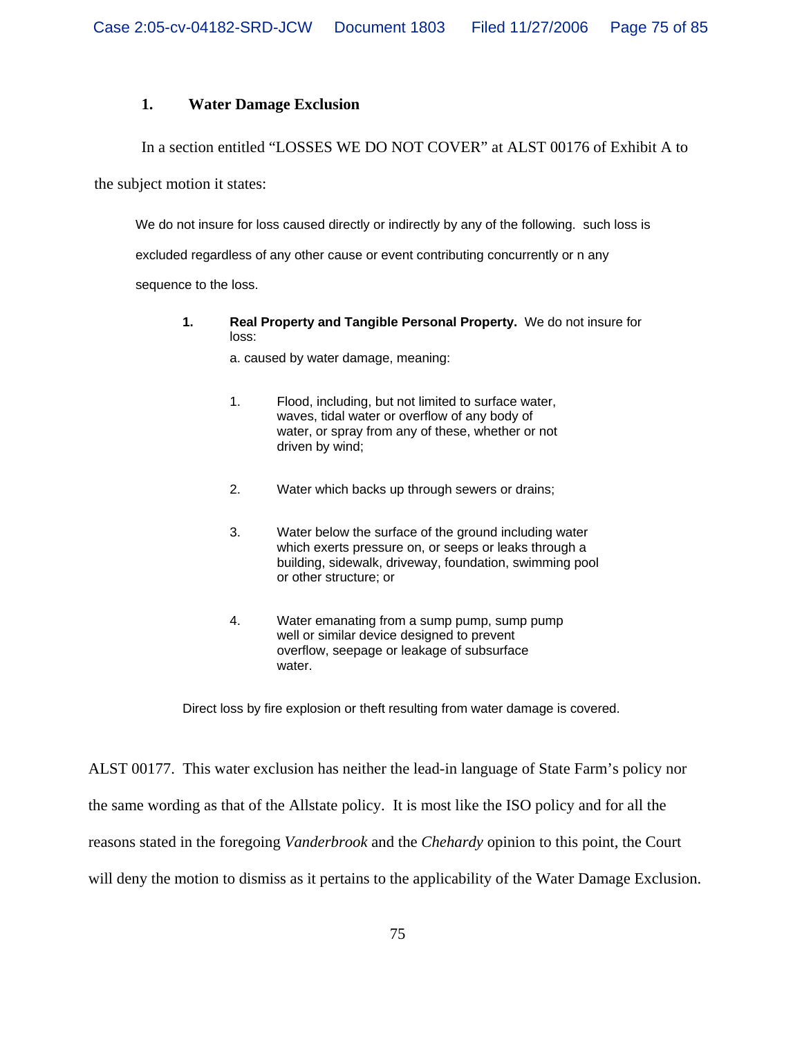### 1. Water Damage Exclusion

In a section entitled "LOSSES WE DO NOT COVER" at ALST 00176 of Exhibit A to the subject motion it states:

> We do not insure for loss caused directly or indirectly by any of the following. such loss is excluded regardless of any other cause or event contributing concurrently or n any sequence to the loss.
>
> **1. Real Property and Tangible Personal Property.** We do not insure for loss:
>
> a. caused by water damage, meaning:
>
> 1. Flood, including, but not limited to surface water, waves, tidal water or overflow of any body of water, or spray from any of these, whether or not driven by wind;
>
> 2. Water which backs up through sewers or drains;
>
> 3. Water below the surface of the ground including water which exerts pressure on, or seeps or leaks through a building, sidewalk, driveway, foundation, swimming pool or other structure; or
>
> 4. Water emanating from a sump pump, sump pump well or similar device designed to prevent overflow, seepage or leakage of subsurface water.
>
> Direct loss by fire explosion or theft resulting from water damage is covered.

ALST 00177. This water exclusion has neither the lead-in language of State Farm's policy nor the same wording as that of the Allstate policy. It is most like the ISO policy and for all the reasons stated in the foregoing *Vanderbrook* and the *Chehardy* opinion to this point, the Court will deny the motion to dismiss as it pertains to the applicability of the Water Damage Exclusion.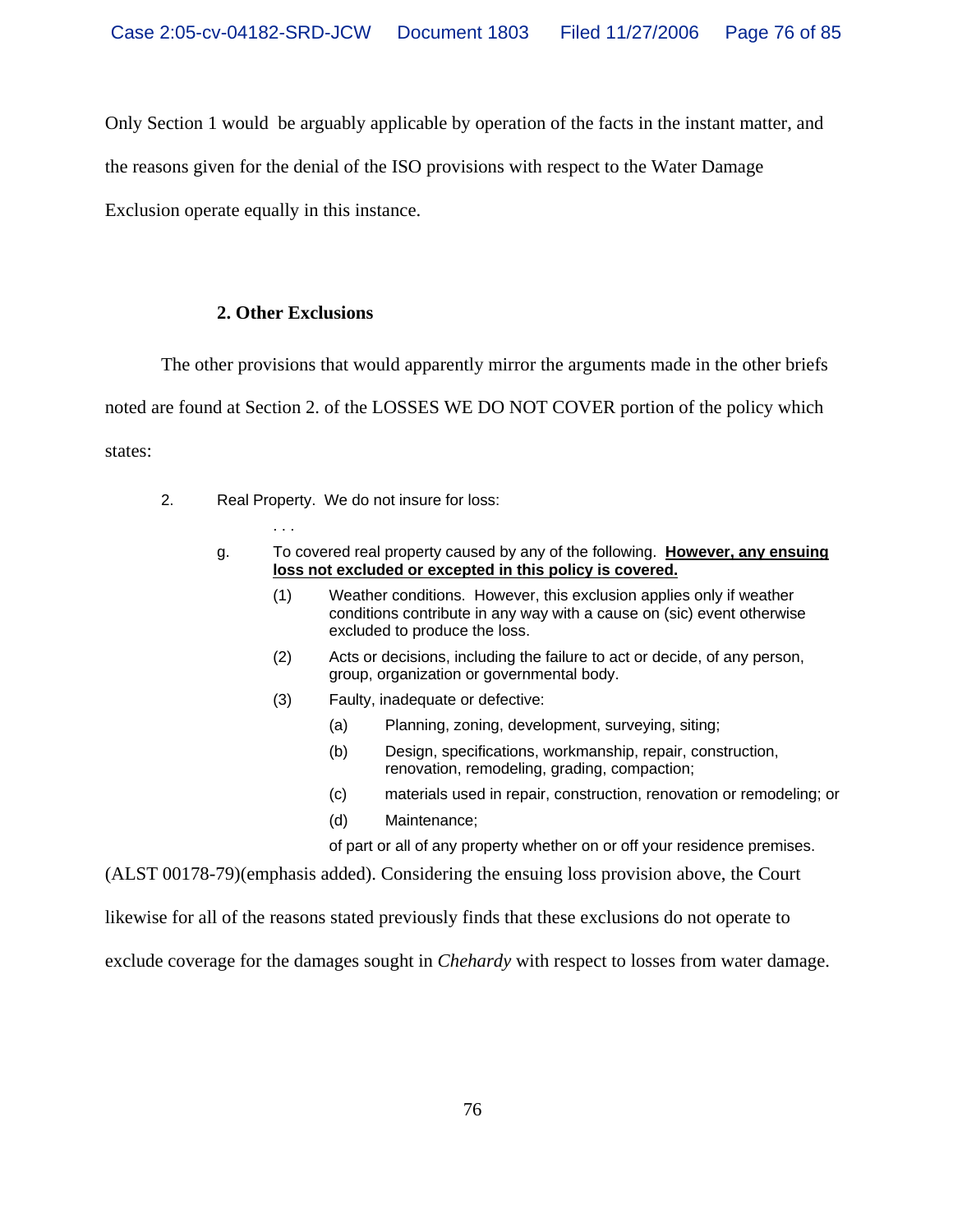Only Section 1 would be arguably applicable by operation of the facts in the instant matter, and the reasons given for the denial of the ISO provisions with respect to the Water Damage Exclusion operate equally in this instance.

### 2. Other Exclusions

The other provisions that would apparently mirror the arguments made in the other briefs noted are found at Section 2. of the LOSSES WE DO NOT COVER portion of the policy which states:

> 2. Real Property. We do not insure for loss:
>
> . . .
>
> g. To covered real property caused by any of the following. **However, any ensuing loss not excluded or excepted in this policy is covered.**
>
> (1) Weather conditions. However, this exclusion applies only if weather conditions contribute in any way with a cause on (sic) event otherwise excluded to produce the loss.
>
> (2) Acts or decisions, including the failure to act or decide, of any person, group, organization or governmental body.
>
> (3) Faulty, inadequate or defective:
>
> (a) Planning, zoning, development, surveying, siting;
>
> (b) Design, specifications, workmanship, repair, construction, renovation, remodeling, grading, compaction;
>
> (c) materials used in repair, construction, renovation or remodeling; or
>
> (d) Maintenance;
>
> of part or all of any property whether on or off your residence premises.

(ALST 00178-79)(emphasis added). Considering the ensuing loss provision above, the Court likewise for all of the reasons stated previously finds that these exclusions do not operate to exclude coverage for the damages sought in *Chehardy* with respect to losses from water damage.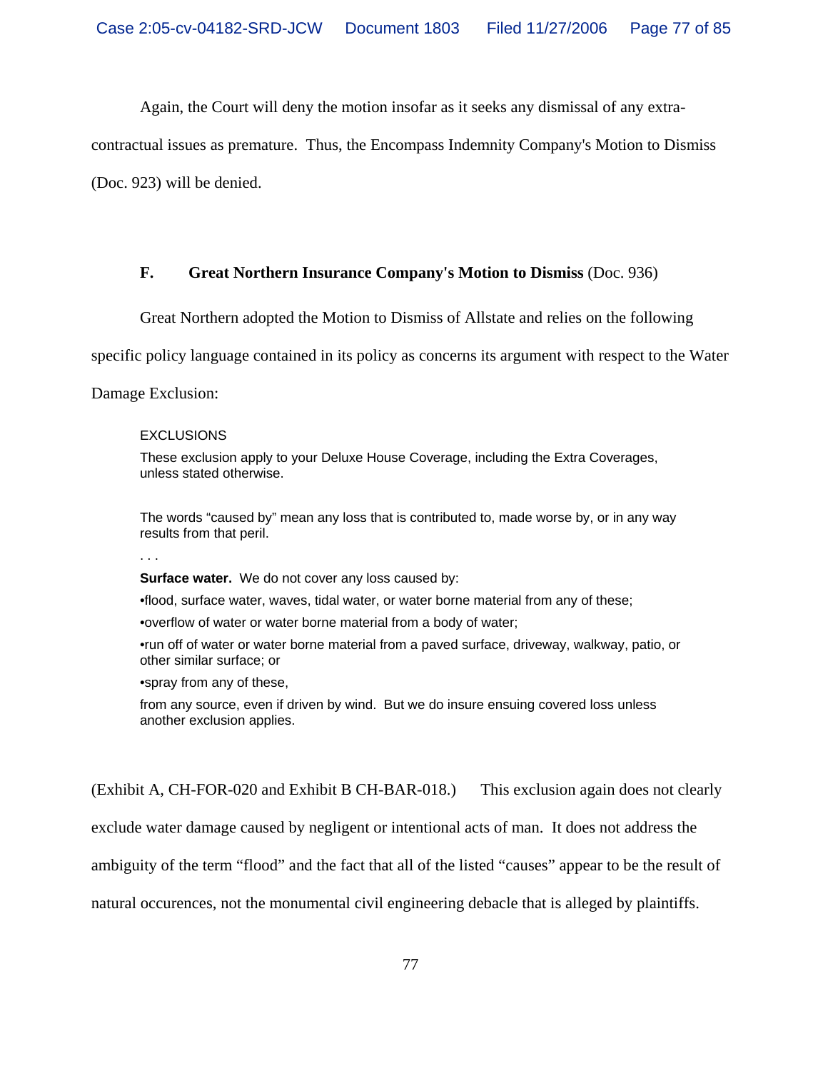Again, the Court will deny the motion insofar as it seeks any dismissal of any extra-contractual issues as premature. Thus, the Encompass Indemnity Company's Motion to Dismiss (Doc. 923) will be denied.

### F. Great Northern Insurance Company's Motion to Dismiss (Doc. 936)

Great Northern adopted the Motion to Dismiss of Allstate and relies on the following specific policy language contained in its policy as concerns its argument with respect to the Water Damage Exclusion:

> EXCLUSIONS
>
> These exclusion apply to your Deluxe House Coverage, including the Extra Coverages, unless stated otherwise.
>
> The words "caused by" mean any loss that is contributed to, made worse by, or in any way results from that peril.
>
> . . .
>
> **Surface water.** We do not cover any loss caused by:
>
> •flood, surface water, waves, tidal water, or water borne material from any of these;
>
> •overflow of water or water borne material from a body of water;
>
> •run off of water or water borne material from a paved surface, driveway, walkway, patio, or other similar surface; or
>
> •spray from any of these,
>
> from any source, even if driven by wind. But we do insure ensuing covered loss unless another exclusion applies.

(Exhibit A, CH-FOR-020 and Exhibit B CH-BAR-018.) This exclusion again does not clearly exclude water damage caused by negligent or intentional acts of man. It does not address the ambiguity of the term "flood" and the fact that all of the listed "causes" appear to be the result of natural occurences, not the monumental civil engineering debacle that is alleged by plaintiffs.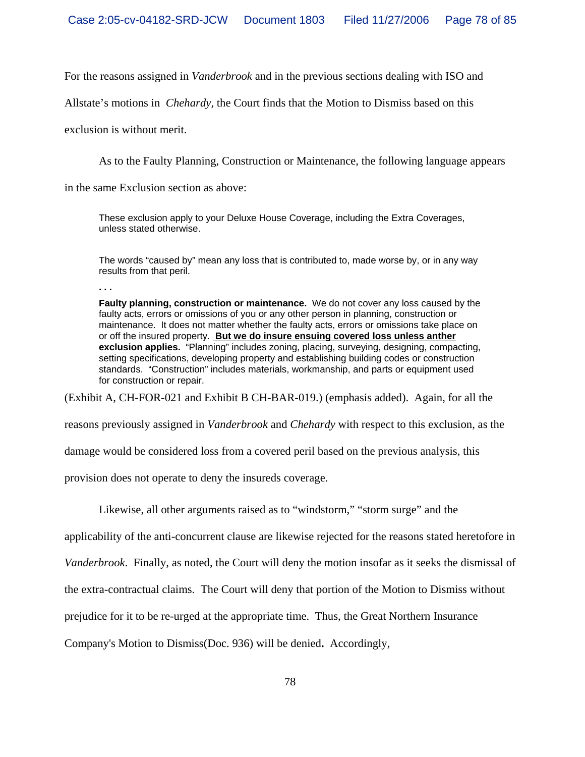For the reasons assigned in *Vanderbrook* and in the previous sections dealing with ISO and Allstate's motions in *Chehardy*, the Court finds that the Motion to Dismiss based on this exclusion is without merit.

As to the Faulty Planning, Construction or Maintenance, the following language appears in the same Exclusion section as above:

> These exclusion apply to your Deluxe House Coverage, including the Extra Coverages, unless stated otherwise.
>
> The words "caused by" mean any loss that is contributed to, made worse by, or in any way results from that peril.
>
> **. . .**
>
> **Faulty planning, construction or maintenance.** We do not cover any loss caused by the faulty acts, errors or omissions of you or any other person in planning, construction or maintenance. It does not matter whether the faulty acts, errors or omissions take place on or off the insured property. <u>**But we do insure ensuing covered loss unless anther exclusion applies.**</u> "Planning" includes zoning, placing, surveying, designing, compacting, setting specifications, developing property and establishing building codes or construction standards. "Construction" includes materials, workmanship, and parts or equipment used for construction or repair.

(Exhibit A, CH-FOR-021 and Exhibit B CH-BAR-019.) (emphasis added). Again, for all the reasons previously assigned in *Vanderbrook* and *Chehardy* with respect to this exclusion, as the damage would be considered loss from a covered peril based on the previous analysis, this provision does not operate to deny the insureds coverage.

Likewise, all other arguments raised as to "windstorm," "storm surge" and the applicability of the anti-concurrent clause are likewise rejected for the reasons stated heretofore in *Vanderbrook*. Finally, as noted, the Court will deny the motion insofar as it seeks the dismissal of the extra-contractual claims. The Court will deny that portion of the Motion to Dismiss without prejudice for it to be re-urged at the appropriate time. Thus, the Great Northern Insurance Company's Motion to Dismiss(Doc. 936) will be denied**.** Accordingly,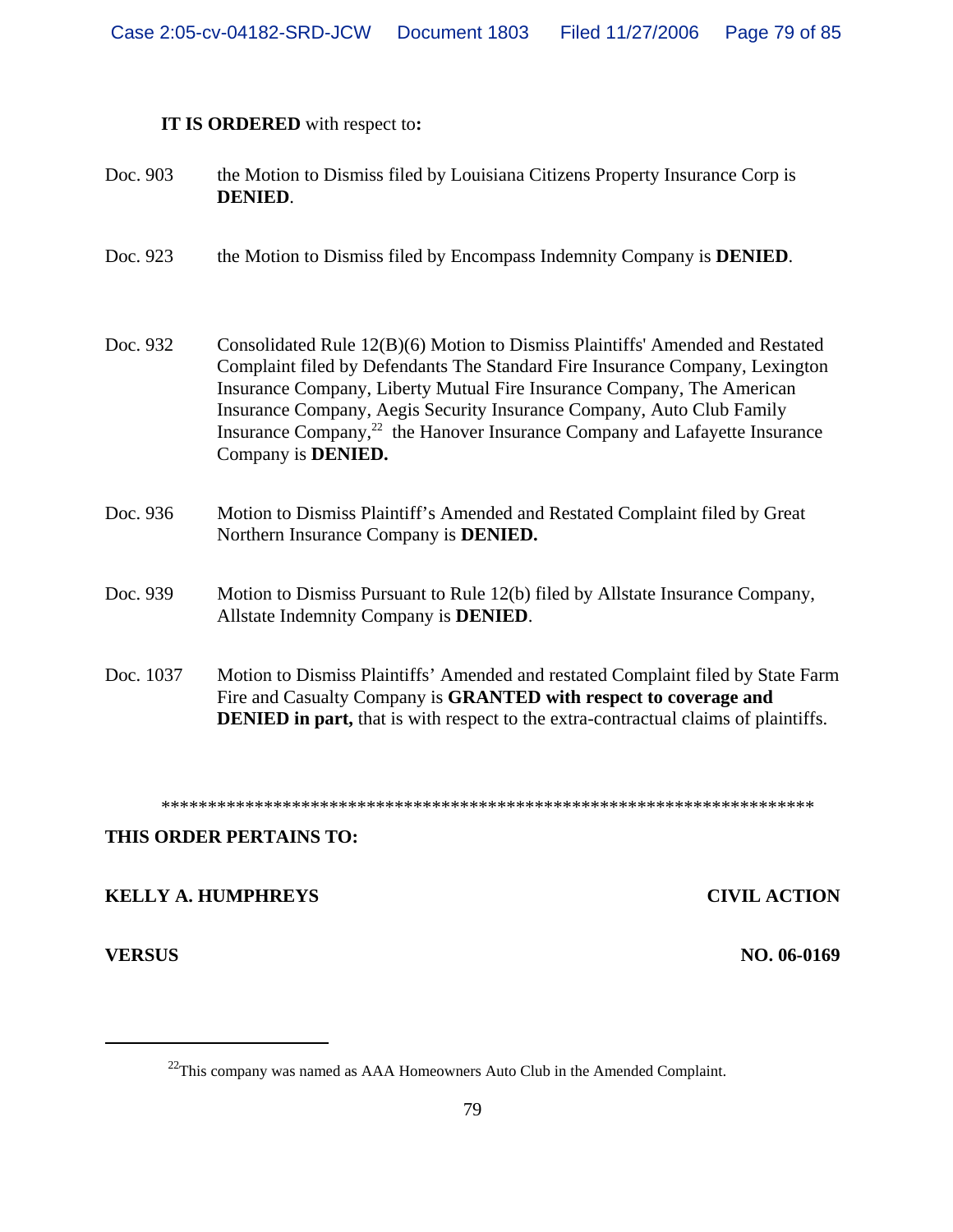**IT IS ORDERED** with respect to**:**

Doc. 903 the Motion to Dismiss filed by Louisiana Citizens Property Insurance Corp is **DENIED**.

Doc. 923 the Motion to Dismiss filed by Encompass Indemnity Company is **DENIED**.

Doc. 932 Consolidated Rule 12(B)(6) Motion to Dismiss Plaintiffs' Amended and Restated Complaint filed by Defendants The Standard Fire Insurance Company, Lexington Insurance Company, Liberty Mutual Fire Insurance Company, The American Insurance Company, Aegis Security Insurance Company, Auto Club Family Insurance Company,[22] the Hanover Insurance Company and Lafayette Insurance Company is **DENIED.**

Doc. 936 Motion to Dismiss Plaintiff's Amended and Restated Complaint filed by Great Northern Insurance Company is **DENIED.**

Doc. 939 Motion to Dismiss Pursuant to Rule 12(b) filed by Allstate Insurance Company, Allstate Indemnity Company is **DENIED**.

Doc. 1037 Motion to Dismiss Plaintiffs' Amended and restated Complaint filed by State Farm Fire and Casualty Company is **GRANTED with respect to coverage and DENIED in part,** that is with respect to the extra-contractual claims of plaintiffs.

*********************************************************************

**THIS ORDER PERTAINS TO:**

**KELLY A. HUMPHREYS** **CIVIL ACTION**

**VERSUS** **NO. 06-0169**

---

[22]This company was named as AAA Homeowners Auto Club in the Amended Complaint.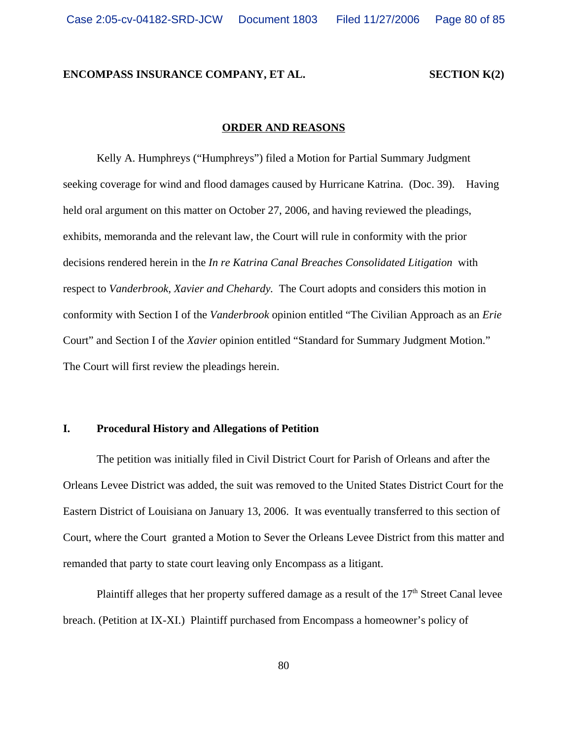**ENCOMPASS INSURANCE COMPANY, ET AL.** **SECTION K(2)**

**ORDER AND REASONS**

Kelly A. Humphreys ("Humphreys") filed a Motion for Partial Summary Judgment seeking coverage for wind and flood damages caused by Hurricane Katrina. (Doc. 39). Having held oral argument on this matter on October 27, 2006, and having reviewed the pleadings, exhibits, memoranda and the relevant law, the Court will rule in conformity with the prior decisions rendered herein in the *In re Katrina Canal Breaches Consolidated Litigation* with respect to *Vanderbrook, Xavier and Chehardy.* The Court adopts and considers this motion in conformity with Section I of the *Vanderbrook* opinion entitled "The Civilian Approach as an *Erie* Court" and Section I of the *Xavier* opinion entitled "Standard for Summary Judgment Motion." The Court will first review the pleadings herein.

## I. Procedural History and Allegations of Petition

The petition was initially filed in Civil District Court for Parish of Orleans and after the Orleans Levee District was added, the suit was removed to the United States District Court for the Eastern District of Louisiana on January 13, 2006. It was eventually transferred to this section of Court, where the Court granted a Motion to Sever the Orleans Levee District from this matter and remanded that party to state court leaving only Encompass as a litigant.

Plaintiff alleges that her property suffered damage as a result of the 17th Street Canal levee breach. (Petition at IX-XI.) Plaintiff purchased from Encompass a homeowner's policy of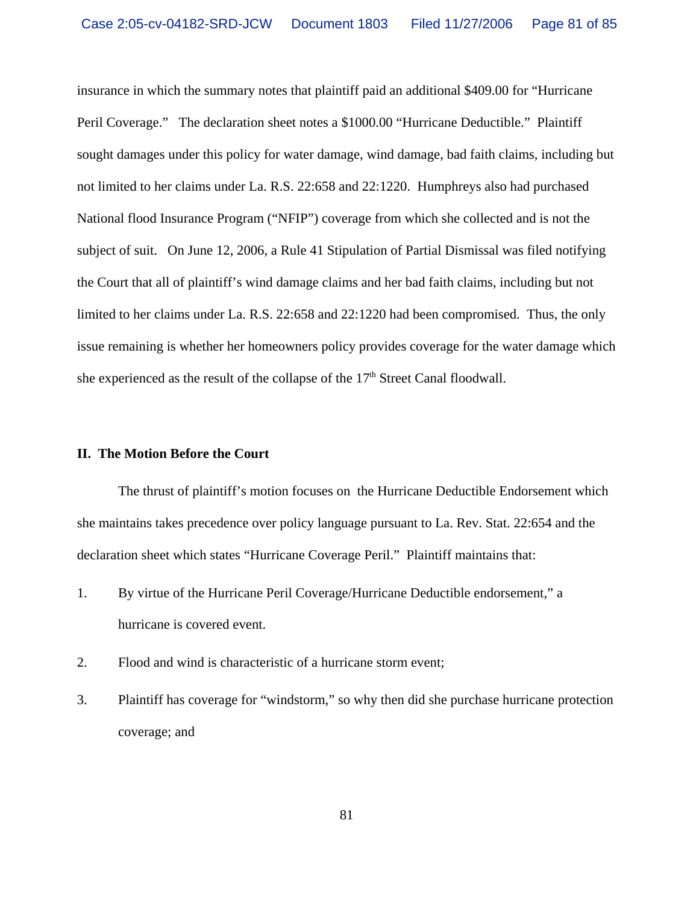insurance in which the summary notes that plaintiff paid an additional $409.00 for "Hurricane Peril Coverage." The declaration sheet notes a $1000.00 "Hurricane Deductible." Plaintiff sought damages under this policy for water damage, wind damage, bad faith claims, including but not limited to her claims under La. R.S. 22:658 and 22:1220. Humphreys also had purchased National flood Insurance Program ("NFIP") coverage from which she collected and is not the subject of suit. On June 12, 2006, a Rule 41 Stipulation of Partial Dismissal was filed notifying the Court that all of plaintiff's wind damage claims and her bad faith claims, including but not limited to her claims under La. R.S. 22:658 and 22:1220 had been compromised. Thus, the only issue remaining is whether her homeowners policy provides coverage for the water damage which she experienced as the result of the collapse of the 17th Street Canal floodwall.

**II. The Motion Before the Court**

The thrust of plaintiff's motion focuses on the Hurricane Deductible Endorsement which she maintains takes precedence over policy language pursuant to La. Rev. Stat. 22:654 and the declaration sheet which states "Hurricane Coverage Peril." Plaintiff maintains that:

1. By virtue of the Hurricane Peril Coverage/Hurricane Deductible endorsement," a hurricane is covered event.
2. Flood and wind is characteristic of a hurricane storm event;
3. Plaintiff has coverage for "windstorm," so why then did she purchase hurricane protection coverage; and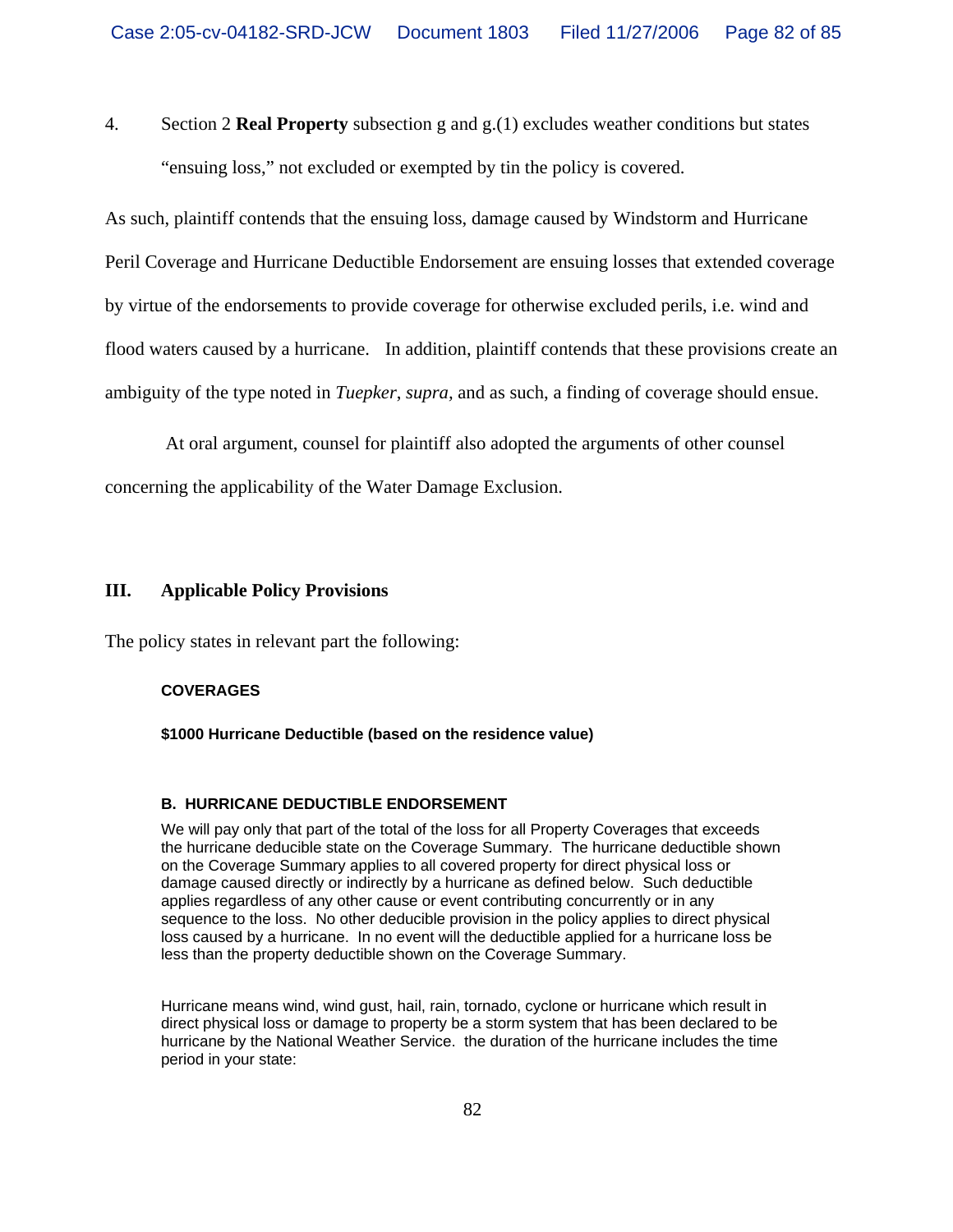4. Section 2 **Real Property** subsection g and g.(1) excludes weather conditions but states "ensuing loss," not excluded or exempted by tin the policy is covered.

As such, plaintiff contends that the ensuing loss, damage caused by Windstorm and Hurricane Peril Coverage and Hurricane Deductible Endorsement are ensuing losses that extended coverage by virtue of the endorsements to provide coverage for otherwise excluded perils, i.e. wind and flood waters caused by a hurricane. In addition, plaintiff contends that these provisions create an ambiguity of the type noted in *Tuepker*, *supra*, and as such, a finding of coverage should ensue.

At oral argument, counsel for plaintiff also adopted the arguments of other counsel concerning the applicability of the Water Damage Exclusion.

## III. Applicable Policy Provisions

The policy states in relevant part the following:

**COVERAGES**

**$1000 Hurricane Deductible (based on the residence value)**

**B. HURRICANE DEDUCTIBLE ENDORSEMENT**

We will pay only that part of the total of the loss for all Property Coverages that exceeds the hurricane deducible state on the Coverage Summary. The hurricane deductible shown on the Coverage Summary applies to all covered property for direct physical loss or damage caused directly or indirectly by a hurricane as defined below. Such deductible applies regardless of any other cause or event contributing concurrently or in any sequence to the loss. No other deducible provision in the policy applies to direct physical loss caused by a hurricane. In no event will the deductible applied for a hurricane loss be less than the property deductible shown on the Coverage Summary.

Hurricane means wind, wind gust, hail, rain, tornado, cyclone or hurricane which result in direct physical loss or damage to property be a storm system that has been declared to be hurricane by the National Weather Service. the duration of the hurricane includes the time period in your state: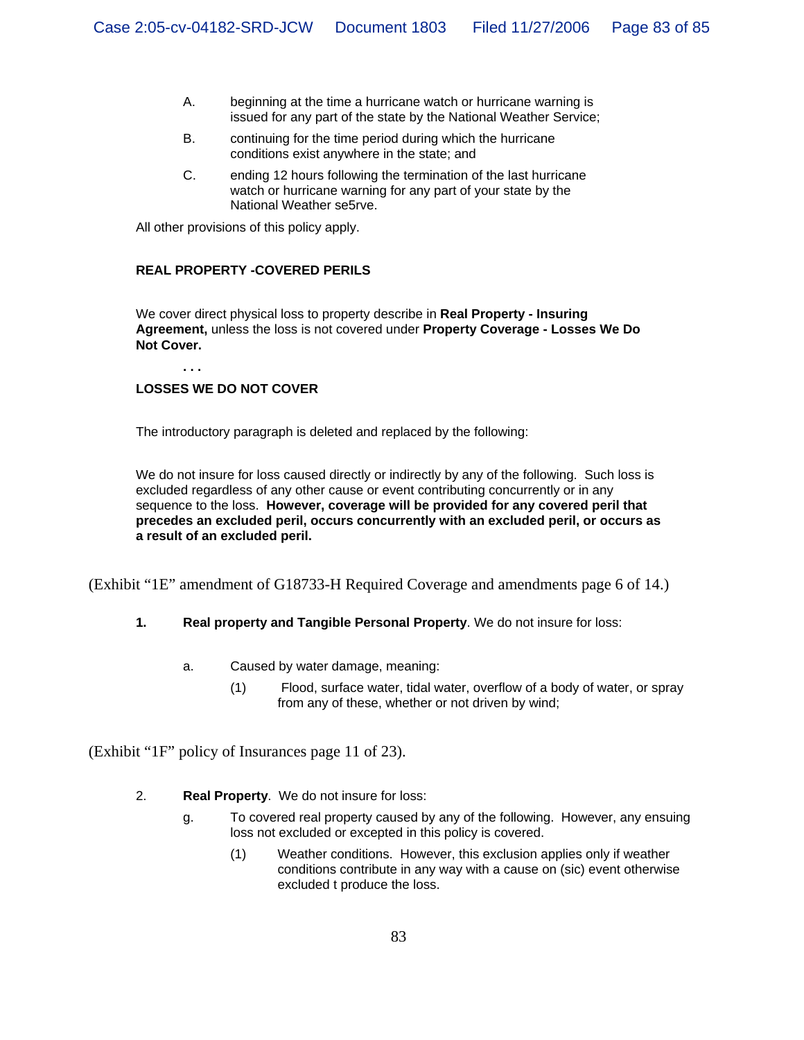A. beginning at the time a hurricane watch or hurricane warning is issued for any part of the state by the National Weather Service;

B. continuing for the time period during which the hurricane conditions exist anywhere in the state; and

C. ending 12 hours following the termination of the last hurricane watch or hurricane warning for any part of your state by the National Weather se5rve.

All other provisions of this policy apply.

**REAL PROPERTY -COVERED PERILS**

We cover direct physical loss to property describe in **Real Property - Insuring Agreement,** unless the loss is not covered under **Property Coverage - Losses We Do Not Cover.**

**. . .**

**LOSSES WE DO NOT COVER**

The introductory paragraph is deleted and replaced by the following:

We do not insure for loss caused directly or indirectly by any of the following. Such loss is excluded regardless of any other cause or event contributing concurrently or in any sequence to the loss. **However, coverage will be provided for any covered peril that precedes an excluded peril, occurs concurrently with an excluded peril, or occurs as a result of an excluded peril.**

(Exhibit "1E" amendment of G18733-H Required Coverage and amendments page 6 of 14.)

**1. Real property and Tangible Personal Property**. We do not insure for loss:

a. Caused by water damage, meaning:

(1) Flood, surface water, tidal water, overflow of a body of water, or spray from any of these, whether or not driven by wind;

(Exhibit "1F" policy of Insurances page 11 of 23).

2. **Real Property**. We do not insure for loss:

g. To covered real property caused by any of the following. However, any ensuing loss not excluded or excepted in this policy is covered.

(1) Weather conditions. However, this exclusion applies only if weather conditions contribute in any way with a cause on (sic) event otherwise excluded t produce the loss.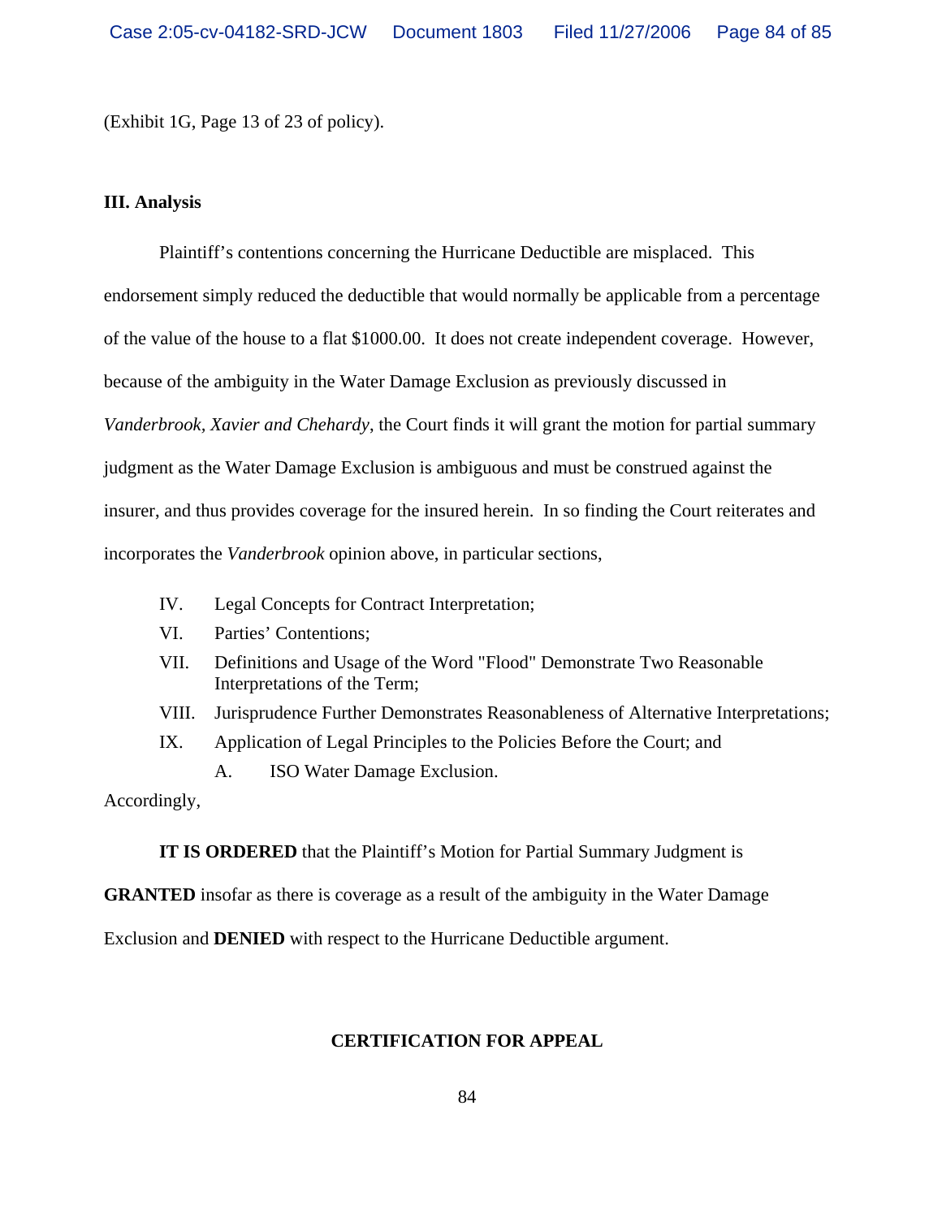(Exhibit 1G, Page 13 of 23 of policy).

### III. Analysis

Plaintiff's contentions concerning the Hurricane Deductible are misplaced. This endorsement simply reduced the deductible that would normally be applicable from a percentage of the value of the house to a flat $1000.00. It does not create independent coverage. However, because of the ambiguity in the Water Damage Exclusion as previously discussed in *Vanderbrook, Xavier and Chehardy*, the Court finds it will grant the motion for partial summary judgment as the Water Damage Exclusion is ambiguous and must be construed against the insurer, and thus provides coverage for the insured herein. In so finding the Court reiterates and incorporates the *Vanderbrook* opinion above, in particular sections,

- IV. Legal Concepts for Contract Interpretation;
- VI. Parties' Contentions;
- VII. Definitions and Usage of the Word "Flood" Demonstrate Two Reasonable Interpretations of the Term;
- VIII. Jurisprudence Further Demonstrates Reasonableness of Alternative Interpretations;
- IX. Application of Legal Principles to the Policies Before the Court; and
    - A. ISO Water Damage Exclusion.

Accordingly,

**IT IS ORDERED** that the Plaintiff's Motion for Partial Summary Judgment is **GRANTED** insofar as there is coverage as a result of the ambiguity in the Water Damage Exclusion and **DENIED** with respect to the Hurricane Deductible argument.

### CERTIFICATION FOR APPEAL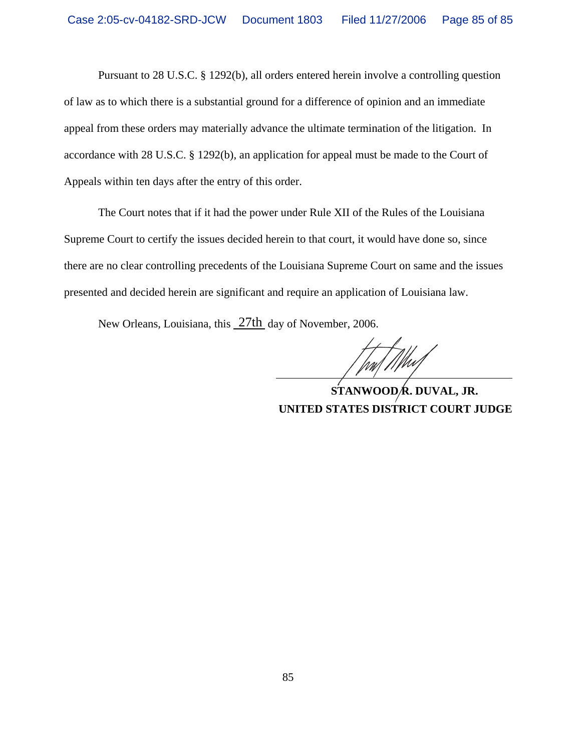Pursuant to 28 U.S.C. § 1292(b), all orders entered herein involve a controlling question of law as to which there is a substantial ground for a difference of opinion and an immediate appeal from these orders may materially advance the ultimate termination of the litigation. In accordance with 28 U.S.C. § 1292(b), an application for appeal must be made to the Court of Appeals within ten days after the entry of this order.

The Court notes that if it had the power under Rule XII of the Rules of the Louisiana Supreme Court to certify the issues decided herein to that court, it would have done so, since there are no clear controlling precedents of the Louisiana Supreme Court on same and the issues presented and decided herein are significant and require an application of Louisiana law.

New Orleans, Louisiana, this 27th day of November, 2006.

**STANWOOD R. DUVAL, JR.**
**UNITED STATES DISTRICT COURT JUDGE**